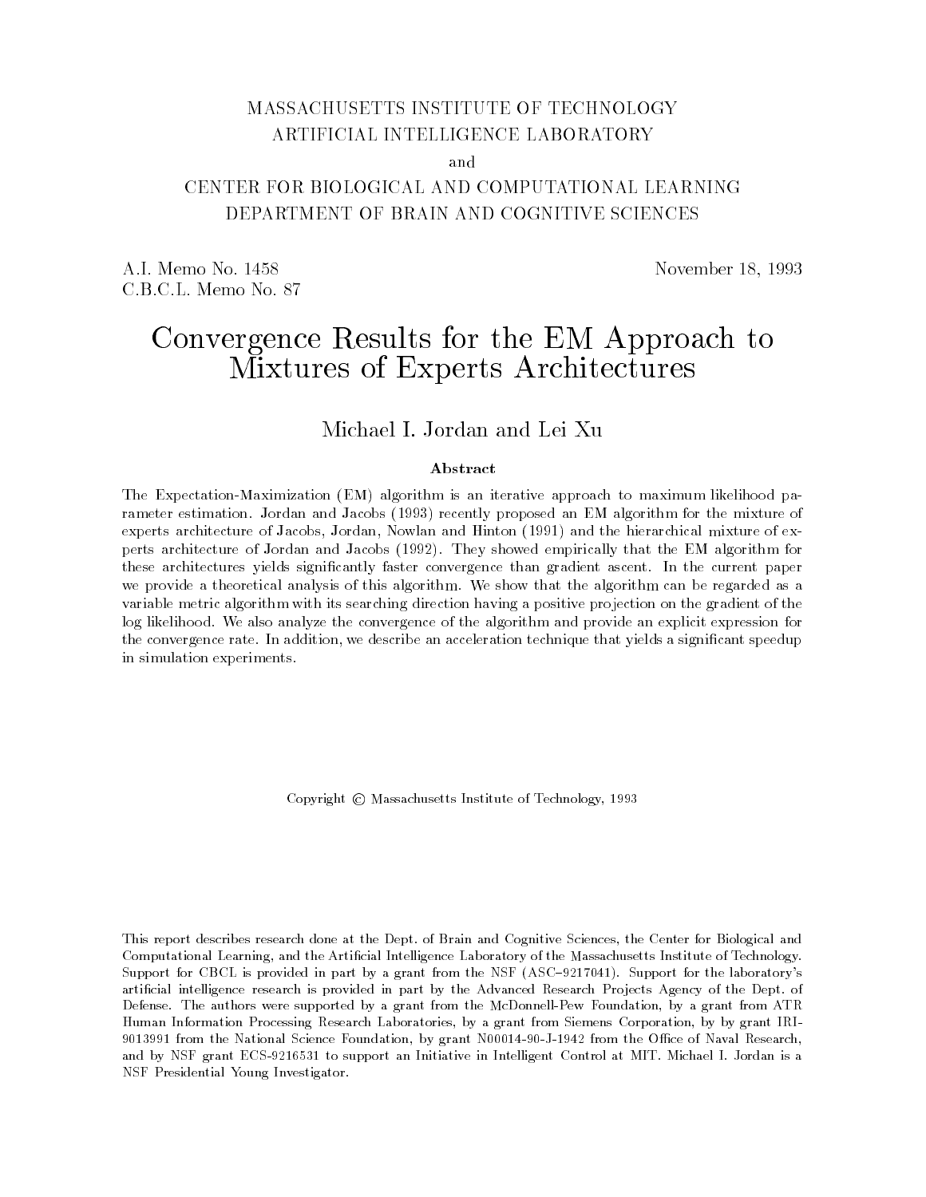MASSACHUSETTS INSTITUTE OF TECHNOLOGY
ARTIFICIAL INTELLIGENCE LABORATORY

and

CENTER FOR BIOLOGICAL AND COMPUTATIONAL LEARNING
DEPARTMENT OF BRAIN AND COGNITIVE SCIENCES

A.I. Memo No. 1458
C.B.C.L. Memo No. 87

November 18, 1993

# Convergence Results for the EM Approach to Mixtures of Experts Architectures

Michael I. Jordan and Lei Xu

### Abstract

The Expectation-Maximization (EM) algorithm is an iterative approach to maximum likelihood parameter estimation. Jordan and Jacobs (1993) recently proposed an EM algorithm for the mixture of experts architecture of Jacobs, Jordan, Nowlan and Hinton (1991) and the hierarchical mixture of experts architecture of Jordan and Jacobs (1992). They showed empirically that the EM algorithm for these architectures yields significantly faster convergence than gradient ascent. In the current paper we provide a theoretical analysis of this algorithm. We show that the algorithm can be regarded as a variable metric algorithm with its searching direction having a positive projection on the gradient of the log likelihood. We also analyze the convergence of the algorithm and provide an explicit expression for the convergence rate. In addition, we describe an acceleration technique that yields a significant speedup in simulation experiments.

Copyright © Massachusetts Institute of Technology, 1993

This report describes research done at the Dept. of Brain and Cognitive Sciences, the Center for Biological and Computational Learning, and the Artificial Intelligence Laboratory of the Massachusetts Institute of Technology. Support for CBCL is provided in part by a grant from the NSF (ASC–9217041). Support for the laboratory's artificial intelligence research is provided in part by the Advanced Research Projects Agency of the Dept. of Defense. The authors were supported by a grant from the McDonnell-Pew Foundation, by a grant from ATR Human Information Processing Research Laboratories, by a grant from Siemens Corporation, by by grant IRI-9013991 from the National Science Foundation, by grant N00014-90-J-1942 from the Office of Naval Research, and by NSF grant ECS-9216531 to support an Initiative in Intelligent Control at MIT. Michael I. Jordan is a NSF Presidential Young Investigator.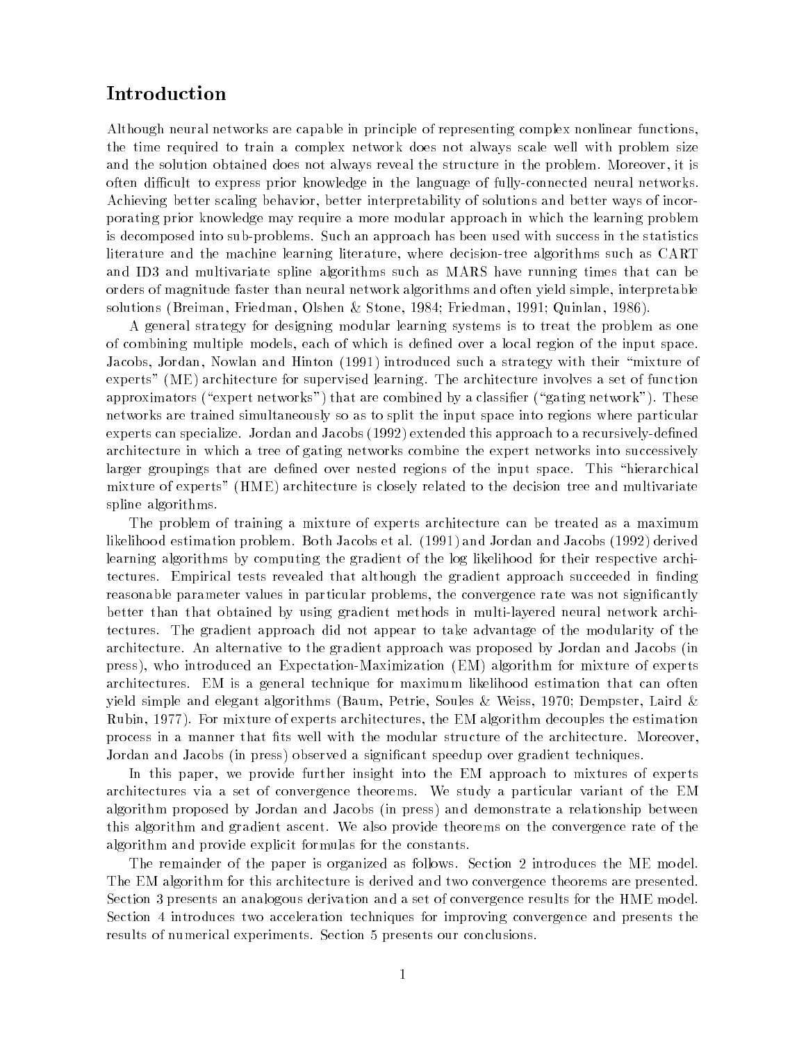# Introduction

Although neural networks are capable in principle of representing complex nonlinear functions, the time required to train a complex network does not always scale well with problem size and the solution obtained does not always reveal the structure in the problem. Moreover, it is often difficult to express prior knowledge in the language of fully-connected neural networks. Achieving better scaling behavior, better interpretability of solutions and better ways of incorporating prior knowledge may require a more modular approach in which the learning problem is decomposed into sub-problems. Such an approach has been used with success in the statistics literature and the machine learning literature, where decision-tree algorithms such as CART and ID3 and multivariate spline algorithms such as MARS have running times that can be orders of magnitude faster than neural network algorithms and often yield simple, interpretable solutions (Breiman, Friedman, Olshen & Stone, 1984; Friedman, 1991; Quinlan, 1986).

A general strategy for designing modular learning systems is to treat the problem as one of combining multiple models, each of which is defined over a local region of the input space. Jacobs, Jordan, Nowlan and Hinton (1991) introduced such a strategy with their "mixture of experts" (ME) architecture for supervised learning. The architecture involves a set of function approximators ("expert networks") that are combined by a classifier ("gating network"). These networks are trained simultaneously so as to split the input space into regions where particular experts can specialize. Jordan and Jacobs (1992) extended this approach to a recursively-defined architecture in which a tree of gating networks combine the expert networks into successively larger groupings that are defined over nested regions of the input space. This "hierarchical mixture of experts" (HME) architecture is closely related to the decision tree and multivariate spline algorithms.

The problem of training a mixture of experts architecture can be treated as a maximum likelihood estimation problem. Both Jacobs et al. (1991) and Jordan and Jacobs (1992) derived learning algorithms by computing the gradient of the log likelihood for their respective architectures. Empirical tests revealed that although the gradient approach succeeded in finding reasonable parameter values in particular problems, the convergence rate was not significantly better than that obtained by using gradient methods in multi-layered neural network architectures. The gradient approach did not appear to take advantage of the modularity of the architecture. An alternative to the gradient approach was proposed by Jordan and Jacobs (in press), who introduced an Expectation-Maximization (EM) algorithm for mixture of experts architectures. EM is a general technique for maximum likelihood estimation that can often yield simple and elegant algorithms (Baum, Petrie, Soules & Weiss, 1970; Dempster, Laird & Rubin, 1977). For mixture of experts architectures, the EM algorithm decouples the estimation process in a manner that fits well with the modular structure of the architecture. Moreover, Jordan and Jacobs (in press) observed a significant speedup over gradient techniques.

In this paper, we provide further insight into the EM approach to mixtures of experts architectures via a set of convergence theorems. We study a particular variant of the EM algorithm proposed by Jordan and Jacobs (in press) and demonstrate a relationship between this algorithm and gradient ascent. We also provide theorems on the convergence rate of the algorithm and provide explicit formulas for the constants.

The remainder of the paper is organized as follows. Section 2 introduces the ME model. The EM algorithm for this architecture is derived and two convergence theorems are presented. Section 3 presents an analogous derivation and a set of convergence results for the HME model. Section 4 introduces two acceleration techniques for improving convergence and presents the results of numerical experiments. Section 5 presents our conclusions.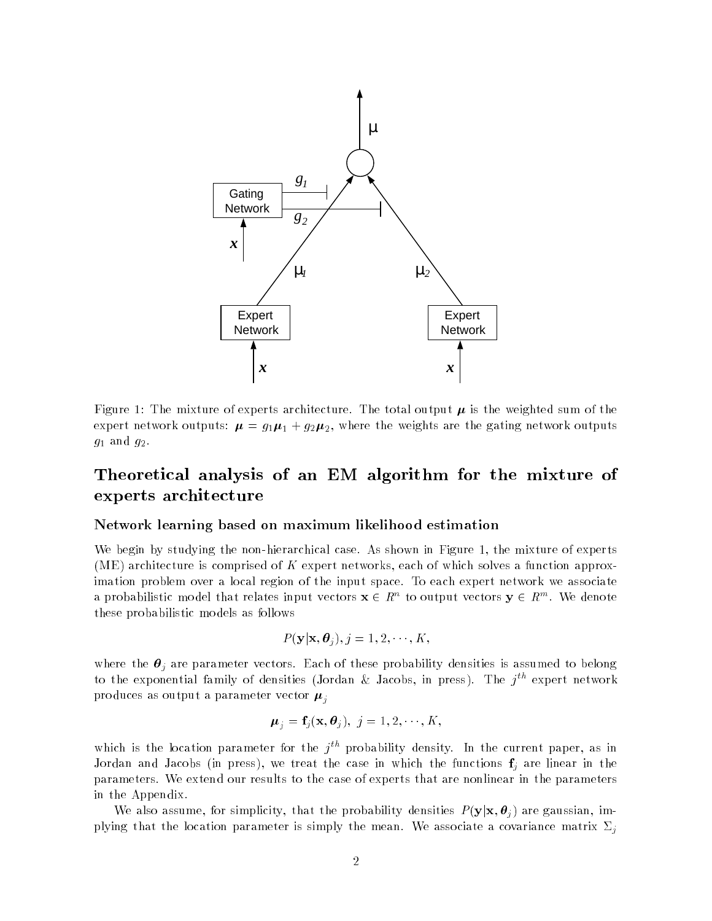Figure 1: The mixture of experts architecture. The total output $\boldsymbol{\mu}$ is the weighted sum of the expert network outputs: $\boldsymbol{\mu} = g_1\boldsymbol{\mu}_1 + g_2\boldsymbol{\mu}_2$, where the weights are the gating network outputs $g_1$ and $g_2$.

# Theoretical analysis of an EM algorithm for the mixture of experts architecture

## Network learning based on maximum likelihood estimation

We begin by studying the non-hierarchical case. As shown in Figure 1, the mixture of experts (ME) architecture is comprised of $K$ expert networks, each of which solves a function approximation problem over a local region of the input space. To each expert network we associate a probabilistic model that relates input vectors $\mathbf{x} \in R^n$ to output vectors $\mathbf{y} \in R^m$. We denote these probabilistic models as follows

$$P(\mathbf{y}|\mathbf{x}, \boldsymbol{\theta}_j), j = 1, 2, \cdots, K,$$

where the $\boldsymbol{\theta}_j$ are parameter vectors. Each of these probability densities is assumed to belong to the exponential family of densities (Jordan & Jacobs, in press). The $j^{th}$ expert network produces as output a parameter vector $\boldsymbol{\mu}_j$

$$\boldsymbol{\mu}_j = \mathbf{f}_j(\mathbf{x}, \boldsymbol{\theta}_j), \; j = 1, 2, \cdots, K,$$

which is the location parameter for the $j^{th}$ probability density. In the current paper, as in Jordan and Jacobs (in press), we treat the case in which the functions $\mathbf{f}_j$ are linear in the parameters. We extend our results to the case of experts that are nonlinear in the parameters in the Appendix.

We also assume, for simplicity, that the probability densities $P(\mathbf{y}|\mathbf{x}, \boldsymbol{\theta}_j)$ are gaussian, implying that the location parameter is simply the mean. We associate a covariance matrix $\Sigma_j$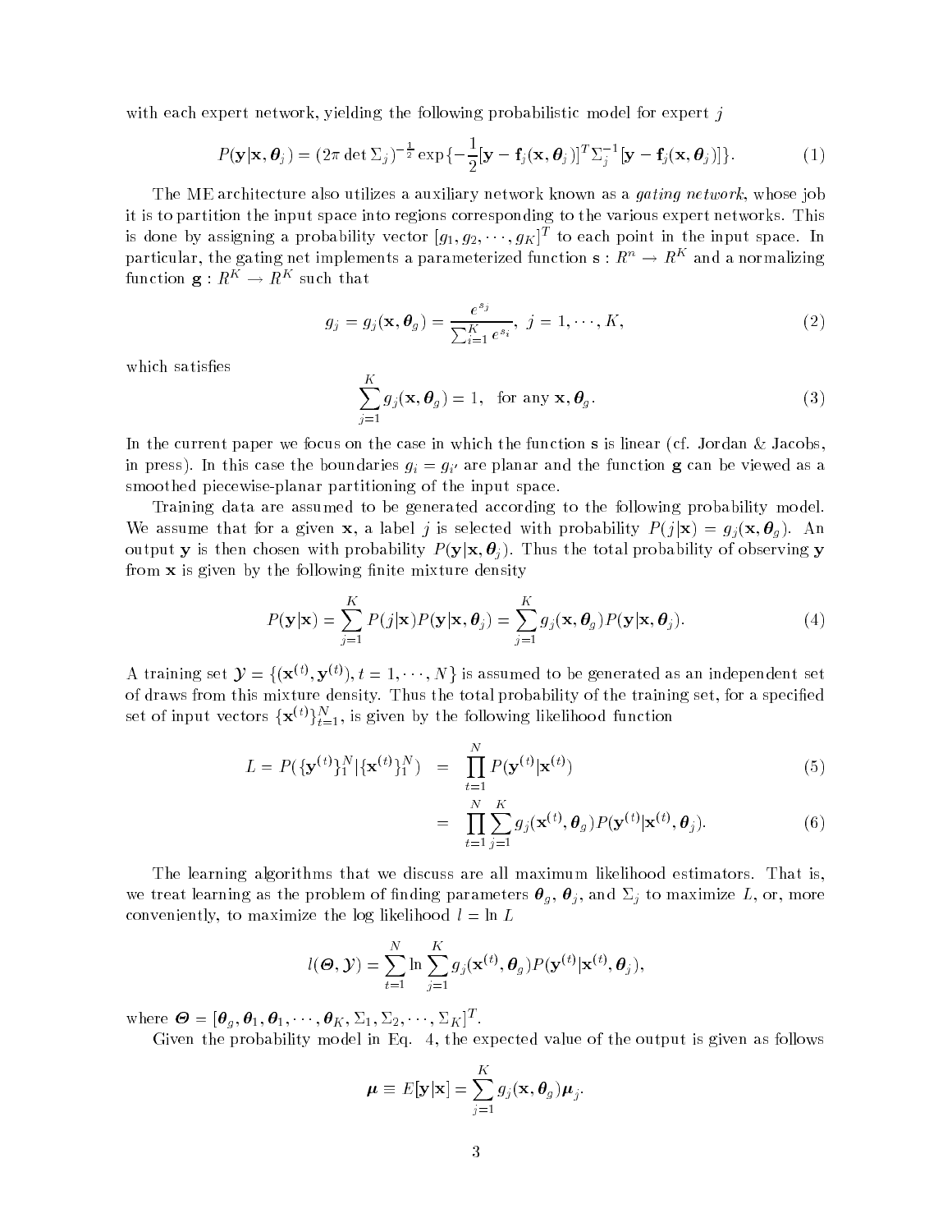with each expert network, yielding the following probabilistic model for expert $j$

$$P(\mathbf{y}|\mathbf{x}, \boldsymbol{\theta}_j) = (2\pi \det \Sigma_j)^{-\frac{1}{2}} \exp\{-\frac{1}{2}[\mathbf{y} - \mathbf{f}_j(\mathbf{x}, \boldsymbol{\theta}_j)]^T \Sigma_j^{-1} [\mathbf{y} - \mathbf{f}_j(\mathbf{x}, \boldsymbol{\theta}_j)]\}. \tag{1}$$

The ME architecture also utilizes a auxiliary network known as a *gating network*, whose job it is to partition the input space into regions corresponding to the various expert networks. This is done by assigning a probability vector $[g_1, g_2, \cdots, g_K]^T$ to each point in the input space. In particular, the gating net implements a parameterized function $\mathbf{s} : R^n \rightarrow R^K$ and a normalizing function $\mathbf{g} : R^K \rightarrow R^K$ such that

$$g_j = g_j(\mathbf{x}, \boldsymbol{\theta}_g) = \frac{e^{s_j}}{\sum_{i=1}^K e^{s_i}}, \; j = 1, \cdots, K, \tag{2}$$

which satisfies

$$\sum_{j=1}^K g_j(\mathbf{x}, \boldsymbol{\theta}_g) = 1, \quad \text{for any } \mathbf{x}, \boldsymbol{\theta}_g. \tag{3}$$

In the current paper we focus on the case in which the function $\mathbf{s}$ is linear (cf. Jordan & Jacobs, in press). In this case the boundaries $g_i = g_{i'}$ are planar and the function $\mathbf{g}$ can be viewed as a smoothed piecewise-planar partitioning of the input space.

Training data are assumed to be generated according to the following probability model. We assume that for a given $\mathbf{x}$, a label $j$ is selected with probability $P(j|\mathbf{x}) = g_j(\mathbf{x}, \boldsymbol{\theta}_g)$. An output $\mathbf{y}$ is then chosen with probability $P(\mathbf{y}|\mathbf{x}, \boldsymbol{\theta}_j)$. Thus the total probability of observing $\mathbf{y}$ from $\mathbf{x}$ is given by the following finite mixture density

$$P(\mathbf{y}|\mathbf{x}) = \sum_{j=1}^K P(j|\mathbf{x}) P(\mathbf{y}|\mathbf{x}, \boldsymbol{\theta}_j) = \sum_{j=1}^K g_j(\mathbf{x}, \boldsymbol{\theta}_g) P(\mathbf{y}|\mathbf{x}, \boldsymbol{\theta}_j). \tag{4}$$

A training set $\mathcal{Y} = \{(\mathbf{x}^{(t)}, \mathbf{y}^{(t)}), t = 1, \cdots, N\}$ is assumed to be generated as an independent set of draws from this mixture density. Thus the total probability of the training set, for a specified set of input vectors $\{\mathbf{x}^{(t)}\}_{t=1}^N$, is given by the following likelihood function

$$L = P(\{\mathbf{y}^{(t)}\}_1^N | \{\mathbf{x}^{(t)}\}_1^N) = \prod_{t=1}^N P(\mathbf{y}^{(t)}|\mathbf{x}^{(t)}) \tag{5}$$

$$= \prod_{t=1}^N \sum_{j=1}^K g_j(\mathbf{x}^{(t)}, \boldsymbol{\theta}_g) P(\mathbf{y}^{(t)}|\mathbf{x}^{(t)}, \boldsymbol{\theta}_j). \tag{6}$$

The learning algorithms that we discuss are all maximum likelihood estimators. That is, we treat learning as the problem of finding parameters $\boldsymbol{\theta}_g$, $\boldsymbol{\theta}_j$, and $\Sigma_j$ to maximize $L$, or, more conveniently, to maximize the log likelihood $l = \ln L$

$$l(\boldsymbol{\Theta}, \mathcal{Y}) = \sum_{t=1}^N \ln \sum_{j=1}^K g_j(\mathbf{x}^{(t)}, \boldsymbol{\theta}_g) P(\mathbf{y}^{(t)}|\mathbf{x}^{(t)}, \boldsymbol{\theta}_j),$$

where $\boldsymbol{\Theta} = [\boldsymbol{\theta}_g, \boldsymbol{\theta}_1, \boldsymbol{\theta}_1, \cdots, \boldsymbol{\theta}_K, \Sigma_1, \Sigma_2, \cdots, \Sigma_K]^T$.

Given the probability model in Eq. 4, the expected value of the output is given as follows

$$\boldsymbol{\mu} \equiv E[\mathbf{y}|\mathbf{x}] = \sum_{j=1}^K g_j(\mathbf{x}, \boldsymbol{\theta}_g) \boldsymbol{\mu}_j.$$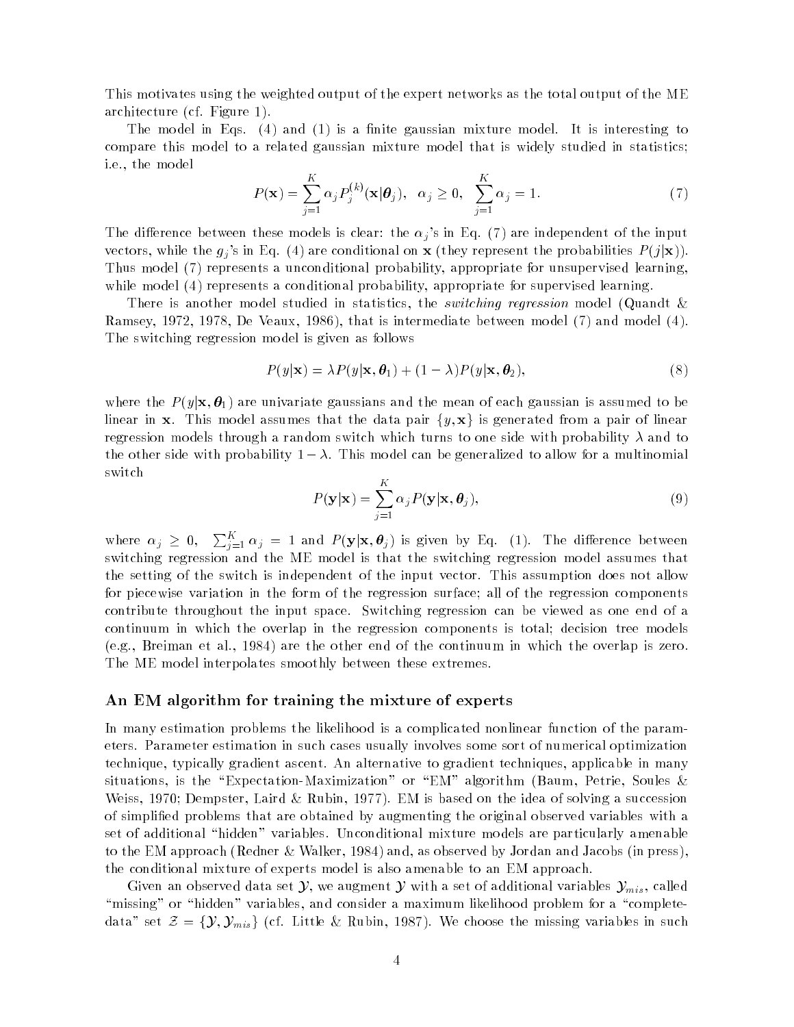This motivates using the weighted output of the expert networks as the total output of the ME architecture (cf. Figure 1).

The model in Eqs. (4) and (1) is a finite gaussian mixture model. It is interesting to compare this model to a related gaussian mixture model that is widely studied in statistics; i.e., the model

$$P(\mathbf{x}) = \sum_{j=1}^{K} \alpha_j P_j^{(k)}(\mathbf{x}|\boldsymbol{\theta}_j), \quad \alpha_j \geq 0, \quad \sum_{j=1}^{K} \alpha_j = 1. \tag{7}$$

The difference between these models is clear: the $\alpha_j$'s in Eq. (7) are independent of the input vectors, while the $g_j$'s in Eq. (4) are conditional on $\mathbf{x}$ (they represent the probabilities $P(j|\mathbf{x})$). Thus model (7) represents a unconditional probability, appropriate for unsupervised learning, while model (4) represents a conditional probability, appropriate for supervised learning.

There is another model studied in statistics, the *switching regression* model (Quandt & Ramsey, 1972, 1978, De Veaux, 1986), that is intermediate between model (7) and model (4). The switching regression model is given as follows

$$P(y|\mathbf{x}) = \lambda P(y|\mathbf{x}, \boldsymbol{\theta}_1) + (1 - \lambda) P(y|\mathbf{x}, \boldsymbol{\theta}_2), \tag{8}$$

where the $P(y|\mathbf{x}, \boldsymbol{\theta}_1)$ are univariate gaussians and the mean of each gaussian is assumed to be linear in $\mathbf{x}$. This model assumes that the data pair $\{y, \mathbf{x}\}$ is generated from a pair of linear regression models through a random switch which turns to one side with probability $\lambda$ and to the other side with probability $1 - \lambda$. This model can be generalized to allow for a multinomial switch

$$P(\mathbf{y}|\mathbf{x}) = \sum_{j=1}^{K} \alpha_j P(\mathbf{y}|\mathbf{x}, \boldsymbol{\theta}_j), \tag{9}$$

where $\alpha_j \geq 0, \ \sum_{j=1}^{K} \alpha_j = 1$ and $P(\mathbf{y}|\mathbf{x}, \boldsymbol{\theta}_j)$ is given by Eq. (1). The difference between switching regression and the ME model is that the switching regression model assumes that the setting of the switch is independent of the input vector. This assumption does not allow for piecewise variation in the form of the regression surface; all of the regression components contribute throughout the input space. Switching regression can be viewed as one end of a continuum in which the overlap in the regression components is total; decision tree models (e.g., Breiman et al., 1984) are the other end of the continuum in which the overlap is zero. The ME model interpolates smoothly between these extremes.

## An EM algorithm for training the mixture of experts

In many estimation problems the likelihood is a complicated nonlinear function of the parameters. Parameter estimation in such cases usually involves some sort of numerical optimization technique, typically gradient ascent. An alternative to gradient techniques, applicable in many situations, is the "Expectation-Maximization" or "EM" algorithm (Baum, Petrie, Soules & Weiss, 1970; Dempster, Laird & Rubin, 1977). EM is based on the idea of solving a succession of simplified problems that are obtained by augmenting the original observed variables with a set of additional "hidden" variables. Unconditional mixture models are particularly amenable to the EM approach (Redner & Walker, 1984) and, as observed by Jordan and Jacobs (in press), the conditional mixture of experts model is also amenable to an EM approach.

Given an observed data set $\mathcal{Y}$, we augment $\mathcal{Y}$ with a set of additional variables $\mathcal{Y}_{mis}$, called "missing" or "hidden" variables, and consider a maximum likelihood problem for a "complete-data" set $\mathcal{Z} = \{\mathcal{Y}, \mathcal{Y}_{mis}\}$ (cf. Little & Rubin, 1987). We choose the missing variables in such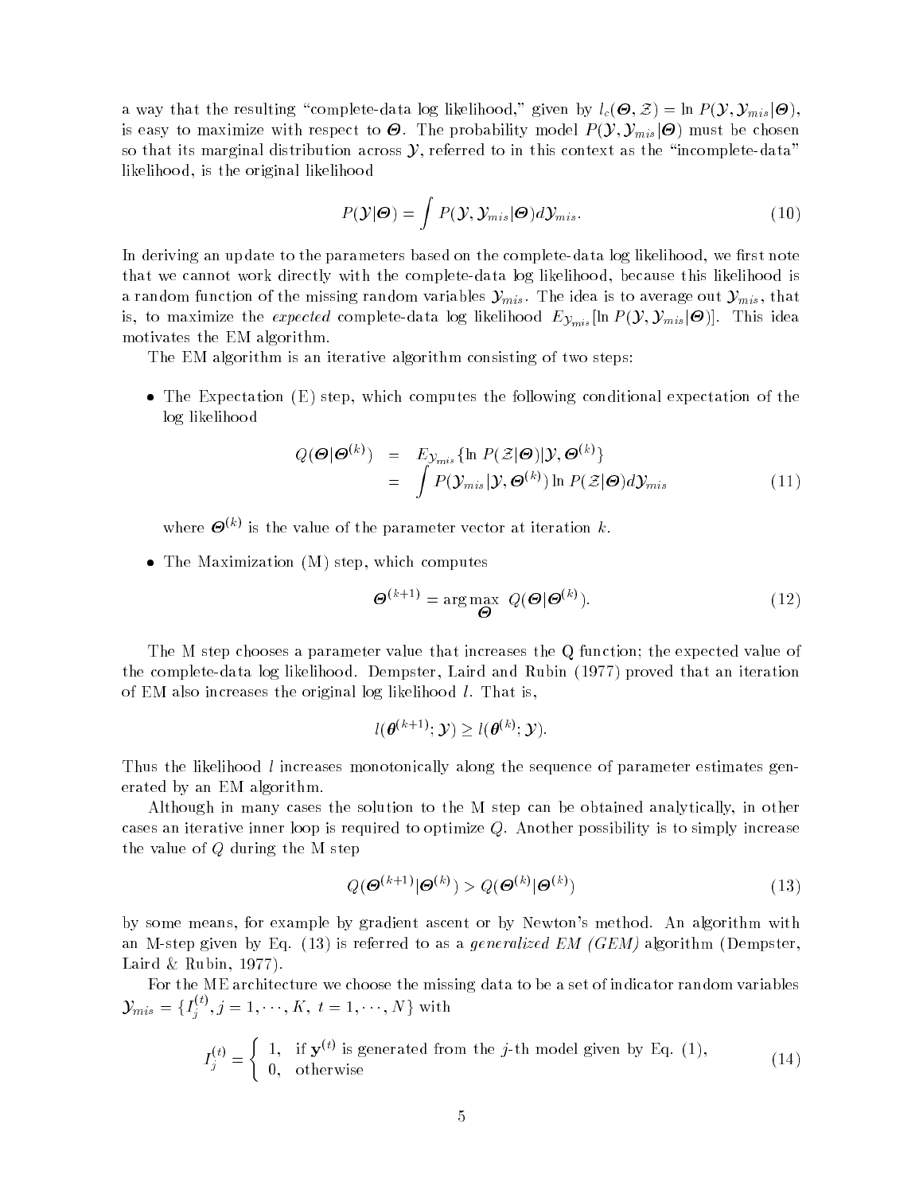a way that the resulting "complete-data log likelihood," given by $l_c(\boldsymbol{\Theta}, \mathcal{Z}) = \ln P(\mathcal{Y}, \mathcal{Y}_{mis}|\boldsymbol{\Theta})$, is easy to maximize with respect to $\boldsymbol{\Theta}$. The probability model $P(\mathcal{Y}, \mathcal{Y}_{mis}|\boldsymbol{\Theta})$ must be chosen so that its marginal distribution across $\mathcal{Y}$, referred to in this context as the "incomplete-data" likelihood, is the original likelihood

$$P(\mathcal{Y}|\boldsymbol{\Theta}) = \int P(\mathcal{Y}, \mathcal{Y}_{mis}|\boldsymbol{\Theta}) d\mathcal{Y}_{mis}. \tag{10}$$

In deriving an update to the parameters based on the complete-data log likelihood, we first note that we cannot work directly with the complete-data log likelihood, because this likelihood is a random function of the missing random variables $\mathcal{Y}_{mis}$. The idea is to average out $\mathcal{Y}_{mis}$, that is, to maximize the *expected* complete-data log likelihood $E_{\mathcal{Y}_{mis}}[\ln P(\mathcal{Y}, \mathcal{Y}_{mis}|\boldsymbol{\Theta})]$. This idea motivates the EM algorithm.

The EM algorithm is an iterative algorithm consisting of two steps:

- The Expectation (E) step, which computes the following conditional expectation of the log likelihood

$$\begin{aligned} Q(\boldsymbol{\Theta}|\boldsymbol{\Theta}^{(k)}) &= E_{\mathcal{Y}_{mis}}\{\ln P(\mathcal{Z}|\boldsymbol{\Theta})|\mathcal{Y}, \boldsymbol{\Theta}^{(k)}\} \\ &= \int P(\mathcal{Y}_{mis}|\mathcal{Y}, \boldsymbol{\Theta}^{(k)}) \ln P(\mathcal{Z}|\boldsymbol{\Theta}) d\mathcal{Y}_{mis} \end{aligned} \tag{11}$$

  where $\boldsymbol{\Theta}^{(k)}$ is the value of the parameter vector at iteration $k$.

- The Maximization (M) step, which computes

$$\boldsymbol{\Theta}^{(k+1)} = \arg\max_{\boldsymbol{\Theta}} \; Q(\boldsymbol{\Theta}|\boldsymbol{\Theta}^{(k)}). \tag{12}$$

The M step chooses a parameter value that increases the Q function; the expected value of the complete-data log likelihood. Dempster, Laird and Rubin (1977) proved that an iteration of EM also increases the original log likelihood $l$. That is,

$$l(\boldsymbol{\theta}^{(k+1)}; \mathcal{Y}) \geq l(\boldsymbol{\theta}^{(k)}; \mathcal{Y}).$$

Thus the likelihood $l$ increases monotonically along the sequence of parameter estimates generated by an EM algorithm.

Although in many cases the solution to the M step can be obtained analytically, in other cases an iterative inner loop is required to optimize $Q$. Another possibility is to simply increase the value of $Q$ during the M step

$$Q(\boldsymbol{\Theta}^{(k+1)}|\boldsymbol{\Theta}^{(k)}) > Q(\boldsymbol{\Theta}^{(k)}|\boldsymbol{\Theta}^{(k)}) \tag{13}$$

by some means, for example by gradient ascent or by Newton's method. An algorithm with an M-step given by Eq. (13) is referred to as a *generalized EM (GEM)* algorithm (Dempster, Laird & Rubin, 1977).

For the ME architecture we choose the missing data to be a set of indicator random variables $\mathcal{Y}_{mis} = \{I_j^{(t)}, j = 1, \cdots, K, \; t = 1, \cdots, N\}$ with

$$I_j^{(t)} = \begin{cases} 1, & \text{if } \mathbf{y}^{(t)} \text{ is generated from the } j\text{-th model given by Eq. (1)}, \\ 0, & \text{otherwise} \end{cases} \tag{14}$$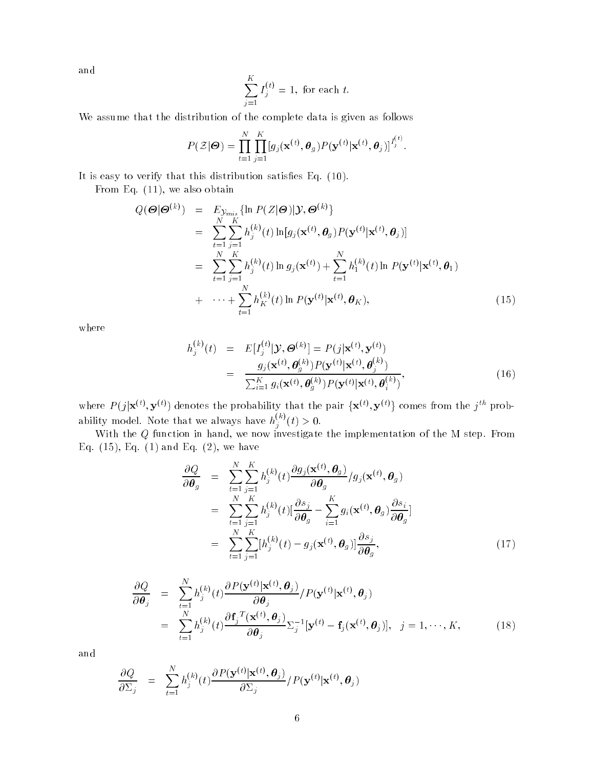and

$$\sum_{j=1}^{K} I_j^{(t)} = 1, \text{ for each } t.$$

We assume that the distribution of the complete data is given as follows

$$P(\mathcal{Z}|\boldsymbol{\Theta}) = \prod_{t=1}^{N}\prod_{j=1}^{K}[g_j(\mathbf{x}^{(t)}, \boldsymbol{\theta}_g)P(\mathbf{y}^{(t)}|\mathbf{x}^{(t)}, \boldsymbol{\theta}_j)]^{I_j^{(t)}}.$$

It is easy to verify that this distribution satisfies Eq. (10).

From Eq. (11), we also obtain

$$\begin{aligned}
Q(\boldsymbol{\Theta}|\boldsymbol{\Theta}^{(k)}) &= E_{\mathcal{Y}_{mis}}\{\ln P(Z|\boldsymbol{\Theta})|\mathcal{Y}, \boldsymbol{\Theta}^{(k)}\} \\
&= \sum_{t=1}^{N}\sum_{j=1}^{K} h_j^{(k)}(t)\ln[g_j(\mathbf{x}^{(t)}, \boldsymbol{\theta}_g)P(\mathbf{y}^{(t)}|\mathbf{x}^{(t)}, \boldsymbol{\theta}_j)] \\
&= \sum_{t=1}^{N}\sum_{j=1}^{K} h_j^{(k)}(t)\ln g_j(\mathbf{x}^{(t)}) + \sum_{t=1}^{N} h_1^{(k)}(t)\ln P(\mathbf{y}^{(t)}|\mathbf{x}^{(t)}, \boldsymbol{\theta}_1) \\
&+ \cdots + \sum_{t=1}^{N} h_K^{(k)}(t)\ln P(\mathbf{y}^{(t)}|\mathbf{x}^{(t)}, \boldsymbol{\theta}_K), \qquad (15)
\end{aligned}$$

where

$$\begin{aligned}
h_j^{(k)}(t) &= E[I_j^{(t)}|\mathcal{Y}, \boldsymbol{\Theta}^{(k)}] = P(j|\mathbf{x}^{(t)}, \mathbf{y}^{(t)}) \\
&= \frac{g_j(\mathbf{x}^{(t)}, \boldsymbol{\theta}_g^{(k)})P(\mathbf{y}^{(t)}|\mathbf{x}^{(t)}, \boldsymbol{\theta}_j^{(k)})}{\sum_{i=1}^{K} g_i(\mathbf{x}^{(t)}, \boldsymbol{\theta}_g^{(k)})P(\mathbf{y}^{(t)}|\mathbf{x}^{(t)}, \boldsymbol{\theta}_i^{(k)})}, \qquad (16)
\end{aligned}$$

where $P(j|\mathbf{x}^{(t)}, \mathbf{y}^{(t)})$ denotes the probability that the pair $\{\mathbf{x}^{(t)}, \mathbf{y}^{(t)}\}$ comes from the $j^{th}$ probability model. Note that we always have $h_j^{(k)}(t) > 0$.

With the $Q$ function in hand, we now investigate the implementation of the M step. From Eq. (15), Eq. (1) and Eq. (2), we have

$$\begin{aligned}
\frac{\partial Q}{\partial \boldsymbol{\theta}_g} &= \sum_{t=1}^{N}\sum_{j=1}^{K} h_j^{(k)}(t)\frac{\partial g_j(\mathbf{x}^{(t)}, \boldsymbol{\theta}_g)}{\partial \boldsymbol{\theta}_g}/g_j(\mathbf{x}^{(t)}, \boldsymbol{\theta}_g) \\
&= \sum_{t=1}^{N}\sum_{j=1}^{K} h_j^{(k)}(t)[\frac{\partial s_j}{\partial \boldsymbol{\theta}_g} - \sum_{i=1}^{K} g_i(\mathbf{x}^{(t)}, \boldsymbol{\theta}_g)\frac{\partial s_i}{\partial \boldsymbol{\theta}_g}] \\
&= \sum_{t=1}^{N}\sum_{j=1}^{K}[h_j^{(k)}(t) - g_j(\mathbf{x}^{(t)}, \boldsymbol{\theta}_g)]\frac{\partial s_j}{\partial \boldsymbol{\theta}_g}, \qquad (17)
\end{aligned}$$

$$\begin{aligned}
\frac{\partial Q}{\partial \boldsymbol{\theta}_j} &= \sum_{t=1}^{N} h_j^{(k)}(t)\frac{\partial P(\mathbf{y}^{(t)}|\mathbf{x}^{(t)}, \boldsymbol{\theta}_j)}{\partial \boldsymbol{\theta}_j}/P(\mathbf{y}^{(t)}|\mathbf{x}^{(t)}, \boldsymbol{\theta}_j) \\
&= \sum_{t=1}^{N} h_j^{(k)}(t)\frac{\partial \mathbf{f}_j^{T}(\mathbf{x}^{(t)}, \boldsymbol{\theta}_j)}{\partial \boldsymbol{\theta}_j}\Sigma_j^{-1}[\mathbf{y}^{(t)} - \mathbf{f}_j(\mathbf{x}^{(t)}, \boldsymbol{\theta}_j)], \quad j = 1, \cdots, K, \qquad (18)
\end{aligned}$$

and

$$\frac{\partial Q}{\partial \Sigma_j} = \sum_{t=1}^{N} h_j^{(k)}(t)\frac{\partial P(\mathbf{y}^{(t)}|\mathbf{x}^{(t)}, \boldsymbol{\theta}_j)}{\partial \Sigma_j}/P(\mathbf{y}^{(t)}|\mathbf{x}^{(t)}, \boldsymbol{\theta}_j)$$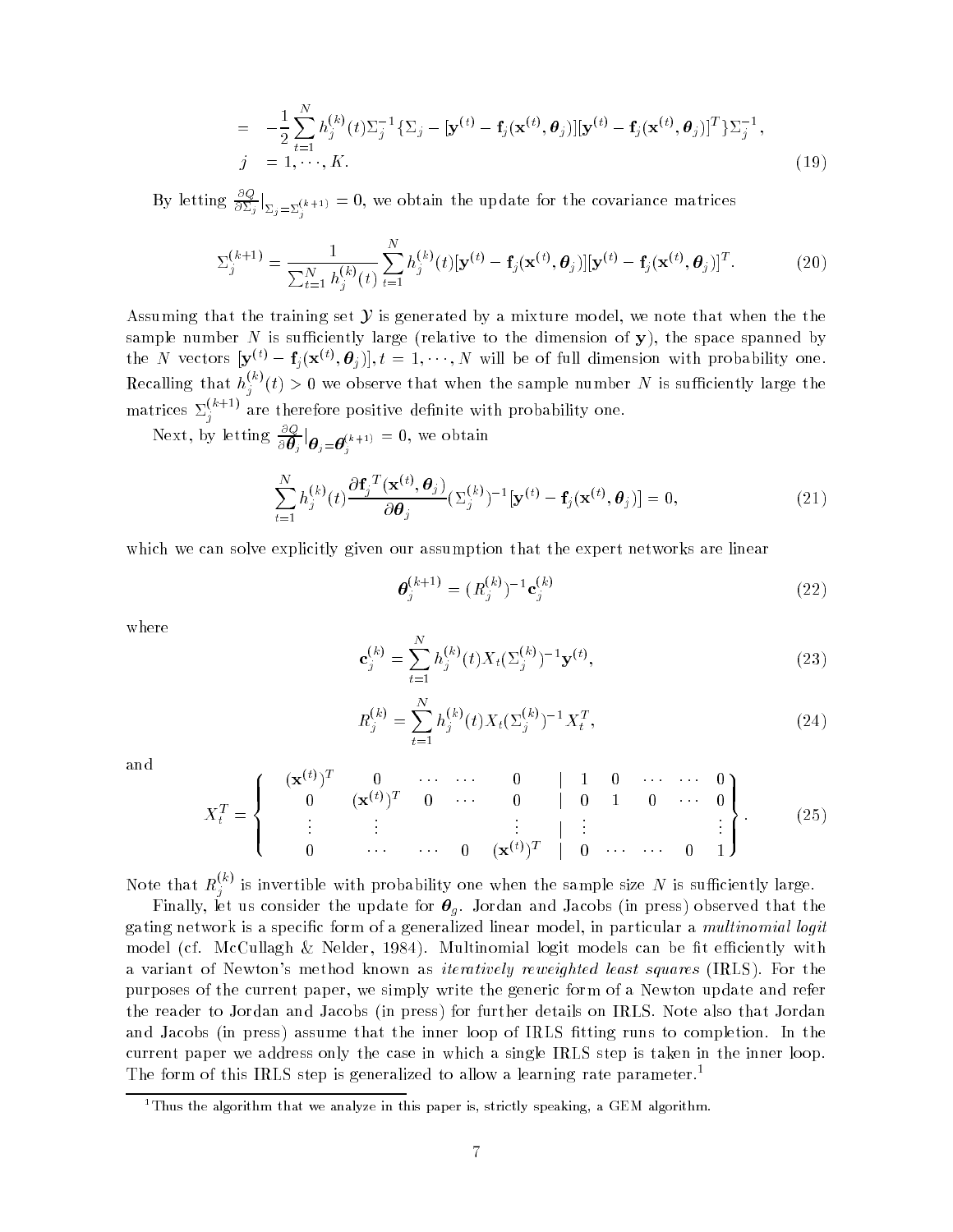$$= -\frac{1}{2}\sum_{t=1}^{N} h_j^{(k)}(t)\Sigma_j^{-1}\{\Sigma_j - [\mathbf{y}^{(t)} - \mathbf{f}_j(\mathbf{x}^{(t)}, \boldsymbol{\theta}_j)][\mathbf{y}^{(t)} - \mathbf{f}_j(\mathbf{x}^{(t)}, \boldsymbol{\theta}_j)]^T\}\Sigma_j^{-1},$$

$$j = 1, \cdots, K. \tag{19}$$

By letting $\frac{\partial Q}{\partial \Sigma_j}|_{\Sigma_j = \Sigma_j^{(k+1)}} = 0$, we obtain the update for the covariance matrices

$$\Sigma_j^{(k+1)} = \frac{1}{\sum_{t=1}^{N} h_j^{(k)}(t)} \sum_{t=1}^{N} h_j^{(k)}(t)[\mathbf{y}^{(t)} - \mathbf{f}_j(\mathbf{x}^{(t)}, \boldsymbol{\theta}_j)][\mathbf{y}^{(t)} - \mathbf{f}_j(\mathbf{x}^{(t)}, \boldsymbol{\theta}_j)]^T. \tag{20}$$

Assuming that the training set $\mathcal{Y}$ is generated by a mixture model, we note that when the the sample number $N$ is sufficiently large (relative to the dimension of $\mathbf{y}$), the space spanned by the $N$ vectors $[\mathbf{y}^{(t)} - \mathbf{f}_j(\mathbf{x}^{(t)}, \boldsymbol{\theta}_j)], t = 1, \cdots, N$ will be of full dimension with probability one. Recalling that $h_j^{(k)}(t) > 0$ we observe that when the sample number $N$ is sufficiently large the matrices $\Sigma_j^{(k+1)}$ are therefore positive definite with probability one.

Next, by letting $\frac{\partial Q}{\partial \boldsymbol{\theta}_j}|_{\boldsymbol{\theta}_j = \boldsymbol{\theta}_j^{(k+1)}} = 0$, we obtain

$$\sum_{t=1}^{N} h_j^{(k)}(t) \frac{\partial \mathbf{f}_j^T(\mathbf{x}^{(t)}, \boldsymbol{\theta}_j)}{\partial \boldsymbol{\theta}_j} (\Sigma_j^{(k)})^{-1}[\mathbf{y}^{(t)} - \mathbf{f}_j(\mathbf{x}^{(t)}, \boldsymbol{\theta}_j)] = 0, \tag{21}$$

which we can solve explicitly given our assumption that the expert networks are linear

$$\boldsymbol{\theta}_j^{(k+1)} = (R_j^{(k)})^{-1}\mathbf{c}_j^{(k)} \tag{22}$$

where

$$\mathbf{c}_j^{(k)} = \sum_{t=1}^{N} h_j^{(k)}(t) X_t (\Sigma_j^{(k)})^{-1}\mathbf{y}^{(t)}, \tag{23}$$

$$R_j^{(k)} = \sum_{t=1}^{N} h_j^{(k)}(t) X_t (\Sigma_j^{(k)})^{-1} X_t^T, \tag{24}$$

and

$$X_t^T = \left\{ \begin{array}{ccccc|ccccc} (\mathbf{x}^{(t)})^T & 0 & \cdots & \cdots & 0 & 1 & 0 & \cdots & \cdots & 0 \\ 0 & (\mathbf{x}^{(t)})^T & 0 & \cdots & 0 & 0 & 1 & 0 & \cdots & 0 \\ \vdots & \vdots & & & \vdots & \vdots & & & & \vdots \\ 0 & \cdots & \cdots & 0 & (\mathbf{x}^{(t)})^T & 0 & \cdots & \cdots & 0 & 1 \end{array} \right\}. \tag{25}$$

Note that $R_j^{(k)}$ is invertible with probability one when the sample size $N$ is sufficiently large.

Finally, let us consider the update for $\boldsymbol{\theta}_g$. Jordan and Jacobs (in press) observed that the gating network is a specific form of a generalized linear model, in particular a *multinomial logit* model (cf. McCullagh & Nelder, 1984). Multinomial logit models can be fit efficiently with a variant of Newton's method known as *iteratively reweighted least squares* (IRLS). For the purposes of the current paper, we simply write the generic form of a Newton update and refer the reader to Jordan and Jacobs (in press) for further details on IRLS. Note also that Jordan and Jacobs (in press) assume that the inner loop of IRLS fitting runs to completion. In the current paper we address only the case in which a single IRLS step is taken in the inner loop. The form of this IRLS step is generalized to allow a learning rate parameter.[1]

---

[1] Thus the algorithm that we analyze in this paper is, strictly speaking, a GEM algorithm.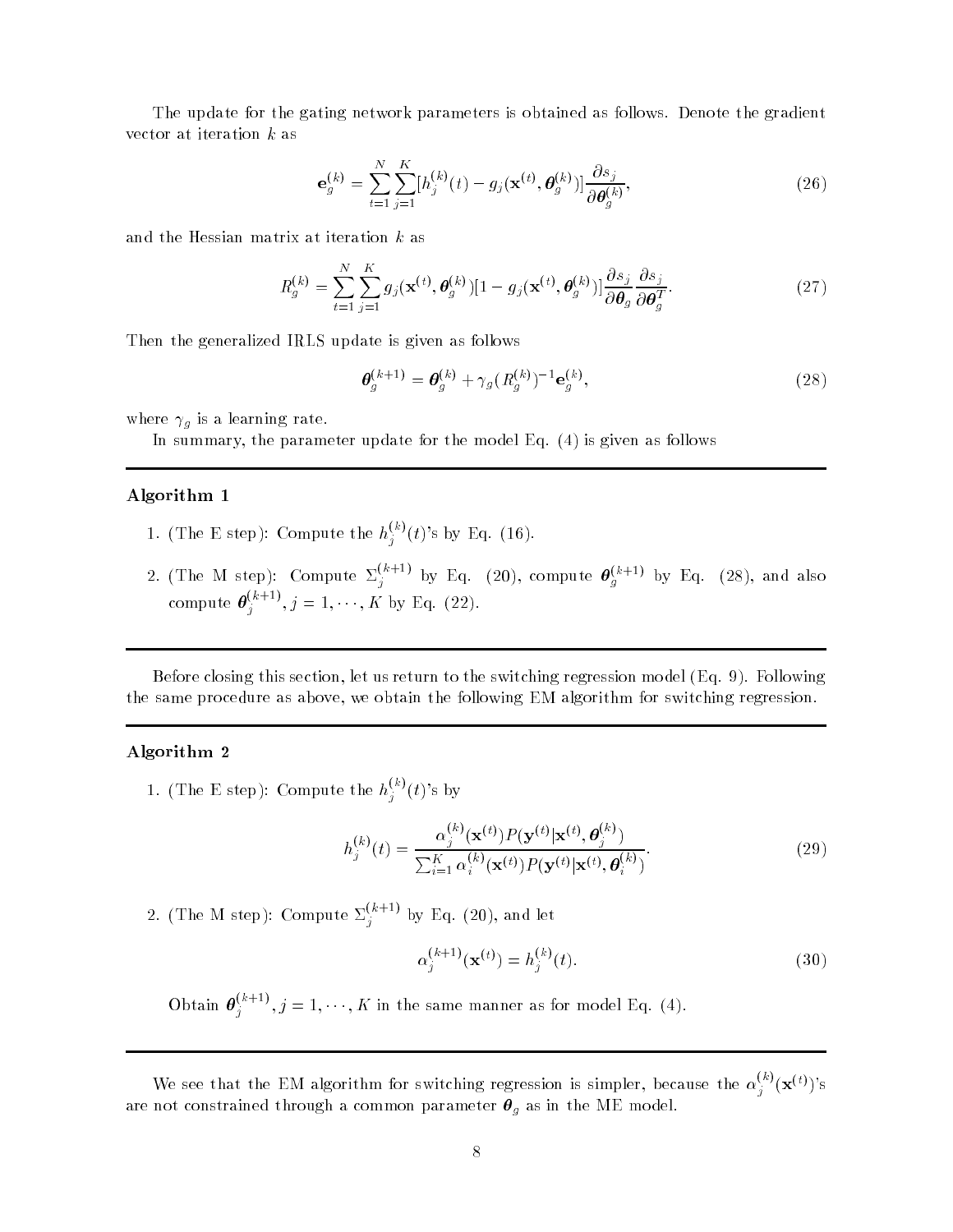The update for the gating network parameters is obtained as follows. Denote the gradient vector at iteration $k$ as

$$\mathbf{e}_g^{(k)} = \sum_{t=1}^{N} \sum_{j=1}^{K} [h_j^{(k)}(t) - g_j(\mathbf{x}^{(t)}, \boldsymbol{\theta}_g^{(k)})] \frac{\partial s_j}{\partial \boldsymbol{\theta}_g^{(k)}}, \tag{26}$$

and the Hessian matrix at iteration $k$ as

$$R_g^{(k)} = \sum_{t=1}^{N} \sum_{j=1}^{K} g_j(\mathbf{x}^{(t)}, \boldsymbol{\theta}_g^{(k)})[1 - g_j(\mathbf{x}^{(t)}, \boldsymbol{\theta}_g^{(k)})] \frac{\partial s_j}{\partial \boldsymbol{\theta}_g} \frac{\partial s_j}{\partial \boldsymbol{\theta}_g^T}. \tag{27}$$

Then the generalized IRLS update is given as follows

$$\boldsymbol{\theta}_g^{(k+1)} = \boldsymbol{\theta}_g^{(k)} + \gamma_g (R_g^{(k)})^{-1} \mathbf{e}_g^{(k)}, \tag{28}$$

where $\gamma_g$ is a learning rate.

In summary, the parameter update for the model Eq. (4) is given as follows

---

**Algorithm 1**

1. (The E step): Compute the $h_j^{(k)}(t)$'s by Eq. (16).
2. (The M step): Compute $\Sigma_j^{(k+1)}$ by Eq. (20), compute $\boldsymbol{\theta}_g^{(k+1)}$ by Eq. (28), and also compute $\boldsymbol{\theta}_j^{(k+1)}, j = 1, \cdots, K$ by Eq. (22).

---

Before closing this section, let us return to the switching regression model (Eq. 9). Following the same procedure as above, we obtain the following EM algorithm for switching regression.

---

**Algorithm 2**

1. (The E step): Compute the $h_j^{(k)}(t)$'s by

$$h_j^{(k)}(t) = \frac{\alpha_j^{(k)}(\mathbf{x}^{(t)}) P(\mathbf{y}^{(t)} | \mathbf{x}^{(t)}, \boldsymbol{\theta}_j^{(k)})}{\sum_{i=1}^{K} \alpha_i^{(k)}(\mathbf{x}^{(t)}) P(\mathbf{y}^{(t)} | \mathbf{x}^{(t)}, \boldsymbol{\theta}_i^{(k)})}. \tag{29}$$

2. (The M step): Compute $\Sigma_j^{(k+1)}$ by Eq. (20), and let

$$\alpha_j^{(k+1)}(\mathbf{x}^{(t)}) = h_j^{(k)}(t). \tag{30}$$

Obtain $\boldsymbol{\theta}_j^{(k+1)}, j = 1, \cdots, K$ in the same manner as for model Eq. (4).

---

We see that the EM algorithm for switching regression is simpler, because the $\alpha_j^{(k)}(\mathbf{x}^{(t)})$'s are not constrained through a common parameter $\boldsymbol{\theta}_g$ as in the ME model.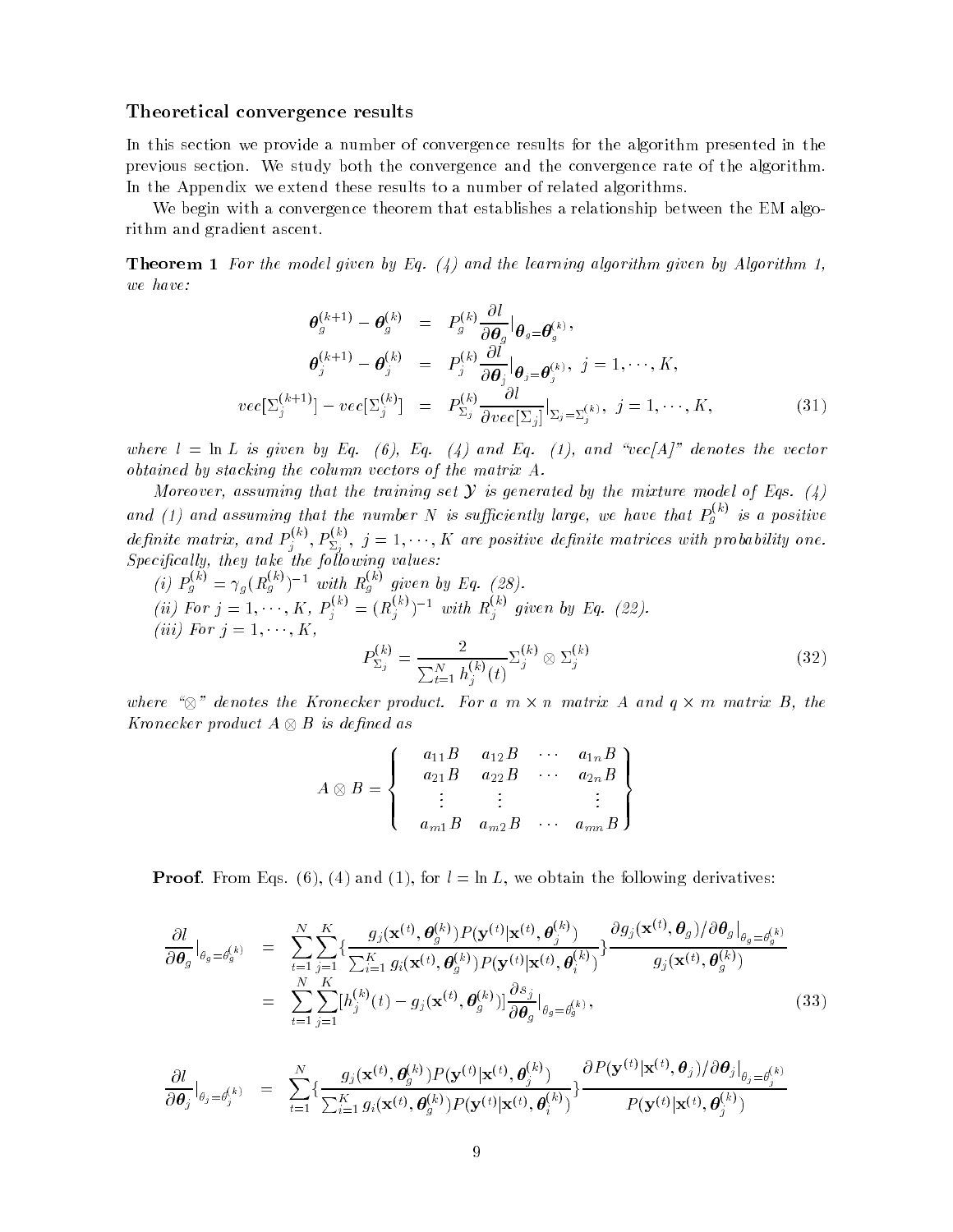### Theoretical convergence results

In this section we provide a number of convergence results for the algorithm presented in the previous section. We study both the convergence and the convergence rate of the algorithm. In the Appendix we extend these results to a number of related algorithms.

We begin with a convergence theorem that establishes a relationship between the EM algorithm and gradient ascent.

**Theorem 1** *For the model given by Eq. (4) and the learning algorithm given by Algorithm 1, we have:*

$$
\begin{aligned}
\boldsymbol{\theta}_g^{(k+1)} - \boldsymbol{\theta}_g^{(k)} &= P_g^{(k)} \frac{\partial l}{\partial \boldsymbol{\theta}_g}\Big|_{\boldsymbol{\theta}_g = \boldsymbol{\theta}_g^{(k)}}, \\
\boldsymbol{\theta}_j^{(k+1)} - \boldsymbol{\theta}_j^{(k)} &= P_j^{(k)} \frac{\partial l}{\partial \boldsymbol{\theta}_j}\Big|_{\boldsymbol{\theta}_j = \boldsymbol{\theta}_j^{(k)}}, \; j = 1, \cdots, K, \\
vec[\Sigma_j^{(k+1)}] - vec[\Sigma_j^{(k)}] &= P_{\Sigma_j}^{(k)} \frac{\partial l}{\partial vec[\Sigma_j]}\Big|_{\Sigma_j = \Sigma_j^{(k)}}, \; j = 1, \cdots, K,
\end{aligned}
\tag{31}
$$

*where $l = \ln L$ is given by Eq. (6), Eq. (4) and Eq. (1), and "vec[A]" denotes the vector obtained by stacking the column vectors of the matrix A.*

*Moreover, assuming that the training set $\mathcal{Y}$ is generated by the mixture model of Eqs. (4) and (1) and assuming that the number N is sufficiently large, we have that $P_g^{(k)}$ is a positive definite matrix, and $P_j^{(k)}, P_{\Sigma_j}^{(k)}, \; j = 1, \cdots, K$ are positive definite matrices with probability one. Specifically, they take the following values:*

*(i) $P_g^{(k)} = \gamma_g (R_g^{(k)})^{-1}$ with $R_g^{(k)}$ given by Eq. (28).*

*(ii) For $j = 1, \cdots, K$, $P_j^{(k)} = (R_j^{(k)})^{-1}$ with $R_j^{(k)}$ given by Eq. (22).*

*(iii) For $j = 1, \cdots, K$,*

$$
P_{\Sigma_j}^{(k)} = \frac{2}{\sum_{t=1}^{N} h_j^{(k)}(t)} \Sigma_j^{(k)} \otimes \Sigma_j^{(k)}
\tag{32}
$$

*where "$\otimes$" denotes the Kronecker product. For a $m \times n$ matrix A and $q \times m$ matrix B, the Kronecker product $A \otimes B$ is defined as*

$$
A \otimes B = \left\{ \begin{array}{cccc} a_{11}B & a_{12}B & \cdots & a_{1n}B \\ a_{21}B & a_{22}B & \cdots & a_{2n}B \\ \vdots & \vdots & & \vdots \\ a_{m1}B & a_{m2}B & \cdots & a_{mn}B \end{array} \right\}
$$

**Proof**. From Eqs. (6), (4) and (1), for $l = \ln L$, we obtain the following derivatives:

$$
\begin{aligned}
\frac{\partial l}{\partial \boldsymbol{\theta}_g}\Big|_{\theta_g = \theta_g^{(k)}} &= \sum_{t=1}^{N} \sum_{j=1}^{K} \left\{ \frac{g_j(\mathbf{x}^{(t)}, \boldsymbol{\theta}_g^{(k)}) P(\mathbf{y}^{(t)} | \mathbf{x}^{(t)}, \boldsymbol{\theta}_j^{(k)})}{\sum_{i=1}^{K} g_i(\mathbf{x}^{(t)}, \boldsymbol{\theta}_g^{(k)}) P(\mathbf{y}^{(t)} | \mathbf{x}^{(t)}, \boldsymbol{\theta}_i^{(k)})} \right\} \frac{\partial g_j(\mathbf{x}^{(t)}, \boldsymbol{\theta}_g) / \partial \boldsymbol{\theta}_g |_{\theta_g = \theta_g^{(k)}}}{g_j(\mathbf{x}^{(t)}, \boldsymbol{\theta}_g^{(k)})} \\
&= \sum_{t=1}^{N} \sum_{j=1}^{K} [h_j^{(k)}(t) - g_j(\mathbf{x}^{(t)}, \boldsymbol{\theta}_g^{(k)})] \frac{\partial s_j}{\partial \boldsymbol{\theta}_g}\Big|_{\theta_g = \theta_g^{(k)}},
\end{aligned}
\tag{33}
$$

$$
\frac{\partial l}{\partial \boldsymbol{\theta}_j}\Big|_{\theta_j = \theta_j^{(k)}} = \sum_{t=1}^{N} \left\{ \frac{g_j(\mathbf{x}^{(t)}, \boldsymbol{\theta}_g^{(k)}) P(\mathbf{y}^{(t)} | \mathbf{x}^{(t)}, \boldsymbol{\theta}_j^{(k)})}{\sum_{i=1}^{K} g_i(\mathbf{x}^{(t)}, \boldsymbol{\theta}_g^{(k)}) P(\mathbf{y}^{(t)} | \mathbf{x}^{(t)}, \boldsymbol{\theta}_i^{(k)})} \right\} \frac{\partial P(\mathbf{y}^{(t)} | \mathbf{x}^{(t)}, \boldsymbol{\theta}_j) / \partial \boldsymbol{\theta}_j |_{\theta_j = \theta_j^{(k)}}}{P(\mathbf{y}^{(t)} | \mathbf{x}^{(t)}, \boldsymbol{\theta}_j^{(k)})}
$$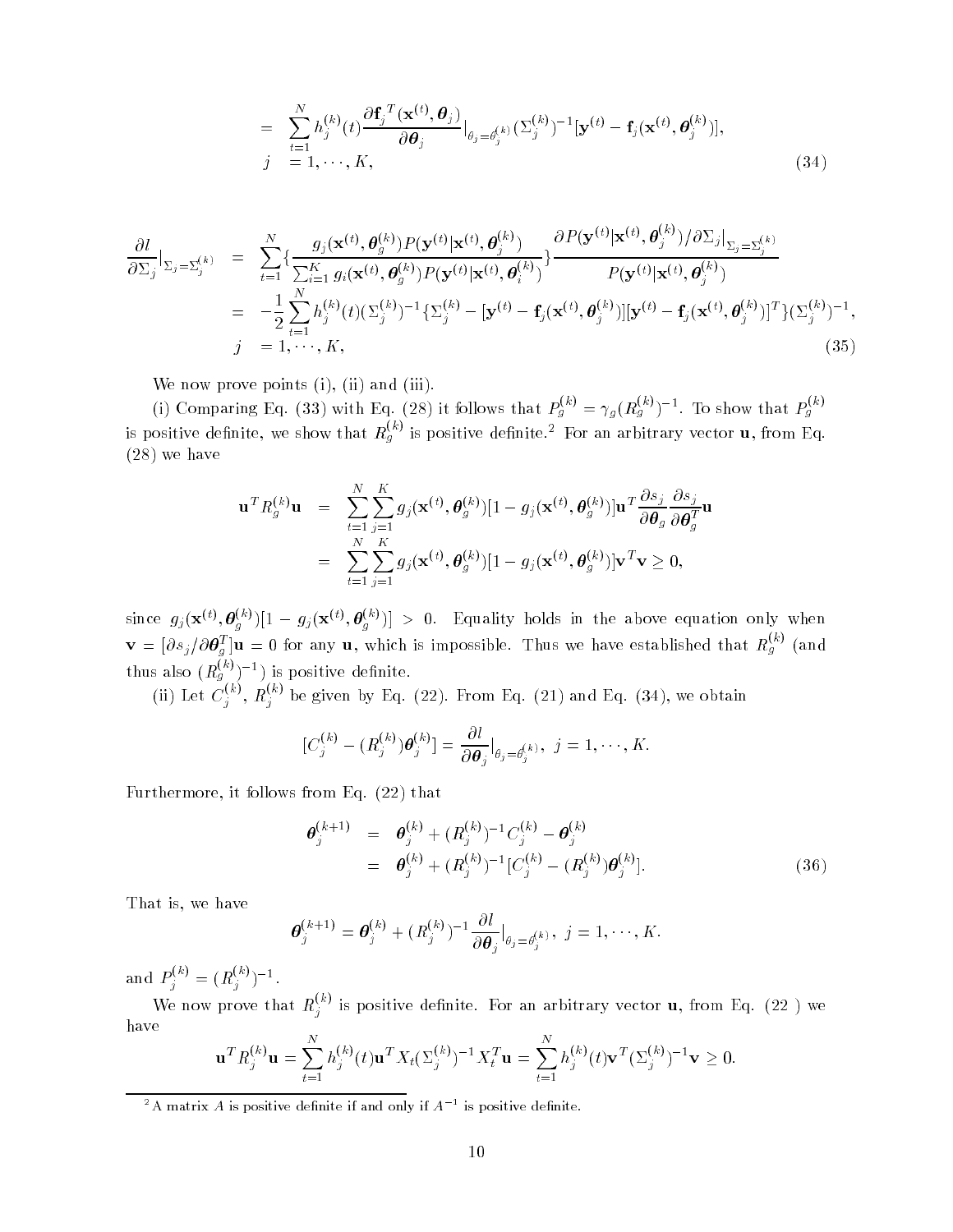$$
\begin{aligned}
&= \sum_{t=1}^{N} h_j^{(k)}(t) \frac{\partial \mathbf{f}_j^T(\mathbf{x}^{(t)}, \boldsymbol{\theta}_j)}{\partial \boldsymbol{\theta}_j}\Big|_{\theta_j=\theta_j^{(k)}} (\Sigma_j^{(k)})^{-1}[\mathbf{y}^{(t)} - \mathbf{f}_j(\mathbf{x}^{(t)}, \boldsymbol{\theta}_j^{(k)})], \\
j &= 1, \cdots, K,
\end{aligned}
\tag{34}
$$

$$
\begin{aligned}
\frac{\partial l}{\partial \Sigma_j}\Big|_{\Sigma_j=\Sigma_j^{(k)}} &= \sum_{t=1}^{N} \Big\{ \frac{g_j(\mathbf{x}^{(t)}, \boldsymbol{\theta}_g^{(k)}) P(\mathbf{y}^{(t)}|\mathbf{x}^{(t)}, \boldsymbol{\theta}_j^{(k)})}{\sum_{i=1}^{K} g_i(\mathbf{x}^{(t)}, \boldsymbol{\theta}_g^{(k)}) P(\mathbf{y}^{(t)}|\mathbf{x}^{(t)}, \boldsymbol{\theta}_i^{(k)})} \Big\} \frac{\partial P(\mathbf{y}^{(t)}|\mathbf{x}^{(t)}, \boldsymbol{\theta}_j^{(k)})/\partial \Sigma_j|_{\Sigma_j=\Sigma_j^{(k)}}}{P(\mathbf{y}^{(t)}|\mathbf{x}^{(t)}, \boldsymbol{\theta}_j^{(k)})} \\
&= -\frac{1}{2} \sum_{t=1}^{N} h_j^{(k)}(t) (\Sigma_j^{(k)})^{-1} \{ \Sigma_j^{(k)} - [\mathbf{y}^{(t)} - \mathbf{f}_j(\mathbf{x}^{(t)}, \boldsymbol{\theta}_j^{(k)})][\mathbf{y}^{(t)} - \mathbf{f}_j(\mathbf{x}^{(t)}, \boldsymbol{\theta}_j^{(k)})]^T \} (\Sigma_j^{(k)})^{-1}, \\
j &= 1, \cdots, K,
\end{aligned}
\tag{35}
$$

We now prove points (i), (ii) and (iii).

(i) Comparing Eq. (33) with Eq. (28) it follows that $P_g^{(k)} = \gamma_g (R_g^{(k)})^{-1}$. To show that $P_g^{(k)}$ is positive definite, we show that $R_g^{(k)}$ is positive definite.[2] For an arbitrary vector $\mathbf{u}$, from Eq. (28) we have

$$
\begin{aligned}
\mathbf{u}^T R_g^{(k)} \mathbf{u} &= \sum_{t=1}^{N} \sum_{j=1}^{K} g_j(\mathbf{x}^{(t)}, \boldsymbol{\theta}_g^{(k)})[1 - g_j(\mathbf{x}^{(t)}, \boldsymbol{\theta}_g^{(k)})] \mathbf{u}^T \frac{\partial s_j}{\partial \boldsymbol{\theta}_g} \frac{\partial s_j}{\partial \boldsymbol{\theta}_g^T} \mathbf{u} \\
&= \sum_{t=1}^{N} \sum_{j=1}^{K} g_j(\mathbf{x}^{(t)}, \boldsymbol{\theta}_g^{(k)})[1 - g_j(\mathbf{x}^{(t)}, \boldsymbol{\theta}_g^{(k)})] \mathbf{v}^T \mathbf{v} \geq 0,
\end{aligned}
$$

since $g_j(\mathbf{x}^{(t)}, \boldsymbol{\theta}_g^{(k)})[1 - g_j(\mathbf{x}^{(t)}, \boldsymbol{\theta}_g^{(k)})] > 0$. Equality holds in the above equation only when $\mathbf{v} = [\partial s_j / \partial \boldsymbol{\theta}_g^T] \mathbf{u} = 0$ for any $\mathbf{u}$, which is impossible. Thus we have established that $R_g^{(k)}$ (and thus also $(R_g^{(k)})^{-1}$) is positive definite.

(ii) Let $C_j^{(k)}$, $R_j^{(k)}$ be given by Eq. (22). From Eq. (21) and Eq. (34), we obtain

$$
[C_j^{(k)} - (R_j^{(k)}) \boldsymbol{\theta}_j^{(k)}] = \frac{\partial l}{\partial \boldsymbol{\theta}_j}\Big|_{\theta_j=\theta_j^{(k)}}, \; j = 1, \cdots, K.
$$

Furthermore, it follows from Eq. (22) that

$$
\begin{aligned}
\boldsymbol{\theta}_j^{(k+1)} &= \boldsymbol{\theta}_j^{(k)} + (R_j^{(k)})^{-1} C_j^{(k)} - \boldsymbol{\theta}_j^{(k)} \\
&= \boldsymbol{\theta}_j^{(k)} + (R_j^{(k)})^{-1} [C_j^{(k)} - (R_j^{(k)}) \boldsymbol{\theta}_j^{(k)}].
\end{aligned}
\tag{36}
$$

That is, we have

$$
\boldsymbol{\theta}_j^{(k+1)} = \boldsymbol{\theta}_j^{(k)} + (R_j^{(k)})^{-1} \frac{\partial l}{\partial \boldsymbol{\theta}_j}\Big|_{\theta_j=\theta_j^{(k)}}, \; j = 1, \cdots, K.
$$

and $P_j^{(k)} = (R_j^{(k)})^{-1}$.

We now prove that $R_j^{(k)}$ is positive definite. For an arbitrary vector $\mathbf{u}$, from Eq. (22 ) we have

$$
\mathbf{u}^T R_j^{(k)} \mathbf{u} = \sum_{t=1}^{N} h_j^{(k)}(t) \mathbf{u}^T X_t (\Sigma_j^{(k)})^{-1} X_t^T \mathbf{u} = \sum_{t=1}^{N} h_j^{(k)}(t) \mathbf{v}^T (\Sigma_j^{(k)})^{-1} \mathbf{v} \geq 0.
$$

[2] A matrix $A$ is positive definite if and only if $A^{-1}$ is positive definite.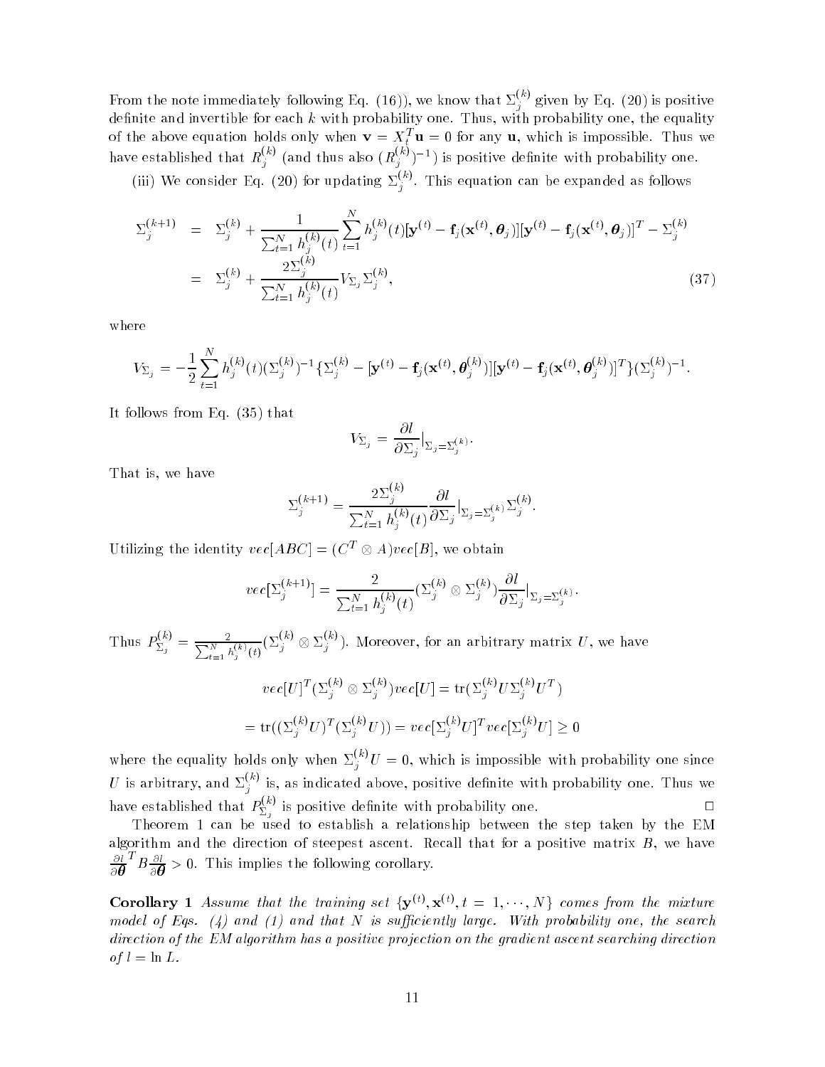From the note immediately following Eq. (16)), we know that $\Sigma_j^{(k)}$ given by Eq. (20) is positive definite and invertible for each $k$ with probability one. Thus, with probability one, the equality of the above equation holds only when $\mathbf{v} = X_t^T \mathbf{u} = 0$ for any $\mathbf{u}$, which is impossible. Thus we have established that $R_j^{(k)}$ (and thus also $(R_j^{(k)})^{-1}$) is positive definite with probability one.

(iii) We consider Eq. (20) for updating $\Sigma_j^{(k)}$. This equation can be expanded as follows

$$
\begin{aligned}
\Sigma_j^{(k+1)} &= \Sigma_j^{(k)} + \frac{1}{\sum_{t=1}^N h_j^{(k)}(t)} \sum_{t=1}^N h_j^{(k)}(t)[\mathbf{y}^{(t)} - \mathbf{f}_j(\mathbf{x}^{(t)}, \boldsymbol{\theta}_j)][\mathbf{y}^{(t)} - \mathbf{f}_j(\mathbf{x}^{(t)}, \boldsymbol{\theta}_j)]^T - \Sigma_j^{(k)} \\
&= \Sigma_j^{(k)} + \frac{2\Sigma_j^{(k)}}{\sum_{t=1}^N h_j^{(k)}(t)} V_{\Sigma_j} \Sigma_j^{(k)}, \qquad (37)
\end{aligned}
$$

where

$$
V_{\Sigma_j} = -\frac{1}{2} \sum_{t=1}^N h_j^{(k)}(t) (\Sigma_j^{(k)})^{-1} \{\Sigma_j^{(k)} - [\mathbf{y}^{(t)} - \mathbf{f}_j(\mathbf{x}^{(t)}, \boldsymbol{\theta}_j^{(k)})][\mathbf{y}^{(t)} - \mathbf{f}_j(\mathbf{x}^{(t)}, \boldsymbol{\theta}_j^{(k)})]^T\} (\Sigma_j^{(k)})^{-1}.
$$

It follows from Eq. (35) that

$$
V_{\Sigma_j} = \frac{\partial l}{\partial \Sigma_j}|_{\Sigma_j = \Sigma_j^{(k)}}.
$$

That is, we have

$$
\Sigma_j^{(k+1)} = \frac{2\Sigma_j^{(k)}}{\sum_{t=1}^N h_j^{(k)}(t)} \frac{\partial l}{\partial \Sigma_j}|_{\Sigma_j = \Sigma_j^{(k)}} \Sigma_j^{(k)}.
$$

Utilizing the identity $vec[ABC] = (C^T \otimes A) vec[B]$, we obtain

$$
vec[\Sigma_j^{(k+1)}] = \frac{2}{\sum_{t=1}^N h_j^{(k)}(t)} (\Sigma_j^{(k)} \otimes \Sigma_j^{(k)}) \frac{\partial l}{\partial \Sigma_j}|_{\Sigma_j = \Sigma_j^{(k)}}.
$$

Thus $P_{\Sigma_j}^{(k)} = \frac{2}{\sum_{t=1}^N h_j^{(k)}(t)} (\Sigma_j^{(k)} \otimes \Sigma_j^{(k)})$. Moreover, for an arbitrary matrix $U$, we have

$$
vec[U]^T (\Sigma_j^{(k)} \otimes \Sigma_j^{(k)}) vec[U] = \mathrm{tr}(\Sigma_j^{(k)} U \Sigma_j^{(k)} U^T)
$$

$$
= \mathrm{tr}((\Sigma_j^{(k)} U)^T (\Sigma_j^{(k)} U)) = vec[\Sigma_j^{(k)} U]^T vec[\Sigma_j^{(k)} U] \geq 0
$$

where the equality holds only when $\Sigma_j^{(k)} U = 0$, which is impossible with probability one since $U$ is arbitrary, and $\Sigma_j^{(k)}$ is, as indicated above, positive definite with probability one. Thus we have established that $P_{\Sigma_j}^{(k)}$ is positive definite with probability one. □

Theorem 1 can be used to establish a relationship between the step taken by the EM algorithm and the direction of steepest ascent. Recall that for a positive matrix $B$, we have $\frac{\partial l}{\partial \boldsymbol{\theta}}^T B \frac{\partial l}{\partial \boldsymbol{\theta}} > 0$. This implies the following corollary.

**Corollary 1** *Assume that the training set $\{\mathbf{y}^{(t)}, \mathbf{x}^{(t)}, t = 1, \cdots, N\}$ comes from the mixture model of Eqs. (4) and (1) and that $N$ is sufficiently large. With probability one, the search direction of the EM algorithm has a positive projection on the gradient ascent searching direction of $l = \ln L$.*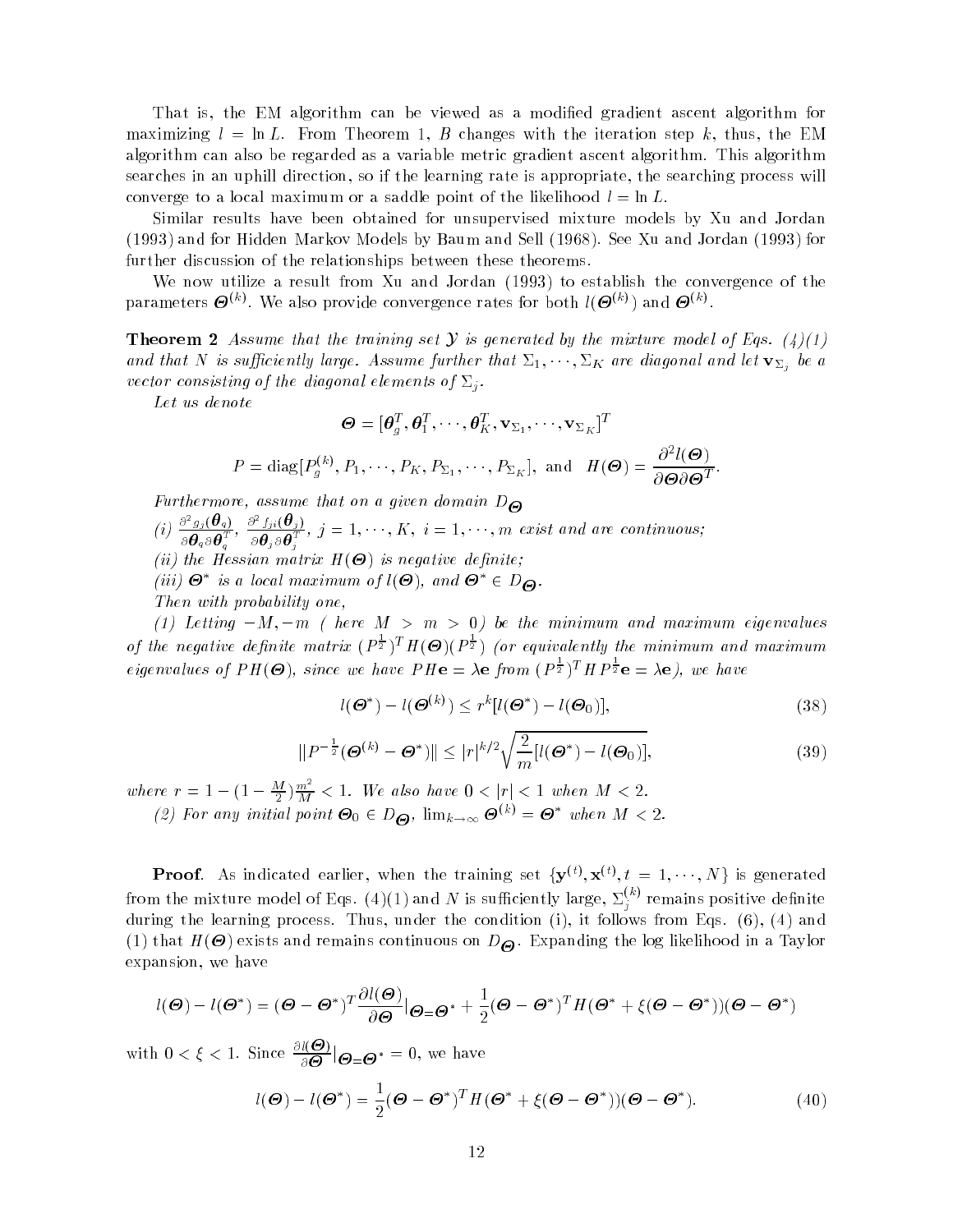That is, the EM algorithm can be viewed as a modified gradient ascent algorithm for maximizing $l = \ln L$. From Theorem 1, $B$ changes with the iteration step $k$, thus, the EM algorithm can also be regarded as a variable metric gradient ascent algorithm. This algorithm searches in an uphill direction, so if the learning rate is appropriate, the searching process will converge to a local maximum or a saddle point of the likelihood $l = \ln L$.

Similar results have been obtained for unsupervised mixture models by Xu and Jordan (1993) and for Hidden Markov Models by Baum and Sell (1968). See Xu and Jordan (1993) for further discussion of the relationships between these theorems.

We now utilize a result from Xu and Jordan (1993) to establish the convergence of the parameters $\boldsymbol{\Theta}^{(k)}$. We also provide convergence rates for both $l(\boldsymbol{\Theta}^{(k)})$ and $\boldsymbol{\Theta}^{(k)}$.

**Theorem 2** *Assume that the training set $\mathcal{Y}$ is generated by the mixture model of Eqs. (4)(1) and that $N$ is sufficiently large. Assume further that $\Sigma_1, \cdots, \Sigma_K$ are diagonal and let $\mathbf{v}_{\Sigma_j}$ be a vector consisting of the diagonal elements of $\Sigma_j$.*

*Let us denote*

$$\boldsymbol{\Theta} = [\boldsymbol{\theta}_g^T, \boldsymbol{\theta}_1^T, \cdots, \boldsymbol{\theta}_K^T, \mathbf{v}_{\Sigma_1}, \cdots, \mathbf{v}_{\Sigma_K}]^T$$

$$P = \mathrm{diag}[P_g^{(k)}, P_1, \cdots, P_K, P_{\Sigma_1}, \cdots, P_{\Sigma_K}], \text{ and } \; H(\boldsymbol{\Theta}) = \frac{\partial^2 l(\boldsymbol{\Theta})}{\partial \boldsymbol{\Theta} \partial \boldsymbol{\Theta}^T}.$$

*Furthermore, assume that on a given domain $D_{\boldsymbol{\Theta}}$*

*(i) $\frac{\partial^2 g_j(\boldsymbol{\theta}_q)}{\partial \boldsymbol{\theta}_q \partial \boldsymbol{\theta}_q^T}$, $\frac{\partial^2 f_{ji}(\boldsymbol{\theta}_j)}{\partial \boldsymbol{\theta}_j \partial \boldsymbol{\theta}_j^T}$, $j = 1, \cdots, K$, $i = 1, \cdots, m$ exist and are continuous;*

*(ii) the Hessian matrix $H(\boldsymbol{\Theta})$ is negative definite;*

*(iii) $\boldsymbol{\Theta}^*$ is a local maximum of $l(\boldsymbol{\Theta})$, and $\boldsymbol{\Theta}^* \in D_{\boldsymbol{\Theta}}$.*

*Then with probability one,*

*(1) Letting $-M, -m$ ( here $M > m > 0$) be the minimum and maximum eigenvalues of the negative definite matrix $(P^{\frac{1}{2}})^T H(\boldsymbol{\Theta})(P^{\frac{1}{2}})$ (or equivalently the minimum and maximum eigenvalues of $PH(\boldsymbol{\Theta})$, since we have $PH\mathbf{e} = \lambda \mathbf{e}$ from $(P^{\frac{1}{2}})^T H P^{\frac{1}{2}} \mathbf{e} = \lambda \mathbf{e}$), we have*

$$l(\boldsymbol{\Theta}^*) - l(\boldsymbol{\Theta}^{(k)}) \leq r^k [l(\boldsymbol{\Theta}^*) - l(\boldsymbol{\Theta}_0)], \tag{38}$$

$$\|P^{-\frac{1}{2}}(\boldsymbol{\Theta}^{(k)} - \boldsymbol{\Theta}^*)\| \leq |r|^{k/2} \sqrt{\frac{2}{m}[l(\boldsymbol{\Theta}^*) - l(\boldsymbol{\Theta}_0)]}, \tag{39}$$

*where $r = 1 - (1 - \frac{M}{2})\frac{m^2}{M} < 1$. We also have $0 < |r| < 1$ when $M < 2$.*

*(2) For any initial point $\boldsymbol{\Theta}_0 \in D_{\boldsymbol{\Theta}}$, $\lim_{k \to \infty} \boldsymbol{\Theta}^{(k)} = \boldsymbol{\Theta}^*$ when $M < 2$.*

**Proof**. As indicated earlier, when the training set $\{\mathbf{y}^{(t)}, \mathbf{x}^{(t)}, t = 1, \cdots, N\}$ is generated from the mixture model of Eqs. (4)(1) and $N$ is sufficiently large, $\Sigma_j^{(k)}$ remains positive definite during the learning process. Thus, under the condition (i), it follows from Eqs. (6), (4) and (1) that $H(\boldsymbol{\Theta})$ exists and remains continuous on $D_{\boldsymbol{\Theta}}$. Expanding the log likelihood in a Taylor expansion, we have

$$l(\boldsymbol{\Theta}) - l(\boldsymbol{\Theta}^*) = (\boldsymbol{\Theta} - \boldsymbol{\Theta}^*)^T \frac{\partial l(\boldsymbol{\Theta})}{\partial \boldsymbol{\Theta}}|_{\boldsymbol{\Theta} = \boldsymbol{\Theta}^*} + \frac{1}{2}(\boldsymbol{\Theta} - \boldsymbol{\Theta}^*)^T H(\boldsymbol{\Theta}^* + \xi(\boldsymbol{\Theta} - \boldsymbol{\Theta}^*))(\boldsymbol{\Theta} - \boldsymbol{\Theta}^*)$$

with $0 < \xi < 1$. Since $\frac{\partial l(\boldsymbol{\Theta})}{\partial \boldsymbol{\Theta}}|_{\boldsymbol{\Theta} = \boldsymbol{\Theta}^*} = 0$, we have

$$l(\boldsymbol{\Theta}) - l(\boldsymbol{\Theta}^*) = \frac{1}{2}(\boldsymbol{\Theta} - \boldsymbol{\Theta}^*)^T H(\boldsymbol{\Theta}^* + \xi(\boldsymbol{\Theta} - \boldsymbol{\Theta}^*))(\boldsymbol{\Theta} - \boldsymbol{\Theta}^*). \tag{40}$$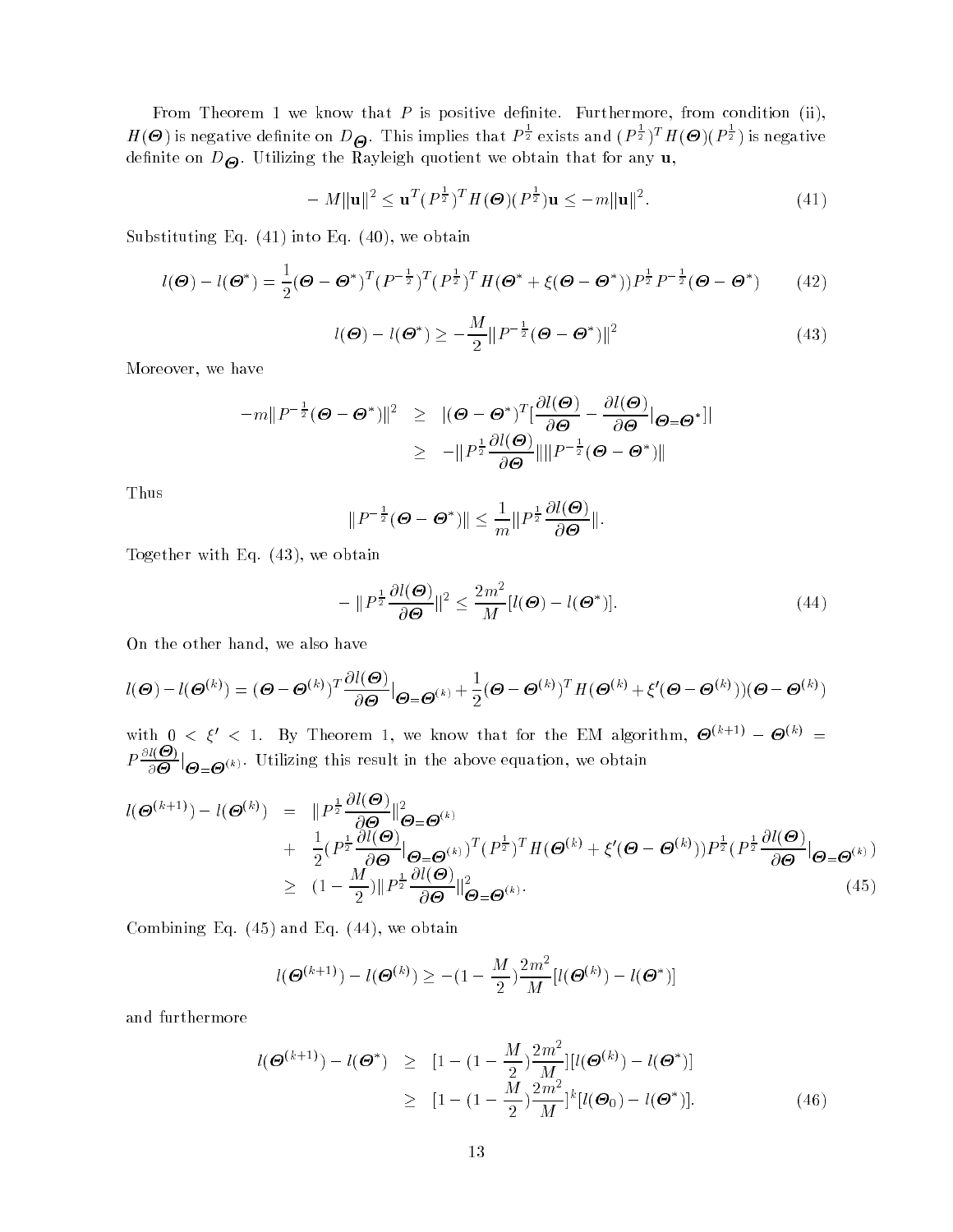From Theorem 1 we know that $P$ is positive definite. Furthermore, from condition (ii), $H(\boldsymbol{\Theta})$ is negative definite on $D_{\boldsymbol{\Theta}}$. This implies that $P^{\frac{1}{2}}$ exists and $(P^{\frac{1}{2}})^T H(\boldsymbol{\Theta})(P^{\frac{1}{2}})$ is negative definite on $D_{\boldsymbol{\Theta}}$. Utilizing the Rayleigh quotient we obtain that for any $\mathbf{u}$,

$$-M\|\mathbf{u}\|^2 \leq \mathbf{u}^T(P^{\frac{1}{2}})^T H(\boldsymbol{\Theta})(P^{\frac{1}{2}})\mathbf{u} \leq -m\|\mathbf{u}\|^2. \tag{41}$$

Substituting Eq. (41) into Eq. (40), we obtain

$$l(\boldsymbol{\Theta}) - l(\boldsymbol{\Theta}^*) = \frac{1}{2}(\boldsymbol{\Theta} - \boldsymbol{\Theta}^*)^T (P^{-\frac{1}{2}})^T (P^{\frac{1}{2}})^T H(\boldsymbol{\Theta}^* + \xi(\boldsymbol{\Theta} - \boldsymbol{\Theta}^*))P^{\frac{1}{2}} P^{-\frac{1}{2}}(\boldsymbol{\Theta} - \boldsymbol{\Theta}^*) \tag{42}$$

$$l(\boldsymbol{\Theta}) - l(\boldsymbol{\Theta}^*) \geq -\frac{M}{2}\|P^{-\frac{1}{2}}(\boldsymbol{\Theta} - \boldsymbol{\Theta}^*)\|^2 \tag{43}$$

Moreover, we have

$$\begin{aligned}
-m\|P^{-\frac{1}{2}}(\boldsymbol{\Theta} - \boldsymbol{\Theta}^*)\|^2 &\geq |(\boldsymbol{\Theta} - \boldsymbol{\Theta}^*)^T [\frac{\partial l(\boldsymbol{\Theta})}{\partial \boldsymbol{\Theta}} - \frac{\partial l(\boldsymbol{\Theta})}{\partial \boldsymbol{\Theta}}|_{\boldsymbol{\Theta}=\boldsymbol{\Theta}^*}]| \\
&\geq -\|P^{\frac{1}{2}}\frac{\partial l(\boldsymbol{\Theta})}{\partial \boldsymbol{\Theta}}\|\|P^{-\frac{1}{2}}(\boldsymbol{\Theta} - \boldsymbol{\Theta}^*)\|
\end{aligned}$$

Thus

$$\|P^{-\frac{1}{2}}(\boldsymbol{\Theta} - \boldsymbol{\Theta}^*)\| \leq \frac{1}{m}\|P^{\frac{1}{2}}\frac{\partial l(\boldsymbol{\Theta})}{\partial \boldsymbol{\Theta}}\|.$$

Together with Eq. (43), we obtain

$$-\|P^{\frac{1}{2}}\frac{\partial l(\boldsymbol{\Theta})}{\partial \boldsymbol{\Theta}}\|^2 \leq \frac{2m^2}{M}[l(\boldsymbol{\Theta}) - l(\boldsymbol{\Theta}^*)]. \tag{44}$$

On the other hand, we also have

$$l(\boldsymbol{\Theta}) - l(\boldsymbol{\Theta}^{(k)}) = (\boldsymbol{\Theta} - \boldsymbol{\Theta}^{(k)})^T \frac{\partial l(\boldsymbol{\Theta})}{\partial \boldsymbol{\Theta}}|_{\boldsymbol{\Theta}=\boldsymbol{\Theta}^{(k)}} + \frac{1}{2}(\boldsymbol{\Theta} - \boldsymbol{\Theta}^{(k)})^T H(\boldsymbol{\Theta}^{(k)} + \xi'(\boldsymbol{\Theta} - \boldsymbol{\Theta}^{(k)}))(\boldsymbol{\Theta} - \boldsymbol{\Theta}^{(k)})$$

with $0 < \xi' < 1$. By Theorem 1, we know that for the EM algorithm, $\boldsymbol{\Theta}^{(k+1)} - \boldsymbol{\Theta}^{(k)} = P\frac{\partial l(\boldsymbol{\Theta})}{\partial \boldsymbol{\Theta}}|_{\boldsymbol{\Theta}=\boldsymbol{\Theta}^{(k)}}$. Utilizing this result in the above equation, we obtain

$$\begin{aligned}
l(\boldsymbol{\Theta}^{(k+1)}) - l(\boldsymbol{\Theta}^{(k)}) &= \|P^{\frac{1}{2}}\frac{\partial l(\boldsymbol{\Theta})}{\partial \boldsymbol{\Theta}}\|^2_{\boldsymbol{\Theta}=\boldsymbol{\Theta}^{(k)}} \\
&+ \frac{1}{2}(P^{\frac{1}{2}}\frac{\partial l(\boldsymbol{\Theta})}{\partial \boldsymbol{\Theta}}|_{\boldsymbol{\Theta}=\boldsymbol{\Theta}^{(k)}})^T (P^{\frac{1}{2}})^T H(\boldsymbol{\Theta}^{(k)} + \xi'(\boldsymbol{\Theta} - \boldsymbol{\Theta}^{(k)}))P^{\frac{1}{2}}(P^{\frac{1}{2}}\frac{\partial l(\boldsymbol{\Theta})}{\partial \boldsymbol{\Theta}}|_{\boldsymbol{\Theta}=\boldsymbol{\Theta}^{(k)}}) \\
&\geq (1 - \frac{M}{2})\|P^{\frac{1}{2}}\frac{\partial l(\boldsymbol{\Theta})}{\partial \boldsymbol{\Theta}}\|^2_{\boldsymbol{\Theta}=\boldsymbol{\Theta}^{(k)}}.
\end{aligned} \tag{45}$$

Combining Eq. (45) and Eq. (44), we obtain

$$l(\boldsymbol{\Theta}^{(k+1)}) - l(\boldsymbol{\Theta}^{(k)}) \geq -(1 - \frac{M}{2})\frac{2m^2}{M}[l(\boldsymbol{\Theta}^{(k)}) - l(\boldsymbol{\Theta}^*)]$$

and furthermore

$$\begin{aligned}
l(\boldsymbol{\Theta}^{(k+1)}) - l(\boldsymbol{\Theta}^*) &\geq [1 - (1 - \frac{M}{2})\frac{2m^2}{M}][l(\boldsymbol{\Theta}^{(k)}) - l(\boldsymbol{\Theta}^*)] \\
&\geq [1 - (1 - \frac{M}{2})\frac{2m^2}{M}]^k [l(\boldsymbol{\Theta}_0) - l(\boldsymbol{\Theta}^*)].
\end{aligned} \tag{46}$$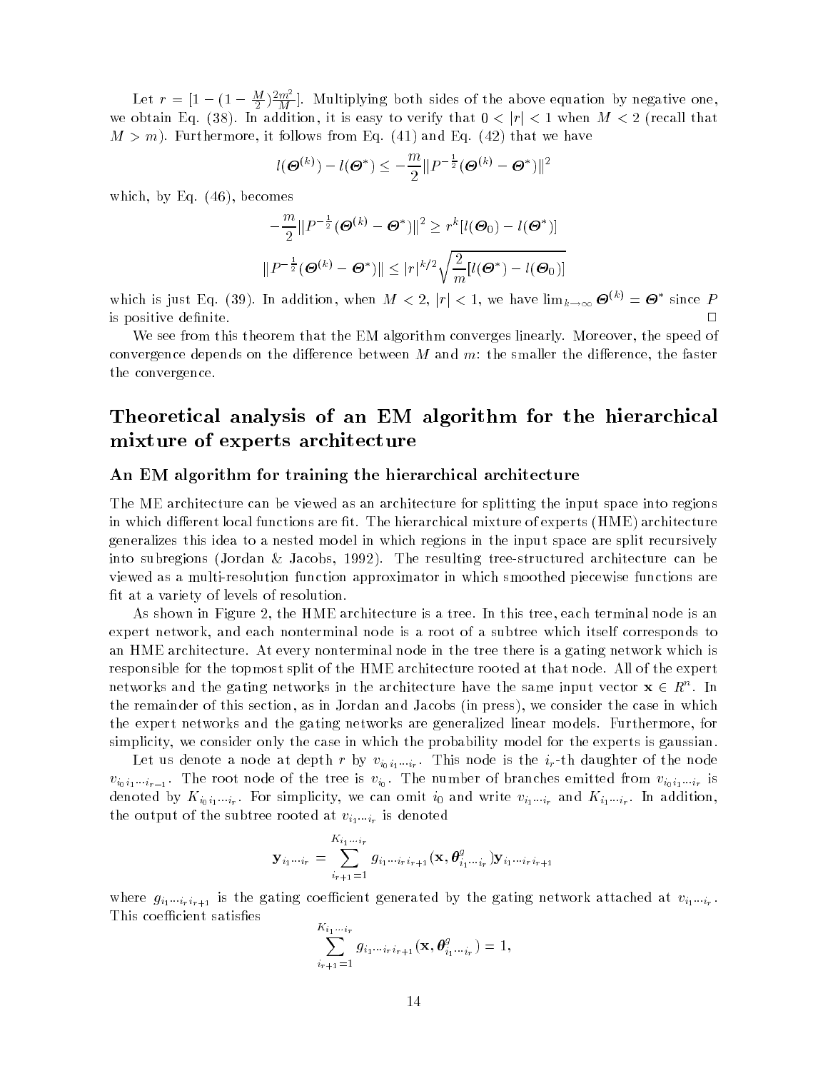Let $r = [1 - (1 - \frac{M}{2})\frac{2m^2}{M}]$. Multiplying both sides of the above equation by negative one, we obtain Eq. (38). In addition, it is easy to verify that $0 < |r| < 1$ when $M < 2$ (recall that $M > m$). Furthermore, it follows from Eq. (41) and Eq. (42) that we have

$$l(\boldsymbol{\Theta}^{(k)}) - l(\boldsymbol{\Theta}^*) \leq -\frac{m}{2}\|P^{-\frac{1}{2}}(\boldsymbol{\Theta}^{(k)} - \boldsymbol{\Theta}^*)\|^2$$

which, by Eq. (46), becomes

$$-\frac{m}{2}\|P^{-\frac{1}{2}}(\boldsymbol{\Theta}^{(k)} - \boldsymbol{\Theta}^*)\|^2 \geq r^k[l(\boldsymbol{\Theta}_0) - l(\boldsymbol{\Theta}^*)]$$

$$\|P^{-\frac{1}{2}}(\boldsymbol{\Theta}^{(k)} - \boldsymbol{\Theta}^*)\| \leq |r|^{k/2}\sqrt{\frac{2}{m}[l(\boldsymbol{\Theta}^*) - l(\boldsymbol{\Theta}_0)]}$$

which is just Eq. (39). In addition, when $M < 2$, $|r| < 1$, we have $\lim_{k\to\infty} \boldsymbol{\Theta}^{(k)} = \boldsymbol{\Theta}^*$ since $P$ is positive definite. □

We see from this theorem that the EM algorithm converges linearly. Moreover, the speed of convergence depends on the difference between $M$ and $m$: the smaller the difference, the faster the convergence.

# Theoretical analysis of an EM algorithm for the hierarchical mixture of experts architecture

## An EM algorithm for training the hierarchical architecture

The ME architecture can be viewed as an architecture for splitting the input space into regions in which different local functions are fit. The hierarchical mixture of experts (HME) architecture generalizes this idea to a nested model in which regions in the input space are split recursively into subregions (Jordan & Jacobs, 1992). The resulting tree-structured architecture can be viewed as a multi-resolution function approximator in which smoothed piecewise functions are fit at a variety of levels of resolution.

As shown in Figure 2, the HME architecture is a tree. In this tree, each terminal node is an expert network, and each nonterminal node is a root of a subtree which itself corresponds to an HME architecture. At every nonterminal node in the tree there is a gating network which is responsible for the topmost split of the HME architecture rooted at that node. All of the expert networks and the gating networks in the architecture have the same input vector $\mathbf{x} \in R^n$. In the remainder of this section, as in Jordan and Jacobs (in press), we consider the case in which the expert networks and the gating networks are generalized linear models. Furthermore, for simplicity, we consider only the case in which the probability model for the experts is gaussian.

Let us denote a node at depth $r$ by $v_{i_0 i_1 \cdots i_r}$. This node is the $i_r$-th daughter of the node $v_{i_0 i_1 \cdots i_{r-1}}$. The root node of the tree is $v_{i_0}$. The number of branches emitted from $v_{i_0 i_1 \cdots i_r}$ is denoted by $K_{i_0 i_1 \cdots i_r}$. For simplicity, we can omit $i_0$ and write $v_{i_1 \cdots i_r}$ and $K_{i_1 \cdots i_r}$. In addition, the output of the subtree rooted at $v_{i_1 \cdots i_r}$ is denoted

$$\mathbf{y}_{i_1 \cdots i_r} = \sum_{i_{r+1}=1}^{K_{i_1 \cdots i_r}} g_{i_1 \cdots i_r i_{r+1}}(\mathbf{x}, \boldsymbol{\theta}^g_{i_1 \cdots i_r})\mathbf{y}_{i_1 \cdots i_r i_{r+1}}$$

where $g_{i_1 \cdots i_r i_{r+1}}$ is the gating coefficient generated by the gating network attached at $v_{i_1 \cdots i_r}$. This coefficient satisfies

$$\sum_{i_{r+1}=1}^{K_{i_1 \cdots i_r}} g_{i_1 \cdots i_r i_{r+1}}(\mathbf{x}, \boldsymbol{\theta}^g_{i_1 \cdots i_r}) = 1,$$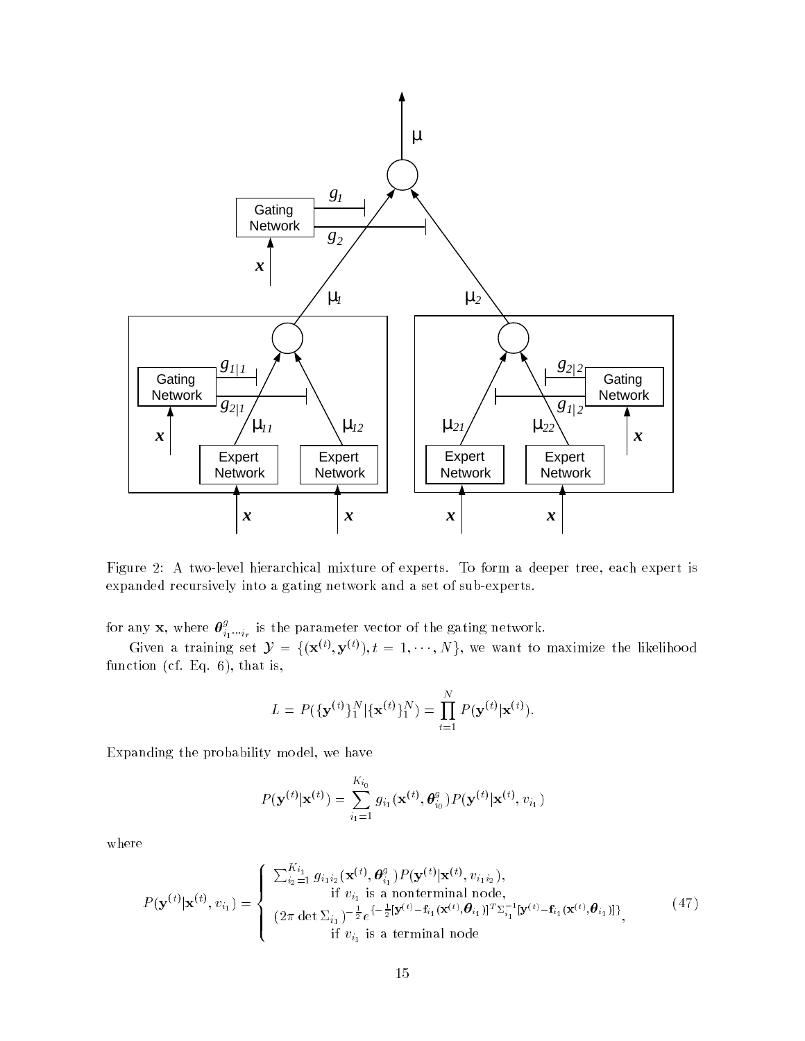Figure 2: A two-level hierarchical mixture of experts. To form a deeper tree, each expert is expanded recursively into a gating network and a set of sub-experts.

for any $\mathbf{x}$, where $\boldsymbol{\theta}^g_{i_1 \cdots i_r}$ is the parameter vector of the gating network.

Given a training set $\mathcal{Y} = \{(\mathbf{x}^{(t)}, \mathbf{y}^{(t)}), t = 1, \cdots, N\}$, we want to maximize the likelihood function (cf. Eq. 6), that is,

$$L = P(\{\mathbf{y}^{(t)}\}_1^N | \{\mathbf{x}^{(t)}\}_1^N) = \prod_{t=1}^{N} P(\mathbf{y}^{(t)} | \mathbf{x}^{(t)}).$$

Expanding the probability model, we have

$$P(\mathbf{y}^{(t)} | \mathbf{x}^{(t)}) = \sum_{i_1=1}^{K_{i_0}} g_{i_1}(\mathbf{x}^{(t)}, \boldsymbol{\theta}^g_{i_0}) P(\mathbf{y}^{(t)} | \mathbf{x}^{(t)}, v_{i_1})$$

where

$$P(\mathbf{y}^{(t)} | \mathbf{x}^{(t)}, v_{i_1}) = \begin{cases} \sum_{i_2=1}^{K_{i_1}} g_{i_1 i_2}(\mathbf{x}^{(t)}, \boldsymbol{\theta}^g_{i_1}) P(\mathbf{y}^{(t)} | \mathbf{x}^{(t)}, v_{i_1 i_2}), \\ \qquad \text{if } v_{i_1} \text{ is a nonterminal node,} \\ (2\pi \det \Sigma_{i_1})^{-\frac{1}{2}} e^{\{-\frac{1}{2}[\mathbf{y}^{(t)} - \mathbf{f}_{i_1}(\mathbf{x}^{(t)}, \boldsymbol{\theta}_{i_1})]^T \Sigma_{i_1}^{-1} [\mathbf{y}^{(t)} - \mathbf{f}_{i_1}(\mathbf{x}^{(t)}, \boldsymbol{\theta}_{i_1})]\}}, \\ \qquad \text{if } v_{i_1} \text{ is a terminal node} \end{cases} \tag{47}$$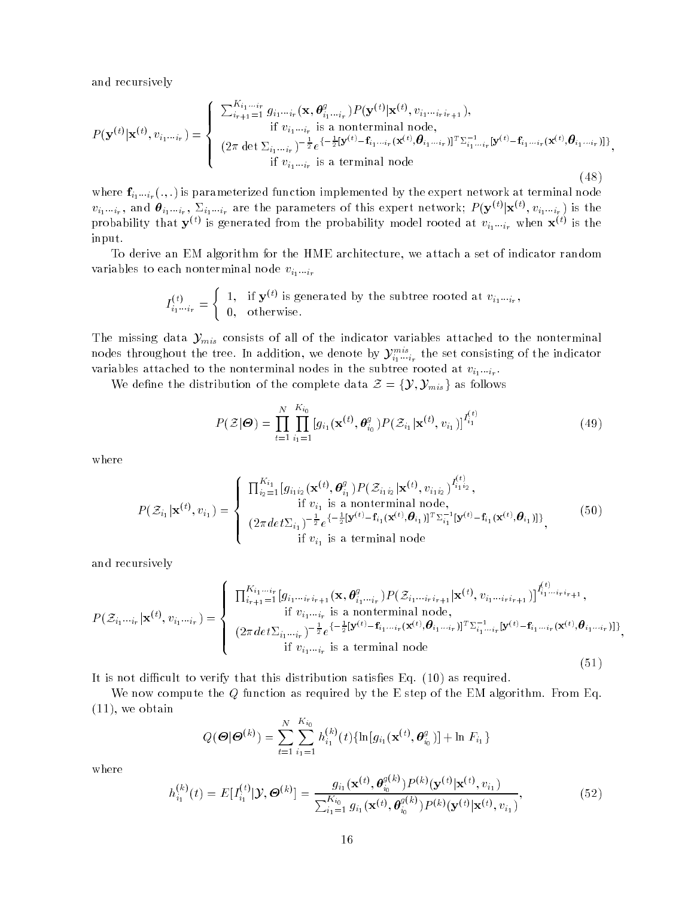and recursively

$$
P(\mathbf{y}^{(t)}|\mathbf{x}^{(t)}, v_{i_1\cdots i_r}) = \begin{cases} \sum_{i_{r+1}=1}^{K_{i_1\cdots i_r}} g_{i_1\cdots i_r}(\mathbf{x}, \boldsymbol{\theta}^g_{i_1\cdots i_r}) P(\mathbf{y}^{(t)}|\mathbf{x}^{(t)}, v_{i_1\cdots i_r i_{r+1}}), \\ \qquad \text{if } v_{i_1\cdots i_r} \text{ is a nonterminal node,} \\ (2\pi \det \Sigma_{i_1\cdots i_r})^{-\frac{1}{2}} e^{\{-\frac{1}{2}[\mathbf{y}^{(t)} - \mathbf{f}_{i_1\cdots i_r}(\mathbf{x}^{(t)}, \boldsymbol{\theta}_{i_1\cdots i_r})]^T \Sigma^{-1}_{i_1\cdots i_r} [\mathbf{y}^{(t)} - \mathbf{f}_{i_1\cdots i_r}(\mathbf{x}^{(t)}, \boldsymbol{\theta}_{i_1\cdots i_r})]\}}, \\ \qquad \text{if } v_{i_1\cdots i_r} \text{ is a terminal node} \end{cases} \tag{48}
$$

where $\mathbf{f}_{i_1\cdots i_r}(.,.)$ is parameterized function implemented by the expert network at terminal node $v_{i_1\cdots i_r}$, and $\boldsymbol{\theta}_{i_1\cdots i_r}$, $\Sigma_{i_1\cdots i_r}$ are the parameters of this expert network; $P(\mathbf{y}^{(t)}|\mathbf{x}^{(t)}, v_{i_1\cdots i_r})$ is the probability that $\mathbf{y}^{(t)}$ is generated from the probability model rooted at $v_{i_1\cdots i_r}$ when $\mathbf{x}^{(t)}$ is the input.

To derive an EM algorithm for the HME architecture, we attach a set of indicator random variables to each nonterminal node $v_{i_1\cdots i_r}$

$$
I^{(t)}_{i_1\cdots i_r} = \begin{cases} 1, & \text{if } \mathbf{y}^{(t)} \text{ is generated by the subtree rooted at } v_{i_1\cdots i_r}, \\ 0, & \text{otherwise.} \end{cases}
$$

The missing data $\mathcal{Y}_{mis}$ consists of all of the indicator variables attached to the nonterminal nodes throughout the tree. In addition, we denote by $\mathcal{Y}^{mis}_{i_1\cdots i_r}$ the set consisting of the indicator variables attached to the nonterminal nodes in the subtree rooted at $v_{i_1\cdots i_r}$.

We define the distribution of the complete data $\mathcal{Z} = \{\mathcal{Y}, \mathcal{Y}_{mis}\}$ as follows

$$
P(\mathcal{Z}|\boldsymbol{\Theta}) = \prod_{t=1}^{N} \prod_{i_1=1}^{K_{i_0}} [g_{i_1}(\mathbf{x}^{(t)}, \boldsymbol{\theta}^g_{i_0}) P(\mathcal{Z}_{i_1}|\mathbf{x}^{(t)}, v_{i_1})]^{I^{(t)}_{i_1}} \tag{49}
$$

where

$$
P(\mathcal{Z}_{i_1}|\mathbf{x}^{(t)}, v_{i_1}) = \begin{cases} \prod_{i_2=1}^{K_{i_1}} [g_{i_1 i_2}(\mathbf{x}^{(t)}, \boldsymbol{\theta}^g_{i_1}) P(\mathcal{Z}_{i_1 i_2}|\mathbf{x}^{(t)}, v_{i_1 i_2})^{I^{(t)}_{i_1 i_2}}, \\ \qquad \text{if } v_{i_1} \text{ is a nonterminal node,} \\ (2\pi det \Sigma_{i_1})^{-\frac{1}{2}} e^{\{-\frac{1}{2}[\mathbf{y}^{(t)} - \mathbf{f}_{i_1}(\mathbf{x}^{(t)}, \boldsymbol{\theta}_{i_1})]^T \Sigma^{-1}_{i_1} [\mathbf{y}^{(t)} - \mathbf{f}_{i_1}(\mathbf{x}^{(t)}, \boldsymbol{\theta}_{i_1})]\}}, \\ \qquad \text{if } v_{i_1} \text{ is a terminal node} \end{cases} \tag{50}
$$

and recursively

$$
P(\mathcal{Z}_{i_1\cdots i_r}|\mathbf{x}^{(t)}, v_{i_1\cdots i_r}) = \begin{cases} \prod_{i_{r+1}=1}^{K_{i_1\cdots i_r}} [g_{i_1\cdots i_r i_{r+1}}(\mathbf{x}, \boldsymbol{\theta}^g_{i_1\cdots i_r}) P(\mathcal{Z}_{i_1\cdots i_r i_{r+1}}|\mathbf{x}^{(t)}, v_{i_1\cdots i_r i_{r+1}})]^{I^{(t)}_{i_1\cdots i_r i_{r+1}}}, \\ \qquad \text{if } v_{i_1\cdots i_r} \text{ is a nonterminal node,} \\ (2\pi det \Sigma_{i_1\cdots i_r})^{-\frac{1}{2}} e^{\{-\frac{1}{2}[\mathbf{y}^{(t)} - \mathbf{f}_{i_1\cdots i_r}(\mathbf{x}^{(t)}, \boldsymbol{\theta}_{i_1\cdots i_r})]^T \Sigma^{-1}_{i_1\cdots i_r} [\mathbf{y}^{(t)} - \mathbf{f}_{i_1\cdots i_r}(\mathbf{x}^{(t)}, \boldsymbol{\theta}_{i_1\cdots i_r})]\}}, \\ \qquad \text{if } v_{i_1\cdots i_r} \text{ is a terminal node} \end{cases} \tag{51}
$$

It is not difficult to verify that this distribution satisfies Eq. (10) as required.

We now compute the $Q$ function as required by the E step of the EM algorithm. From Eq. (11), we obtain

$$
Q(\boldsymbol{\Theta}|\boldsymbol{\Theta}^{(k)}) = \sum_{t=1}^{N} \sum_{i_1=1}^{K_{i_0}} h^{(k)}_{i_1}(t) \{\ln[g_{i_1}(\mathbf{x}^{(t)}, \boldsymbol{\theta}^g_{i_0})] + \ln F_{i_1}\}
$$

where

$$
h^{(k)}_{i_1}(t) = E[I^{(t)}_{i_1}|\mathcal{Y}, \boldsymbol{\Theta}^{(k)}] = \frac{g_{i_1}(\mathbf{x}^{(t)}, \boldsymbol{\theta}^{g(k)}_{i_0}) P^{(k)}(\mathbf{y}^{(t)}|\mathbf{x}^{(t)}, v_{i_1})}{\sum_{i_1=1}^{K_{i_0}} g_{i_1}(\mathbf{x}^{(t)}, \boldsymbol{\theta}^{g(k)}_{i_0}) P^{(k)}(\mathbf{y}^{(t)}|\mathbf{x}^{(t)}, v_{i_1})}, \tag{52}
$$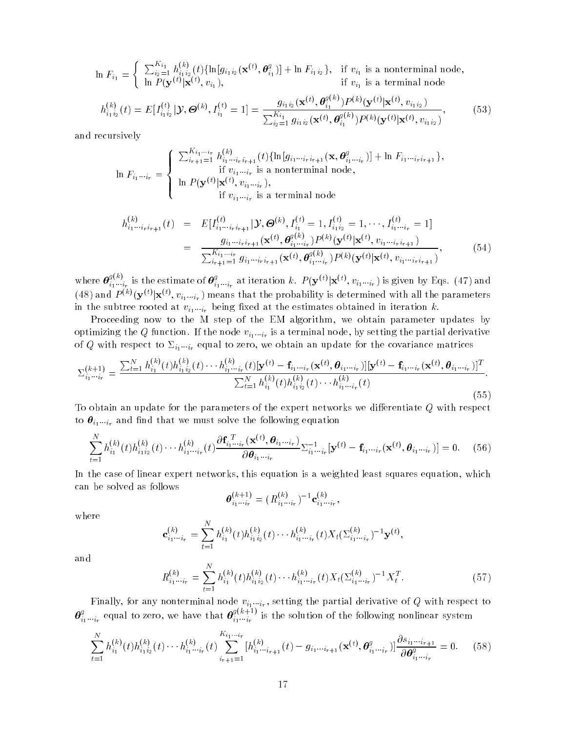$$\ln F_{i_1} = \begin{cases} \sum_{i_2=1}^{K_{i_1}} h_{i_1 i_2}^{(k)}(t)\{\ln[g_{i_1 i_2}(\mathbf{x}^{(t)}, \boldsymbol{\theta}_{i_1}^g)] + \ln F_{i_1 i_2}\}, & \text{if } v_{i_1} \text{ is a nonterminal node,} \\ \ln P(\mathbf{y}^{(t)}|\mathbf{x}^{(t)}, v_{i_1}), & \text{if } v_{i_1} \text{ is a terminal node} \end{cases}$$

$$h_{i_1 i_2}^{(k)}(t) = E[I_{i_1 i_2}^{(t)}|\mathcal{Y}, \boldsymbol{\Theta}^{(k)}, I_{i_1}^{(t)} = 1] = \frac{g_{i_1 i_2}(\mathbf{x}^{(t)}, \boldsymbol{\theta}_{i_1}^{g(k)}) P^{(k)}(\mathbf{y}^{(t)}|\mathbf{x}^{(t)}, v_{i_1 i_2})}{\sum_{i_2=1}^{K_{i_1}} g_{i_1 i_2}(\mathbf{x}^{(t)}, \boldsymbol{\theta}_{i_1}^{g(k)}) P^{(k)}(\mathbf{y}^{(t)}|\mathbf{x}^{(t)}, v_{i_1 i_2})}, \tag{53}$$

and recursively

$$\ln F_{i_1 \cdots i_r} = \begin{cases} \sum_{i_{r+1}=1}^{K_{i_1 \cdots i_r}} h_{i_1 \cdots i_r i_{r+1}}^{(k)}(t)\{\ln[g_{i_1 \cdots i_r i_{r+1}}(\mathbf{x}, \boldsymbol{\theta}_{i_1 \cdots i_r}^g)] + \ln F_{i_1 \cdots i_r i_{r+1}}\}, \\ \qquad \text{if } v_{i_1 \cdots i_r} \text{ is a nonterminal node,} \\ \ln P(\mathbf{y}^{(t)}|\mathbf{x}^{(t)}, v_{i_1 \cdots i_r}), \\ \qquad \text{if } v_{i_1 \cdots i_r} \text{ is a terminal node} \end{cases}$$

$$\begin{aligned} h_{i_1 \cdots i_r i_{r+1}}^{(k)}(t) &= E[I_{i_1 \cdots i_r i_{r+1}}^{(t)}|\mathcal{Y}, \boldsymbol{\Theta}^{(k)}, I_{i_1}^{(t)} = 1, I_{i_1 i_2}^{(t)} = 1, \cdots, I_{i_1 \cdots i_r}^{(t)} = 1] \\ &= \frac{g_{i_1 \cdots i_r i_{r+1}}(\mathbf{x}^{(t)}, \boldsymbol{\theta}_{i_1 \cdots i_r}^{g(k)}) P^{(k)}(\mathbf{y}^{(t)}|\mathbf{x}^{(t)}, v_{i_1 \cdots i_r i_{r+1}})}{\sum_{i_{r+1}=1}^{K_{i_1 \cdots i_r}} g_{i_1 \cdots i_r i_{r+1}}(\mathbf{x}^{(t)}, \boldsymbol{\theta}_{i_1 \cdots i_r}^{g(k)}) P^{(k)}(\mathbf{y}^{(t)}|\mathbf{x}^{(t)}, v_{i_1 \cdots i_r i_{r+1}})}, \end{aligned} \tag{54}$$

where $\boldsymbol{\theta}_{i_1 \cdots i_r}^{g(k)}$ is the estimate of $\boldsymbol{\theta}_{i_1 \cdots i_r}^g$ at iteration $k$. $P(\mathbf{y}^{(t)}|\mathbf{x}^{(t)}, v_{i_1 \cdots i_r})$ is given by Eqs. (47) and (48) and $P^{(k)}(\mathbf{y}^{(t)}|\mathbf{x}^{(t)}, v_{i_1 \cdots i_r})$ means that the probability is determined with all the parameters in the subtree rooted at $v_{i_1 \cdots i_r}$ being fixed at the estimates obtained in iteration $k$.

Proceeding now to the M step of the EM algorithm, we obtain parameter updates by optimizing the $Q$ function. If the node $v_{i_1 \cdots i_r}$ is a terminal node, by setting the partial derivative of $Q$ with respect to $\Sigma_{i_1 \cdots i_r}$ equal to zero, we obtain an update for the covariance matrices

$$\Sigma_{i_1 \cdots i_r}^{(k+1)} = \frac{\sum_{t=1}^N h_{i_1}^{(k)}(t) h_{i_1 i_2}^{(k)}(t) \cdots h_{i_1 \cdots i_r}^{(k)}(t)[\mathbf{y}^{(t)} - \mathbf{f}_{i_1 \cdots i_r}(\mathbf{x}^{(t)}, \boldsymbol{\theta}_{i_1 \cdots i_r})][\mathbf{y}^{(t)} - \mathbf{f}_{i_1 \cdots i_r}(\mathbf{x}^{(t)}, \boldsymbol{\theta}_{i_1 \cdots i_r})]^T}{\sum_{t=1}^N h_{i_1}^{(k)}(t) h_{i_1 i_2}^{(k)}(t) \cdots h_{i_1 \cdots i_r}^{(k)}(t)}. \tag{55}$$

To obtain an update for the parameters of the expert networks we differentiate $Q$ with respect to $\boldsymbol{\theta}_{i_1 \cdots i_r}$ and find that we must solve the following equation

$$\sum_{t=1}^N h_{i_1}^{(k)}(t) h_{i_1 i_2}^{(k)}(t) \cdots h_{i_1 \cdots i_r}^{(k)}(t) \frac{\partial \mathbf{f}_{i_1 \cdots i_r}^T(\mathbf{x}^{(t)}, \boldsymbol{\theta}_{i_1 \cdots i_r})}{\partial \boldsymbol{\theta}_{i_1 \cdots i_r}} \Sigma_{i_1 \cdots i_r}^{-1}[\mathbf{y}^{(t)} - \mathbf{f}_{i_1 \cdots i_r}(\mathbf{x}^{(t)}, \boldsymbol{\theta}_{i_1 \cdots i_r})] = 0. \tag{56}$$

In the case of linear expert networks, this equation is a weighted least squares equation, which can be solved as follows

$$\boldsymbol{\theta}_{i_1 \cdots i_r}^{(k+1)} = (R_{i_1 \cdots i_r}^{(k)})^{-1} \mathbf{c}_{i_1 \cdots i_r}^{(k)},$$

where

$$\mathbf{c}_{i_1 \cdots i_r}^{(k)} = \sum_{t=1}^N h_{i_1}^{(k)}(t) h_{i_1 i_2}^{(k)}(t) \cdots h_{i_1 \cdots i_r}^{(k)}(t) X_t (\Sigma_{i_1 \cdots i_r}^{(k)})^{-1} \mathbf{y}^{(t)},$$

and

$$R_{i_1 \cdots i_r}^{(k)} = \sum_{t=1}^N h_{i_1}^{(k)}(t) h_{i_1 i_2}^{(k)}(t) \cdots h_{i_1 \cdots i_r}^{(k)}(t) X_t (\Sigma_{i_1 \cdots i_r}^{(k)})^{-1} X_t^T. \tag{57}$$

Finally, for any nonterminal node $v_{i_1 \cdots i_r}$, setting the partial derivative of $Q$ with respect to $\boldsymbol{\theta}_{i_1 \cdots i_r}^g$ equal to zero, we have that $\boldsymbol{\theta}_{i_1 \cdots i_r}^{g(k+1)}$ is the solution of the following nonlinear system

$$\sum_{t=1}^N h_{i_1}^{(k)}(t) h_{i_1 i_2}^{(k)}(t) \cdots h_{i_1 \cdots i_r}^{(k)}(t) \sum_{i_{r+1}=1}^{K_{i_1 \cdots i_r}} [h_{i_1 \cdots i_{r+1}}^{(k)}(t) - g_{i_1 \cdots i_{r+1}}(\mathbf{x}^{(t)}, \boldsymbol{\theta}_{i_1 \cdots i_r}^g)] \frac{\partial s_{i_1 \cdots i_{r+1}}}{\partial \boldsymbol{\theta}_{i_1 \cdots i_r}^g} = 0. \tag{58}$$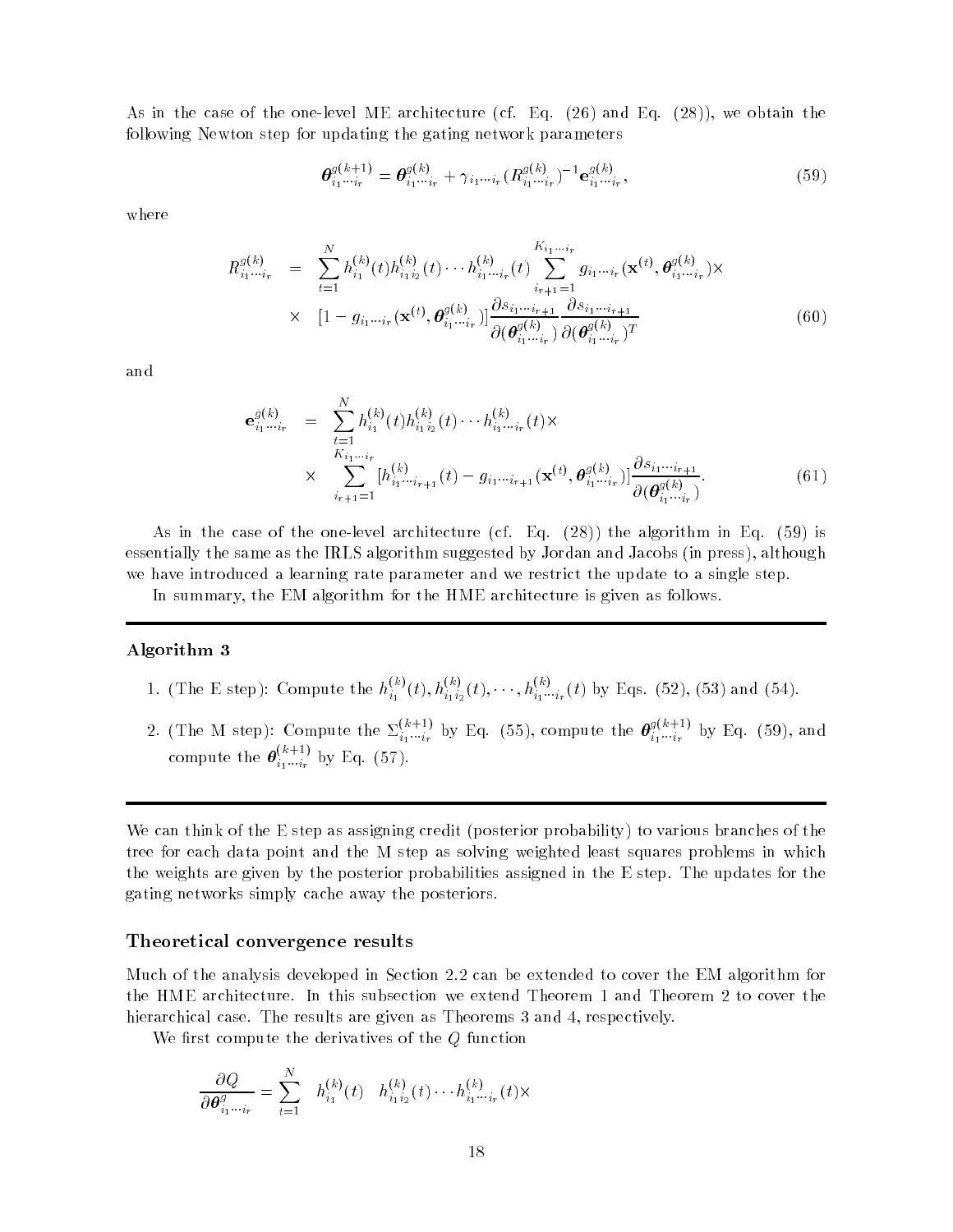As in the case of the one-level ME architecture (cf. Eq. (26) and Eq. (28)), we obtain the following Newton step for updating the gating network parameters

$$\boldsymbol{\theta}^{g(k+1)}_{i_1\cdots i_r} = \boldsymbol{\theta}^{g(k)}_{i_1\cdots i_r} + \gamma_{i_1\cdots i_r}(R^{g(k)}_{i_1\cdots i_r})^{-1}\mathbf{e}^{g(k)}_{i_1\cdots i_r}, \tag{59}$$

where

$$\begin{aligned} R^{g(k)}_{i_1\cdots i_r} &= \sum_{t=1}^{N} h^{(k)}_{i_1}(t) h^{(k)}_{i_1 i_2}(t)\cdots h^{(k)}_{i_1\cdots i_r}(t) \sum_{i_{r+1}=1}^{K_{i_1\cdots i_r}} g_{i_1\cdots i_r}(\mathbf{x}^{(t)}, \boldsymbol{\theta}^{g(k)}_{i_1\cdots i_r}) \times \\ &\times \quad [1 - g_{i_1\cdots i_r}(\mathbf{x}^{(t)}, \boldsymbol{\theta}^{g(k)}_{i_1\cdots i_r})] \frac{\partial s_{i_1\cdots i_{r+1}}}{\partial(\boldsymbol{\theta}^{g(k)}_{i_1\cdots i_r})} \frac{\partial s_{i_1\cdots i_{r+1}}}{\partial(\boldsymbol{\theta}^{g(k)}_{i_1\cdots i_r})^T} \end{aligned} \tag{60}$$

and

$$\begin{aligned} \mathbf{e}^{g(k)}_{i_1\cdots i_r} &= \sum_{t=1}^{N} h^{(k)}_{i_1}(t) h^{(k)}_{i_1 i_2}(t)\cdots h^{(k)}_{i_1\cdots i_r}(t) \times \\ &\times \quad \sum_{i_{r+1}=1}^{K_{i_1\cdots i_r}} [h^{(k)}_{i_1\cdots i_{r+1}}(t) - g_{i_1\cdots i_{r+1}}(\mathbf{x}^{(t)}, \boldsymbol{\theta}^{g(k)}_{i_1\cdots i_r})] \frac{\partial s_{i_1\cdots i_{r+1}}}{\partial(\boldsymbol{\theta}^{g(k)}_{i_1\cdots i_r})}. \end{aligned} \tag{61}$$

As in the case of the one-level architecture (cf. Eq. (28)) the algorithm in Eq. (59) is essentially the same as the IRLS algorithm suggested by Jordan and Jacobs (in press), although we have introduced a learning rate parameter and we restrict the update to a single step.

In summary, the EM algorithm for the HME architecture is given as follows.

---

**Algorithm 3**

1. (The E step): Compute the $h^{(k)}_{i_1}(t), h^{(k)}_{i_1 i_2}(t), \cdots, h^{(k)}_{i_1\cdots i_r}(t)$ by Eqs. (52), (53) and (54).
2. (The M step): Compute the $\Sigma^{(k+1)}_{i_1\cdots i_r}$ by Eq. (55), compute the $\boldsymbol{\theta}^{g(k+1)}_{i_1\cdots i_r}$ by Eq. (59), and compute the $\boldsymbol{\theta}^{(k+1)}_{i_1\cdots i_r}$ by Eq. (57).

---

We can think of the E step as assigning credit (posterior probability) to various branches of the tree for each data point and the M step as solving weighted least squares problems in which the weights are given by the posterior probabilities assigned in the E step. The updates for the gating networks simply cache away the posteriors.

### Theoretical convergence results

Much of the analysis developed in Section 2.2 can be extended to cover the EM algorithm for the HME architecture. In this subsection we extend Theorem 1 and Theorem 2 to cover the hierarchical case. The results are given as Theorems 3 and 4, respectively.

We first compute the derivatives of the $Q$ function

$$\frac{\partial Q}{\partial \boldsymbol{\theta}^{g}_{i_1\cdots i_r}} = \sum_{t=1}^{N} \quad h^{(k)}_{i_1}(t) \quad h^{(k)}_{i_1 i_2}(t)\cdots h^{(k)}_{i_1\cdots i_r}(t) \times$$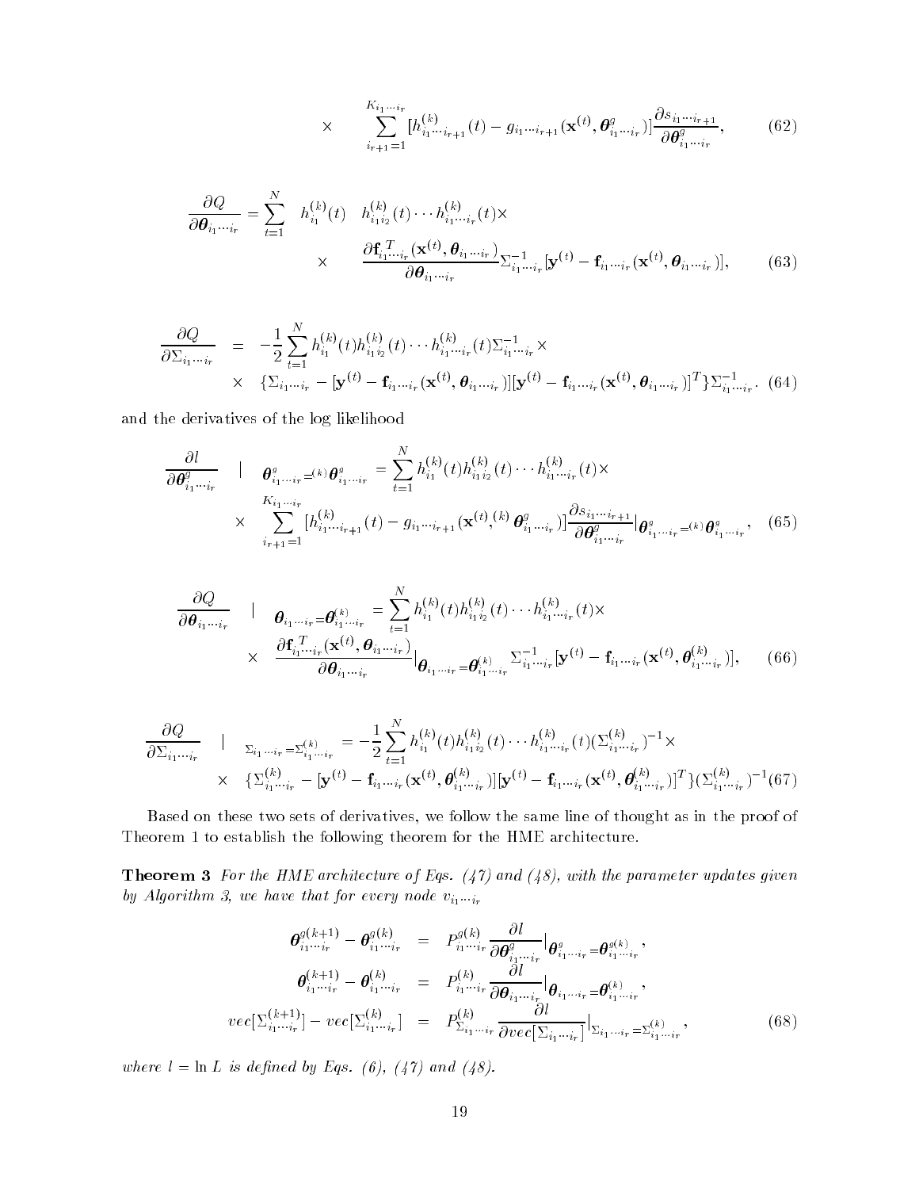$$
\times \qquad \sum_{i_{r+1}=1}^{K_{i_1\cdots i_r}} [h_{i_1\cdots i_{r+1}}^{(k)}(t) - g_{i_1\cdots i_{r+1}}(\mathbf{x}^{(t)}, \boldsymbol{\theta}_{i_1\cdots i_r}^g)] \frac{\partial s_{i_1\cdots i_{r+1}}}{\partial \boldsymbol{\theta}_{i_1\cdots i_r}^g}, \tag{62}
$$

$$
\begin{aligned}
\frac{\partial Q}{\partial \boldsymbol{\theta}_{i_1\cdots i_r}} = \sum_{t=1}^{N} \quad & h_{i_1}^{(k)}(t) \quad h_{i_1 i_2}^{(k)}(t) \cdots h_{i_1\cdots i_r}^{(k)}(t) \times \\
\times \quad & \frac{\partial \mathbf{f}_{i_1\cdots i_r}^T(\mathbf{x}^{(t)}, \boldsymbol{\theta}_{i_1\cdots i_r})}{\partial \boldsymbol{\theta}_{i_1\cdots i_r}} \Sigma_{i_1\cdots i_r}^{-1} [\mathbf{y}^{(t)} - \mathbf{f}_{i_1\cdots i_r}(\mathbf{x}^{(t)}, \boldsymbol{\theta}_{i_1\cdots i_r})],
\end{aligned} \tag{63}
$$

$$
\begin{aligned}
\frac{\partial Q}{\partial \Sigma_{i_1\cdots i_r}} &= -\frac{1}{2} \sum_{t=1}^{N} h_{i_1}^{(k)}(t) h_{i_1 i_2}^{(k)}(t) \cdots h_{i_1\cdots i_r}^{(k)}(t) \Sigma_{i_1\cdots i_r}^{-1} \times \\
&\times \quad \{\Sigma_{i_1\cdots i_r} - [\mathbf{y}^{(t)} - \mathbf{f}_{i_1\cdots i_r}(\mathbf{x}^{(t)}, \boldsymbol{\theta}_{i_1\cdots i_r})][\mathbf{y}^{(t)} - \mathbf{f}_{i_1\cdots i_r}(\mathbf{x}^{(t)}, \boldsymbol{\theta}_{i_1\cdots i_r})]^T\} \Sigma_{i_1\cdots i_r}^{-1}.
\end{aligned} \tag{64}
$$

and the derivatives of the log likelihood

$$
\begin{aligned}
\frac{\partial l}{\partial \boldsymbol{\theta}_{i_1\cdots i_r}^g} \Big|_{\boldsymbol{\theta}_{i_1\cdots i_r}^g = {}^{(k)}\boldsymbol{\theta}_{i_1\cdots i_r}^g} &= \sum_{t=1}^{N} h_{i_1}^{(k)}(t) h_{i_1 i_2}^{(k)}(t) \cdots h_{i_1\cdots i_r}^{(k)}(t) \times \\
\times \quad \sum_{i_{r+1}=1}^{K_{i_1\cdots i_r}} & [h_{i_1\cdots i_{r+1}}^{(k)}(t) - g_{i_1\cdots i_{r+1}}(\mathbf{x}^{(t)}, {}^{(k)}\boldsymbol{\theta}_{i_1\cdots i_r}^g)] \frac{\partial s_{i_1\cdots i_{r+1}}}{\partial \boldsymbol{\theta}_{i_1\cdots i_r}^g} \Big|_{\boldsymbol{\theta}_{i_1\cdots i_r}^g = {}^{(k)}\boldsymbol{\theta}_{i_1\cdots i_r}^g},
\end{aligned} \tag{65}
$$

$$
\begin{aligned}
\frac{\partial Q}{\partial \boldsymbol{\theta}_{i_1\cdots i_r}} \Big|_{\boldsymbol{\theta}_{i_1\cdots i_r} = \boldsymbol{\theta}_{i_1\cdots i_r}^{(k)}} &= \sum_{t=1}^{N} h_{i_1}^{(k)}(t) h_{i_1 i_2}^{(k)}(t) \cdots h_{i_1\cdots i_r}^{(k)}(t) \times \\
\times \quad \frac{\partial \mathbf{f}_{i_1\cdots i_r}^T(\mathbf{x}^{(t)}, \boldsymbol{\theta}_{i_1\cdots i_r})}{\partial \boldsymbol{\theta}_{i_1\cdots i_r}} \Big|_{\boldsymbol{\theta}_{i_1\cdots i_r} = \boldsymbol{\theta}_{i_1\cdots i_r}^{(k)}} & \Sigma_{i_1\cdots i_r}^{-1} [\mathbf{y}^{(t)} - \mathbf{f}_{i_1\cdots i_r}(\mathbf{x}^{(t)}, \boldsymbol{\theta}_{i_1\cdots i_r}^{(k)})],
\end{aligned} \tag{66}
$$

$$
\begin{aligned}
\frac{\partial Q}{\partial \Sigma_{i_1\cdots i_r}} \Big|_{\Sigma_{i_1\cdots i_r} = \Sigma_{i_1\cdots i_r}^{(k)}} &= -\frac{1}{2} \sum_{t=1}^{N} h_{i_1}^{(k)}(t) h_{i_1 i_2}^{(k)}(t) \cdots h_{i_1\cdots i_r}^{(k)}(t) (\Sigma_{i_1\cdots i_r}^{(k)})^{-1} \times \\
\times \quad \{\Sigma_{i_1\cdots i_r}^{(k)} - [\mathbf{y}^{(t)} - \mathbf{f}_{i_1\cdots i_r}(\mathbf{x}^{(t)}, \boldsymbol{\theta}_{i_1\cdots i_r}^{(k)})] & [\mathbf{y}^{(t)} - \mathbf{f}_{i_1\cdots i_r}(\mathbf{x}^{(t)}, \boldsymbol{\theta}_{i_1\cdots i_r}^{(k)})]^T\} (\Sigma_{i_1\cdots i_r}^{(k)})^{-1}
\end{aligned} \tag{67}
$$

Based on these two sets of derivatives, we follow the same line of thought as in the proof of Theorem 1 to establish the following theorem for the HME architecture.

**Theorem 3** *For the HME architecture of Eqs. (47) and (48), with the parameter updates given by Algorithm 3, we have that for every node* $v_{i_1\cdots i_r}$

$$
\begin{aligned}
\boldsymbol{\theta}_{i_1\cdots i_r}^{g(k+1)} - \boldsymbol{\theta}_{i_1\cdots i_r}^{g(k)} &= P_{i_1\cdots i_r}^{g(k)} \frac{\partial l}{\partial \boldsymbol{\theta}_{i_1\cdots i_r}^g} \Big|_{\boldsymbol{\theta}_{i_1\cdots i_r}^g = \boldsymbol{\theta}_{i_1\cdots i_r}^{g(k)}}, \\
\boldsymbol{\theta}_{i_1\cdots i_r}^{(k+1)} - \boldsymbol{\theta}_{i_1\cdots i_r}^{(k)} &= P_{i_1\cdots i_r}^{(k)} \frac{\partial l}{\partial \boldsymbol{\theta}_{i_1\cdots i_r}} \Big|_{\boldsymbol{\theta}_{i_1\cdots i_r} = \boldsymbol{\theta}_{i_1\cdots i_r}^{(k)}}, \\
vec[\Sigma_{i_1\cdots i_r}^{(k+1)}] - vec[\Sigma_{i_1\cdots i_r}^{(k)}] &= P_{\Sigma_{i_1\cdots i_r}}^{(k)} \frac{\partial l}{\partial vec[\Sigma_{i_1\cdots i_r}]} \Big|_{\Sigma_{i_1\cdots i_r} = \Sigma_{i_1\cdots i_r}^{(k)}},
\end{aligned} \tag{68}
$$

*where* $l = \ln L$ *is defined by Eqs. (6), (47) and (48).*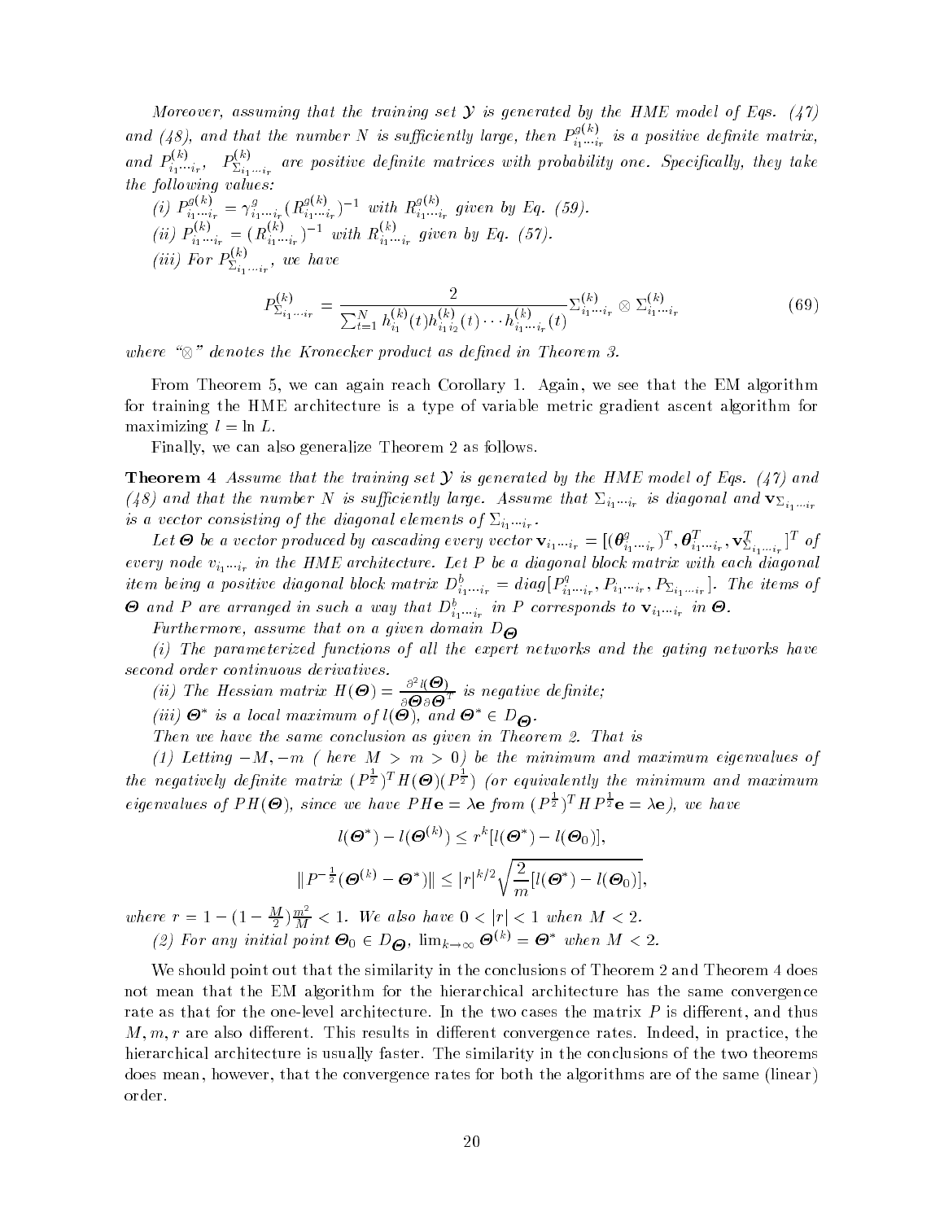*Moreover, assuming that the training set $\mathcal{Y}$ is generated by the HME model of Eqs. (47) and (48), and that the number $N$ is sufficiently large, then $P^{g(k)}_{i_1\cdots i_r}$ is a positive definite matrix, and $P^{(k)}_{i_1\cdots i_r}$, $P^{(k)}_{\Sigma_{i_1\cdots i_r}}$ are positive definite matrices with probability one. Specifically, they take the following values:*

*(i)* $P^{g(k)}_{i_1\cdots i_r} = \gamma^g_{i_1\cdots i_r}(R^{g(k)}_{i_1\cdots i_r})^{-1}$ *with* $R^{g(k)}_{i_1\cdots i_r}$ *given by Eq. (59).*

*(ii)* $P^{(k)}_{i_1\cdots i_r} = (R^{(k)}_{i_1\cdots i_r})^{-1}$ *with* $R^{(k)}_{i_1\cdots i_r}$ *given by Eq. (57).*

*(iii) For* $P^{(k)}_{\Sigma_{i_1\cdots i_r}}$*, we have*

$$P^{(k)}_{\Sigma_{i_1\cdots i_r}} = \frac{2}{\sum_{t=1}^{N} h^{(k)}_{i_1}(t)h^{(k)}_{i_1 i_2}(t)\cdots h^{(k)}_{i_1\cdots i_r}(t)} \Sigma^{(k)}_{i_1\cdots i_r} \otimes \Sigma^{(k)}_{i_1\cdots i_r} \tag{69}$$

*where "$\otimes$" denotes the Kronecker product as defined in Theorem 3.*

From Theorem 5, we can again reach Corollary 1. Again, we see that the EM algorithm for training the HME architecture is a type of variable metric gradient ascent algorithm for maximizing $l = \ln L$.

Finally, we can also generalize Theorem 2 as follows.

**Theorem 4** *Assume that the training set $\mathcal{Y}$ is generated by the HME model of Eqs. (47) and (48) and that the number $N$ is sufficiently large. Assume that $\Sigma_{i_1\cdots i_r}$ is diagonal and $\mathbf{v}_{\Sigma_{i_1\cdots i_r}}$ is a vector consisting of the diagonal elements of $\Sigma_{i_1\cdots i_r}$.*

*Let $\boldsymbol{\Theta}$ be a vector produced by cascading every vector $\mathbf{v}_{i_1\cdots i_r} = [(\boldsymbol{\theta}^g_{i_1\cdots i_r})^T, \boldsymbol{\theta}^T_{i_1\cdots i_r}, \mathbf{v}^T_{\Sigma_{i_1\cdots i_r}}]^T$ of every node $v_{i_1\cdots i_r}$ in the HME architecture. Let $P$ be a diagonal block matrix with each diagonal item being a positive diagonal block matrix $D^b_{i_1\cdots i_r} = diag[P^g_{i_1\cdots i_r}, P_{i_1\cdots i_r}, P_{\Sigma_{i_1\cdots i_r}}]$. The items of $\boldsymbol{\Theta}$ and $P$ are arranged in such a way that $D^b_{i_1\cdots i_r}$ in $P$ corresponds to $\mathbf{v}_{i_1\cdots i_r}$ in $\boldsymbol{\Theta}$.*

*Furthermore, assume that on a given domain $D_{\boldsymbol{\Theta}}$*

*(i) The parameterized functions of all the expert networks and the gating networks have second order continuous derivatives.*

*(ii) The Hessian matrix $H(\boldsymbol{\Theta}) = \frac{\partial^2 l(\boldsymbol{\Theta})}{\partial \boldsymbol{\Theta} \partial \boldsymbol{\Theta}^T}$ is negative definite;*

*(iii) $\boldsymbol{\Theta}^*$ is a local maximum of $l(\boldsymbol{\Theta})$, and $\boldsymbol{\Theta}^* \in D_{\boldsymbol{\Theta}}$.*

*Then we have the same conclusion as given in Theorem 2. That is*

*(1) Letting $-M, -m$ ( here $M > m > 0$) be the minimum and maximum eigenvalues of the negatively definite matrix $(P^{\frac{1}{2}})^T H(\boldsymbol{\Theta})(P^{\frac{1}{2}})$ (or equivalently the minimum and maximum eigenvalues of $PH(\boldsymbol{\Theta})$, since we have $PH\mathbf{e} = \lambda \mathbf{e}$ from $(P^{\frac{1}{2}})^T H P^{\frac{1}{2}} \mathbf{e} = \lambda \mathbf{e}$), we have*

$$l(\boldsymbol{\Theta}^*) - l(\boldsymbol{\Theta}^{(k)}) \le r^k [l(\boldsymbol{\Theta}^*) - l(\boldsymbol{\Theta}_0)],$$

$$\| P^{-\frac{1}{2}}(\boldsymbol{\Theta}^{(k)} - \boldsymbol{\Theta}^*) \| \le |r|^{k/2} \sqrt{\frac{2}{m}[l(\boldsymbol{\Theta}^*) - l(\boldsymbol{\Theta}_0)]},$$

*where $r = 1 - (1 - \frac{M}{2})\frac{m^2}{M} < 1$. We also have $0 < |r| < 1$ when $M < 2$.*

*(2) For any initial point $\boldsymbol{\Theta}_0 \in D_{\boldsymbol{\Theta}}$, $\lim_{k\to\infty} \boldsymbol{\Theta}^{(k)} = \boldsymbol{\Theta}^*$ when $M < 2$.*

We should point out that the similarity in the conclusions of Theorem 2 and Theorem 4 does not mean that the EM algorithm for the hierarchical architecture has the same convergence rate as that for the one-level architecture. In the two cases the matrix $P$ is different, and thus $M, m, r$ are also different. This results in different convergence rates. Indeed, in practice, the hierarchical architecture is usually faster. The similarity in the conclusions of the two theorems does mean, however, that the convergence rates for both the algorithms are of the same (linear) order.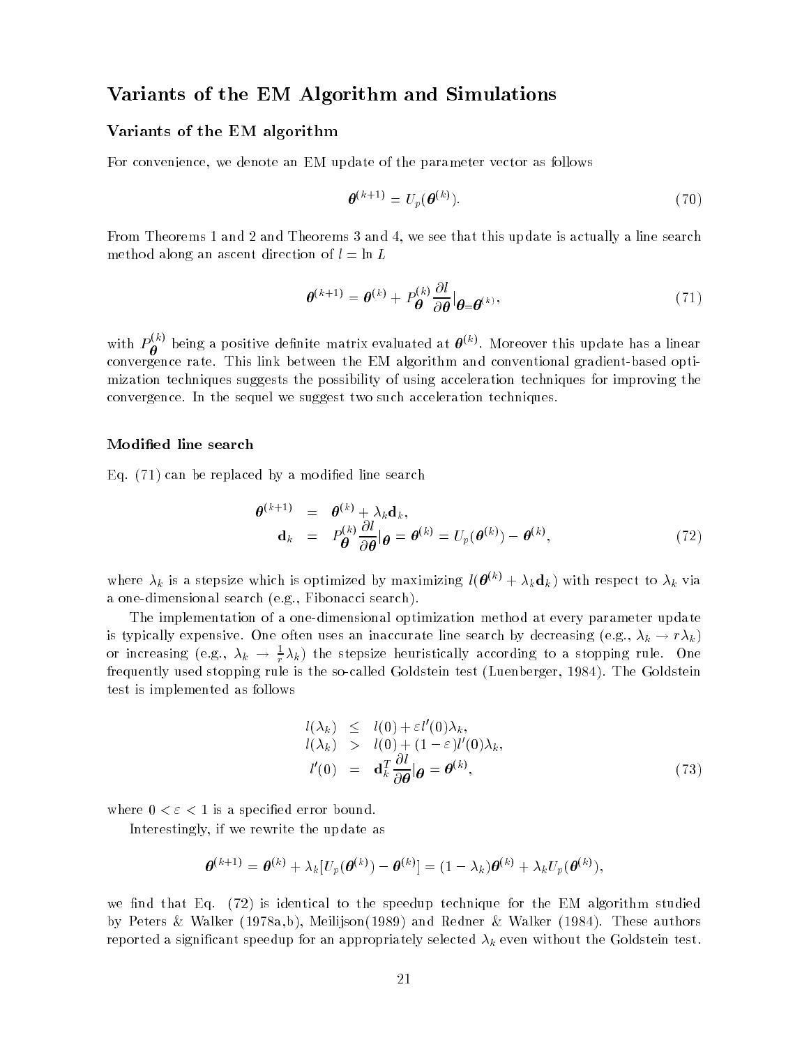## Variants of the EM Algorithm and Simulations

### Variants of the EM algorithm

For convenience, we denote an EM update of the parameter vector as follows

$$\boldsymbol{\theta}^{(k+1)} = U_p(\boldsymbol{\theta}^{(k)}). \tag{70}$$

From Theorems 1 and 2 and Theorems 3 and 4, we see that this update is actually a line search method along an ascent direction of $l = \ln L$

$$\boldsymbol{\theta}^{(k+1)} = \boldsymbol{\theta}^{(k)} + P_{\boldsymbol{\theta}}^{(k)} \frac{\partial l}{\partial \boldsymbol{\theta}}|_{\boldsymbol{\theta} = \boldsymbol{\theta}^{(k)}}, \tag{71}$$

with $P_{\boldsymbol{\theta}}^{(k)}$ being a positive definite matrix evaluated at $\boldsymbol{\theta}^{(k)}$. Moreover this update has a linear convergence rate. This link between the EM algorithm and conventional gradient-based optimization techniques suggests the possibility of using acceleration techniques for improving the convergence. In the sequel we suggest two such acceleration techniques.

#### Modified line search

Eq. (71) can be replaced by a modified line search

$$\begin{aligned}
\boldsymbol{\theta}^{(k+1)} &= \boldsymbol{\theta}^{(k)} + \lambda_k \mathbf{d}_k, \\
\mathbf{d}_k &= P_{\boldsymbol{\theta}}^{(k)} \frac{\partial l}{\partial \boldsymbol{\theta}}|_{\boldsymbol{\theta}} = \boldsymbol{\theta}^{(k)} = U_p(\boldsymbol{\theta}^{(k)}) - \boldsymbol{\theta}^{(k)},
\end{aligned} \tag{72}$$

where $\lambda_k$ is a stepsize which is optimized by maximizing $l(\boldsymbol{\theta}^{(k)} + \lambda_k \mathbf{d}_k)$ with respect to $\lambda_k$ via a one-dimensional search (e.g., Fibonacci search).

The implementation of a one-dimensional optimization method at every parameter update is typically expensive. One often uses an inaccurate line search by decreasing (e.g., $\lambda_k \to r\lambda_k$) or increasing (e.g., $\lambda_k \to \frac{1}{r}\lambda_k$) the stepsize heuristically according to a stopping rule. One frequently used stopping rule is the so-called Goldstein test (Luenberger, 1984). The Goldstein test is implemented as follows

$$\begin{aligned}
l(\lambda_k) &\leq l(0) + \varepsilon l'(0)\lambda_k, \\
l(\lambda_k) &> l(0) + (1-\varepsilon) l'(0)\lambda_k, \\
l'(0) &= \mathbf{d}_k^T \frac{\partial l}{\partial \boldsymbol{\theta}}|_{\boldsymbol{\theta}} = \boldsymbol{\theta}^{(k)},
\end{aligned} \tag{73}$$

where $0 < \varepsilon < 1$ is a specified error bound.

Interestingly, if we rewrite the update as

$$\boldsymbol{\theta}^{(k+1)} = \boldsymbol{\theta}^{(k)} + \lambda_k [U_p(\boldsymbol{\theta}^{(k)}) - \boldsymbol{\theta}^{(k)}] = (1 - \lambda_k)\boldsymbol{\theta}^{(k)} + \lambda_k U_p(\boldsymbol{\theta}^{(k)}),$$

we find that Eq. (72) is identical to the speedup technique for the EM algorithm studied by Peters & Walker (1978a,b), Meilijson(1989) and Redner & Walker (1984). These authors reported a significant speedup for an appropriately selected $\lambda_k$ even without the Goldstein test.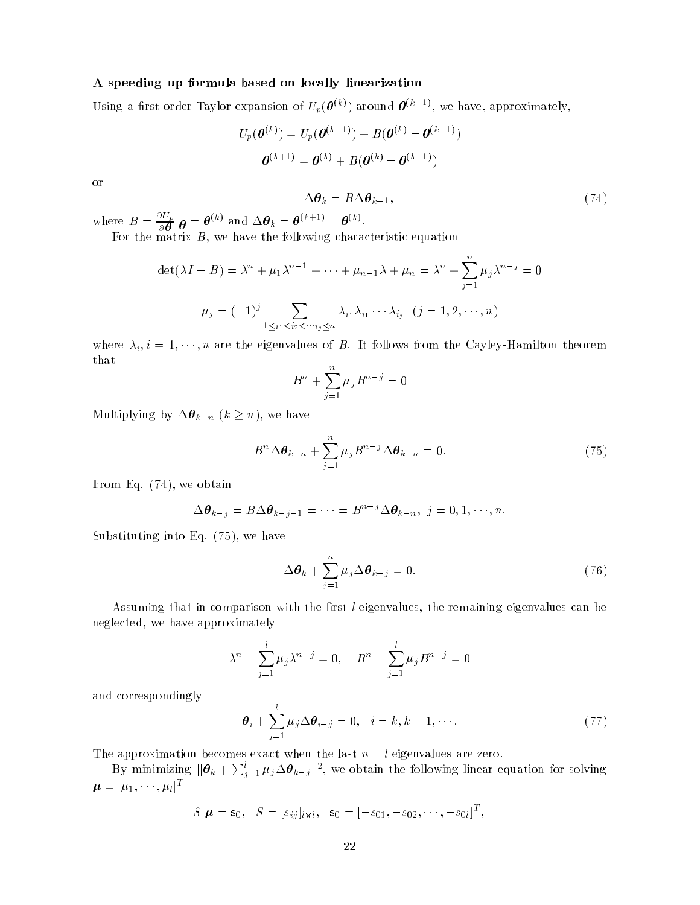### A speeding up formula based on locally linearization

Using a first-order Taylor expansion of $U_p(\boldsymbol{\theta}^{(k)})$ around $\boldsymbol{\theta}^{(k-1)}$, we have, approximately,

$$U_p(\boldsymbol{\theta}^{(k)}) = U_p(\boldsymbol{\theta}^{(k-1)}) + B(\boldsymbol{\theta}^{(k)} - \boldsymbol{\theta}^{(k-1)})$$

$$\boldsymbol{\theta}^{(k+1)} = \boldsymbol{\theta}^{(k)} + B(\boldsymbol{\theta}^{(k)} - \boldsymbol{\theta}^{(k-1)})$$

or

$$\Delta\boldsymbol{\theta}_k = B\Delta\boldsymbol{\theta}_{k-1}, \tag{74}$$

where $B = \frac{\partial U_p}{\partial \boldsymbol{\theta}}|_{\boldsymbol{\theta}} = \boldsymbol{\theta}^{(k)}$ and $\Delta\boldsymbol{\theta}_k = \boldsymbol{\theta}^{(k+1)} - \boldsymbol{\theta}^{(k)}$.

For the matrix $B$, we have the following characteristic equation

$$\det(\lambda I - B) = \lambda^n + \mu_1\lambda^{n-1} + \cdots + \mu_{n-1}\lambda + \mu_n = \lambda^n + \sum_{j=1}^{n}\mu_j\lambda^{n-j} = 0$$

$$\mu_j = (-1)^j \sum_{1\le i_1 < i_2 < \cdots i_j \le n} \lambda_{i_1}\lambda_{i_1}\cdots\lambda_{i_j} \quad (j = 1, 2, \cdots, n)$$

where $\lambda_i, i = 1, \cdots, n$ are the eigenvalues of $B$. It follows from the Cayley-Hamilton theorem that

$$B^n + \sum_{j=1}^{n}\mu_j B^{n-j} = 0$$

Multiplying by $\Delta\boldsymbol{\theta}_{k-n}$ $(k \ge n)$, we have

$$B^n\Delta\boldsymbol{\theta}_{k-n} + \sum_{j=1}^{n}\mu_j B^{n-j}\Delta\boldsymbol{\theta}_{k-n} = 0. \tag{75}$$

From Eq. (74), we obtain

$$\Delta\boldsymbol{\theta}_{k-j} = B\Delta\boldsymbol{\theta}_{k-j-1} = \cdots = B^{n-j}\Delta\boldsymbol{\theta}_{k-n}, \; j = 0, 1, \cdots, n.$$

Substituting into Eq. (75), we have

$$\Delta\boldsymbol{\theta}_k + \sum_{j=1}^{n}\mu_j\Delta\boldsymbol{\theta}_{k-j} = 0. \tag{76}$$

Assuming that in comparison with the first $l$ eigenvalues, the remaining eigenvalues can be neglected, we have approximately

$$\lambda^n + \sum_{j=1}^{l}\mu_j\lambda^{n-j} = 0, \quad B^n + \sum_{j=1}^{l}\mu_j B^{n-j} = 0$$

and correspondingly

$$\boldsymbol{\theta}_i + \sum_{j=1}^{l}\mu_j\Delta\boldsymbol{\theta}_{i-j} = 0, \quad i = k, k+1, \cdots. \tag{77}$$

The approximation becomes exact when the last $n - l$ eigenvalues are zero.

By minimizing $||\boldsymbol{\theta}_k + \sum_{j=1}^{l}\mu_j\Delta\boldsymbol{\theta}_{k-j}||^2$, we obtain the following linear equation for solving $\boldsymbol{\mu} = [\mu_1, \cdots, \mu_l]^T$

$$S\;\boldsymbol{\mu} = \mathrm{s}_0, \quad S = [s_{ij}]_{l\times l}, \quad \mathrm{s}_0 = [-s_{01}, -s_{02}, \cdots, -s_{0l}]^T,$$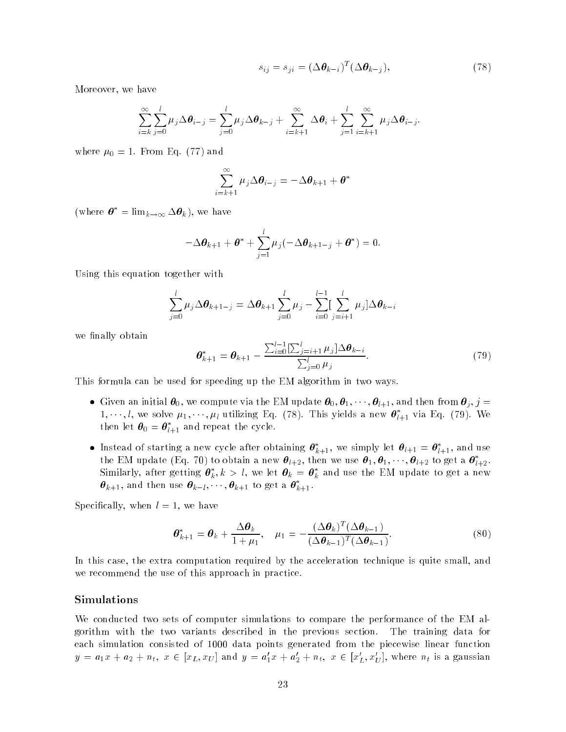$$s_{ij} = s_{ji} = (\Delta \boldsymbol{\theta}_{k-i})^T (\Delta \boldsymbol{\theta}_{k-j}), \tag{78}$$

Moreover, we have

$$\sum_{i=k}^{\infty} \sum_{j=0}^{l} \mu_j \Delta \boldsymbol{\theta}_{i-j} = \sum_{j=0}^{l} \mu_j \Delta \boldsymbol{\theta}_{k-j} + \sum_{i=k+1}^{\infty} \Delta \boldsymbol{\theta}_i + \sum_{j=1}^{l} \sum_{i=k+1}^{\infty} \mu_j \Delta \boldsymbol{\theta}_{i-j}.$$

where $\mu_0 = 1$. From Eq. (77) and

$$\sum_{i=k+1}^{\infty} \mu_j \Delta \boldsymbol{\theta}_{i-j} = -\Delta \boldsymbol{\theta}_{k+1} + \boldsymbol{\theta}^*$$

(where $\boldsymbol{\theta}^* = \lim_{k \to \infty} \Delta \boldsymbol{\theta}_k$), we have

$$-\Delta \boldsymbol{\theta}_{k+1} + \boldsymbol{\theta}^* + \sum_{j=1}^{l} \mu_j (-\Delta \boldsymbol{\theta}_{k+1-j} + \boldsymbol{\theta}^*) = 0.$$

Using this equation together with

$$\sum_{j=0}^{l} \mu_j \Delta \boldsymbol{\theta}_{k+1-j} = \Delta \boldsymbol{\theta}_{k+1} \sum_{j=0}^{l} \mu_j - \sum_{i=0}^{l-1} [\sum_{j=i+1}^{l} \mu_j] \Delta \boldsymbol{\theta}_{k-i}$$

we finally obtain

$$\boldsymbol{\theta}^*_{k+1} = \boldsymbol{\theta}_{k+1} - \frac{\sum_{i=0}^{l-1} [\sum_{j=i+1}^{l} \mu_j] \Delta \boldsymbol{\theta}_{k-i}}{\sum_{j=0}^{l} \mu_j}. \tag{79}$$

This formula can be used for speeding up the EM algorithm in two ways.

- Given an initial $\boldsymbol{\theta}_0$, we compute via the EM update $\boldsymbol{\theta}_0, \boldsymbol{\theta}_1, \cdots, \boldsymbol{\theta}_{l+1}$, and then from $\boldsymbol{\theta}_j, j = 1, \cdots, l$, we solve $\mu_1, \cdots, \mu_l$ utilizing Eq. (78). This yields a new $\boldsymbol{\theta}^*_{l+1}$ via Eq. (79). We then let $\boldsymbol{\theta}_0 = \boldsymbol{\theta}^*_{l+1}$ and repeat the cycle.
- Instead of starting a new cycle after obtaining $\boldsymbol{\theta}^*_{k+1}$, we simply let $\boldsymbol{\theta}_{l+1} = \boldsymbol{\theta}^*_{l+1}$, and use the EM update (Eq. 70) to obtain a new $\boldsymbol{\theta}_{l+2}$, then we use $\boldsymbol{\theta}_1, \boldsymbol{\theta}_1, \cdots, \boldsymbol{\theta}_{l+2}$ to get a $\boldsymbol{\theta}^*_{l+2}$. Similarly, after getting $\boldsymbol{\theta}^*_k, k > l$, we let $\boldsymbol{\theta}_k = \boldsymbol{\theta}^*_k$ and use the EM update to get a new $\boldsymbol{\theta}_{k+1}$, and then use $\boldsymbol{\theta}_{k-l}, \cdots, \boldsymbol{\theta}_{k+1}$ to get a $\boldsymbol{\theta}^*_{k+1}$.

Specifically, when $l = 1$, we have

$$\boldsymbol{\theta}^*_{k+1} = \boldsymbol{\theta}_k + \frac{\Delta \boldsymbol{\theta}_k}{1 + \mu_1}, \quad \mu_1 = -\frac{(\Delta \boldsymbol{\theta}_k)^T (\Delta \boldsymbol{\theta}_{k-1})}{(\Delta \boldsymbol{\theta}_{k-1})^T (\Delta \boldsymbol{\theta}_{k-1})}. \tag{80}$$

In this case, the extra computation required by the acceleration technique is quite small, and we recommend the use of this approach in practice.

## Simulations

We conducted two sets of computer simulations to compare the performance of the EM algorithm with the two variants described in the previous section. The training data for each simulation consisted of 1000 data points generated from the piecewise linear function $y = a_1 x + a_2 + n_t, \ x \in [x_L, x_U]$ and $y = a'_1 x + a'_2 + n_t, \ x \in [x'_L, x'_U]$, where $n_t$ is a gaussian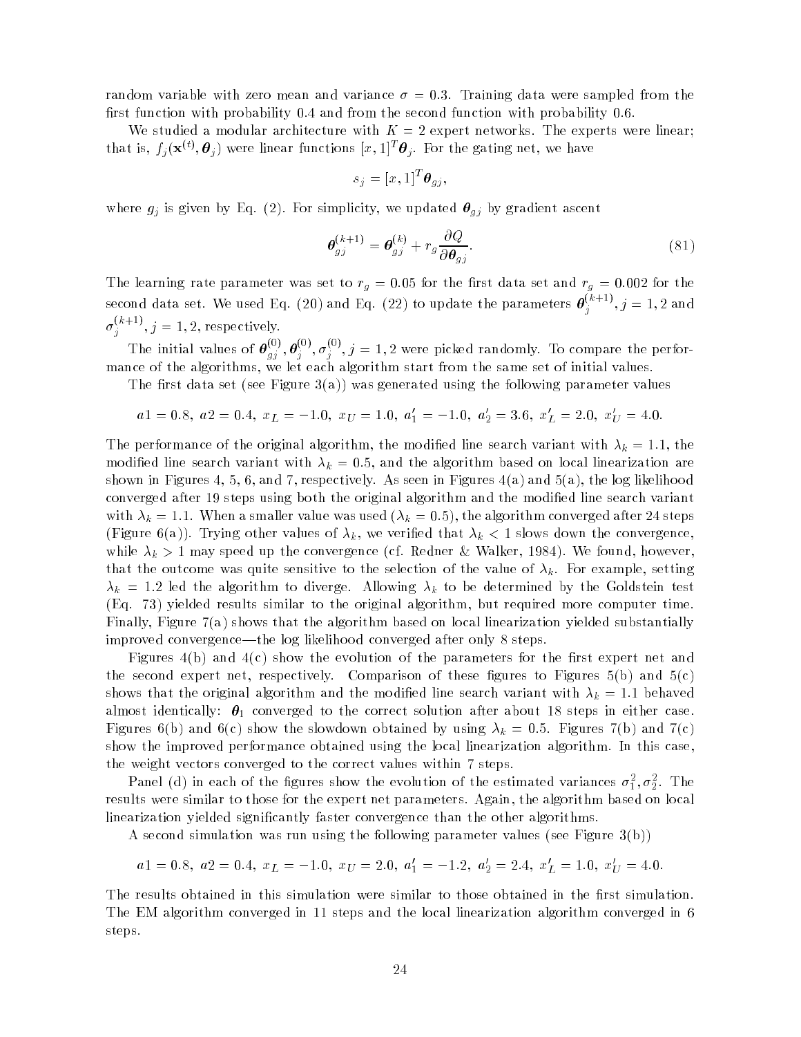random variable with zero mean and variance $\sigma = 0.3$. Training data were sampled from the first function with probability 0.4 and from the second function with probability 0.6.

We studied a modular architecture with $K = 2$ expert networks. The experts were linear; that is, $f_j(\mathbf{x}^{(t)}, \boldsymbol{\theta}_j)$ were linear functions $[x, 1]^T \boldsymbol{\theta}_j$. For the gating net, we have

$$s_j = [x, 1]^T \boldsymbol{\theta}_{gj},$$

where $g_j$ is given by Eq. (2). For simplicity, we updated $\boldsymbol{\theta}_{gj}$ by gradient ascent

$$\boldsymbol{\theta}_{gj}^{(k+1)} = \boldsymbol{\theta}_{gj}^{(k)} + r_g \frac{\partial Q}{\partial \boldsymbol{\theta}_{gj}}. \tag{81}$$

The learning rate parameter was set to $r_g = 0.05$ for the first data set and $r_g = 0.002$ for the second data set. We used Eq. (20) and Eq. (22) to update the parameters $\boldsymbol{\theta}_j^{(k+1)}, j = 1, 2$ and $\sigma_j^{(k+1)}, j = 1, 2$, respectively.

The initial values of $\boldsymbol{\theta}_{gj}^{(0)}, \boldsymbol{\theta}_j^{(0)}, \sigma_j^{(0)}, j = 1, 2$ were picked randomly. To compare the performance of the algorithms, we let each algorithm start from the same set of initial values.

The first data set (see Figure 3(a)) was generated using the following parameter values

$$a1 = 0.8,\ a2 = 0.4,\ x_L = -1.0,\ x_U = 1.0,\ a_1' = -1.0,\ a_2' = 3.6,\ x_L' = 2.0,\ x_U' = 4.0.$$

The performance of the original algorithm, the modified line search variant with $\lambda_k = 1.1$, the modified line search variant with $\lambda_k = 0.5$, and the algorithm based on local linearization are shown in Figures 4, 5, 6, and 7, respectively. As seen in Figures 4(a) and 5(a), the log likelihood converged after 19 steps using both the original algorithm and the modified line search variant with $\lambda_k = 1.1$. When a smaller value was used ($\lambda_k = 0.5$), the algorithm converged after 24 steps (Figure 6(a)). Trying other values of $\lambda_k$, we verified that $\lambda_k < 1$ slows down the convergence, while $\lambda_k > 1$ may speed up the convergence (cf. Redner & Walker, 1984). We found, however, that the outcome was quite sensitive to the selection of the value of $\lambda_k$. For example, setting $\lambda_k = 1.2$ led the algorithm to diverge. Allowing $\lambda_k$ to be determined by the Goldstein test (Eq. 73) yielded results similar to the original algorithm, but required more computer time. Finally, Figure 7(a) shows that the algorithm based on local linearization yielded substantially improved convergence—the log likelihood converged after only 8 steps.

Figures 4(b) and 4(c) show the evolution of the parameters for the first expert net and the second expert net, respectively. Comparison of these figures to Figures 5(b) and 5(c) shows that the original algorithm and the modified line search variant with $\lambda_k = 1.1$ behaved almost identically: $\boldsymbol{\theta}_1$ converged to the correct solution after about 18 steps in either case. Figures 6(b) and 6(c) show the slowdown obtained by using $\lambda_k = 0.5$. Figures 7(b) and 7(c) show the improved performance obtained using the local linearization algorithm. In this case, the weight vectors converged to the correct values within 7 steps.

Panel (d) in each of the figures show the evolution of the estimated variances $\sigma_1^2, \sigma_2^2$. The results were similar to those for the expert net parameters. Again, the algorithm based on local linearization yielded significantly faster convergence than the other algorithms.

A second simulation was run using the following parameter values (see Figure 3(b))

$$a1 = 0.8,\ a2 = 0.4,\ x_L = -1.0,\ x_U = 2.0,\ a_1' = -1.2,\ a_2' = 2.4,\ x_L' = 1.0,\ x_U' = 4.0.$$

The results obtained in this simulation were similar to those obtained in the first simulation. The EM algorithm converged in 11 steps and the local linearization algorithm converged in 6 steps.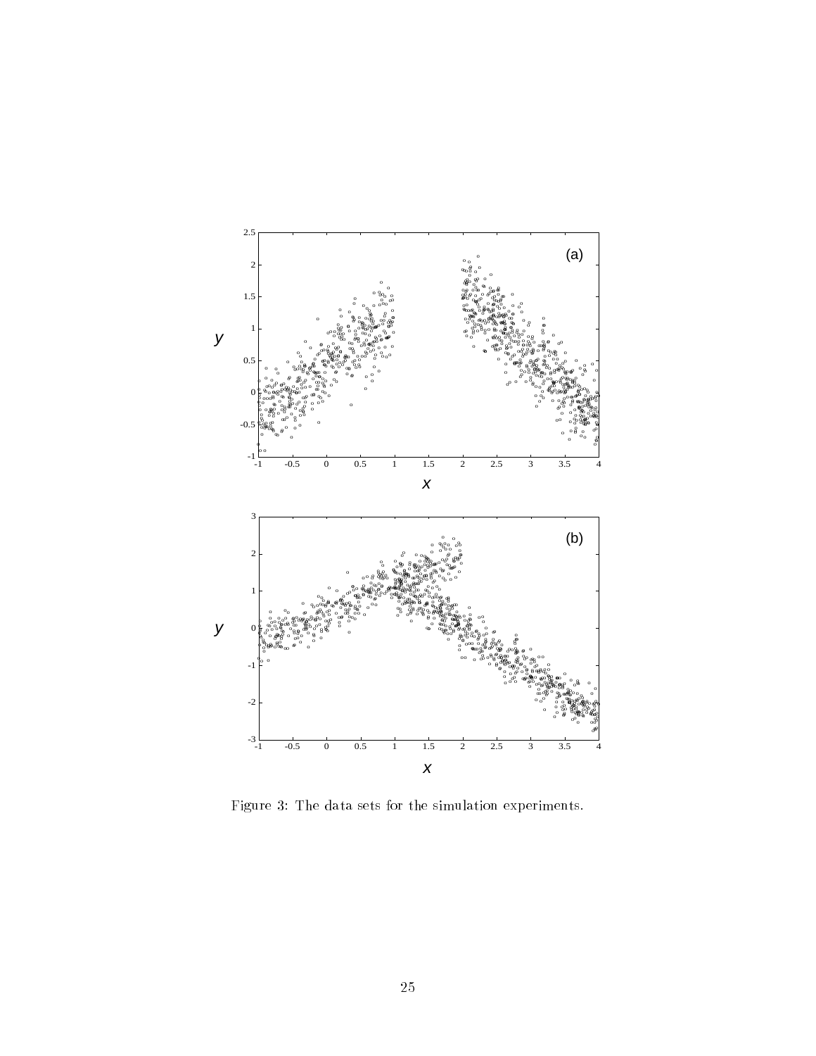Figure 3: The data sets for the simulation experiments.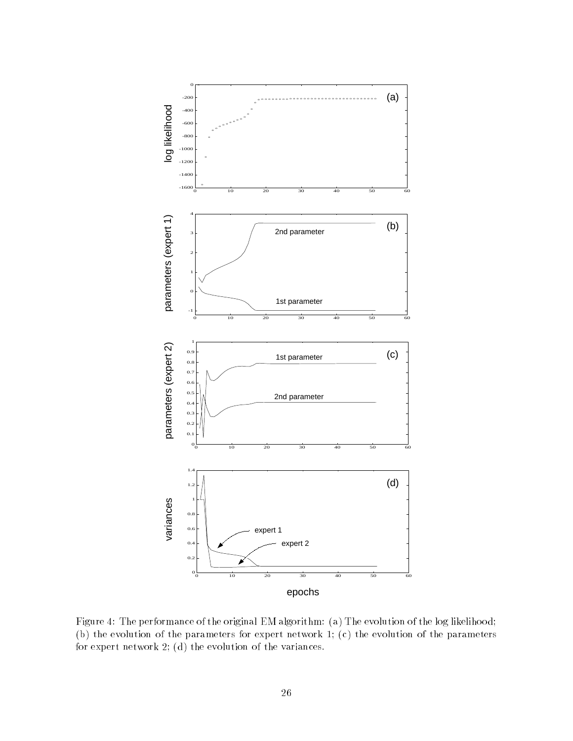Figure 4: The performance of the original EM algorithm: (a) The evolution of the log likelihood; (b) the evolution of the parameters for expert network 1; (c) the evolution of the parameters for expert network 2; (d) the evolution of the variances.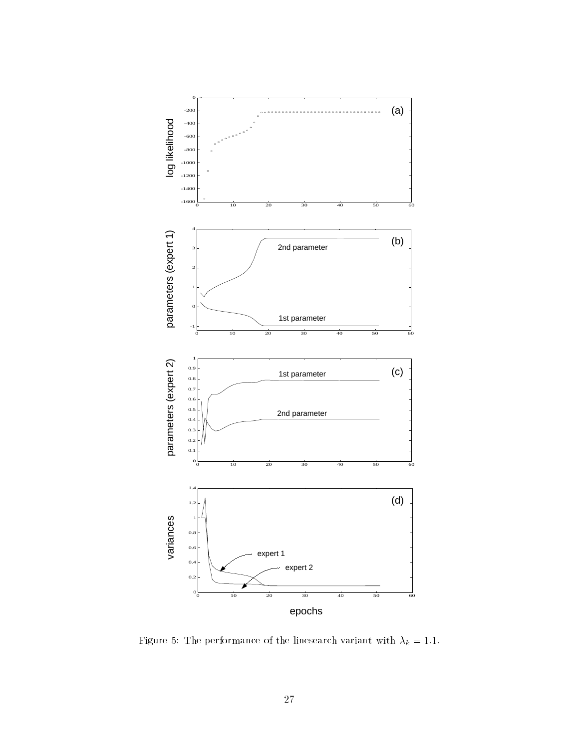Figure 5: The performance of the linesearch variant with $\lambda_k = 1.1$.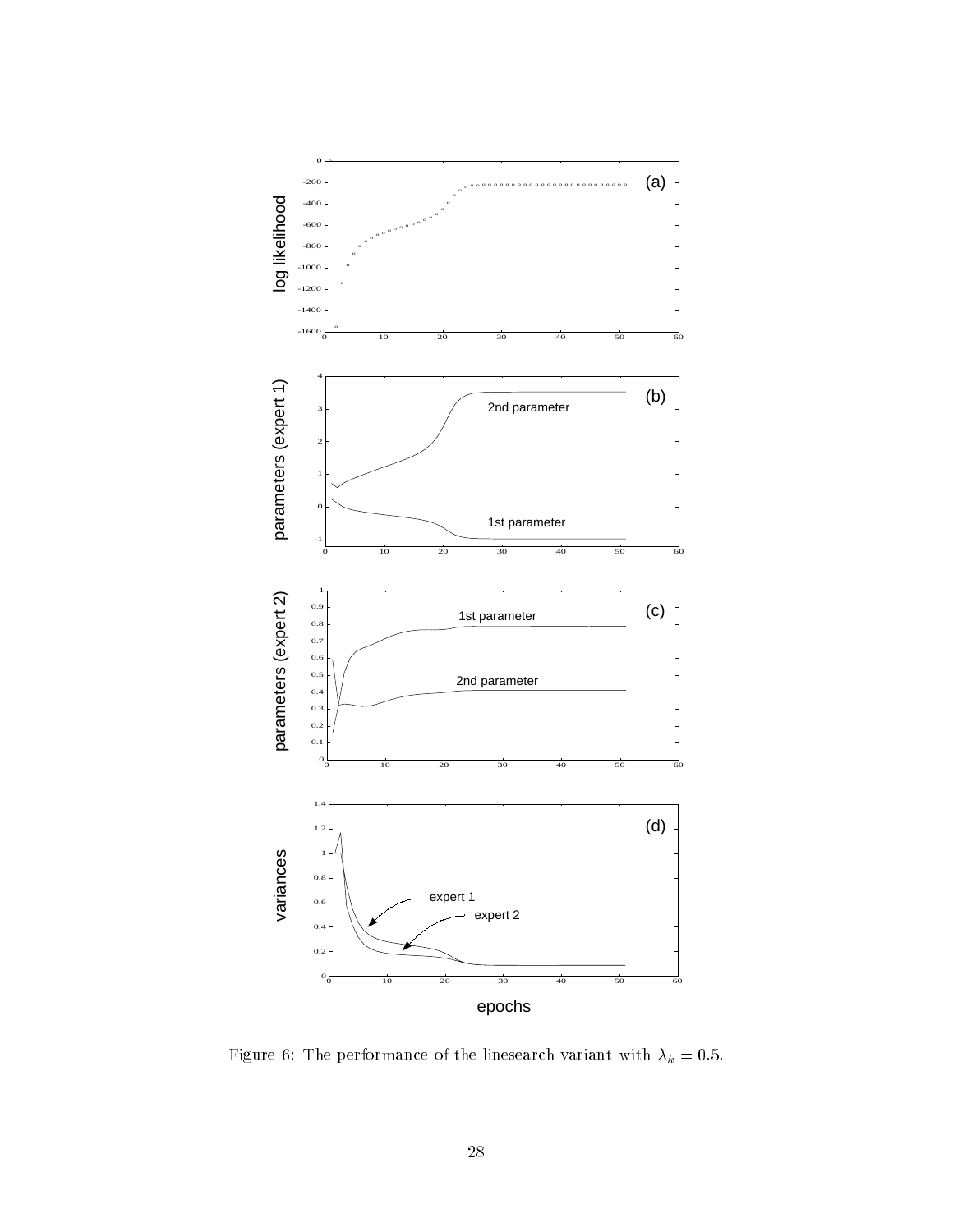Figure 6: The performance of the linesearch variant with $\lambda_k = 0.5$.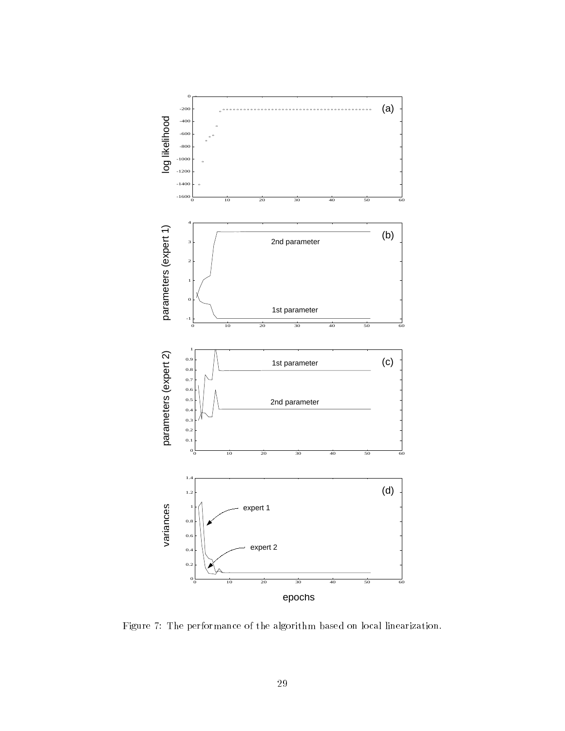Figure 7: The performance of the algorithm based on local linearization.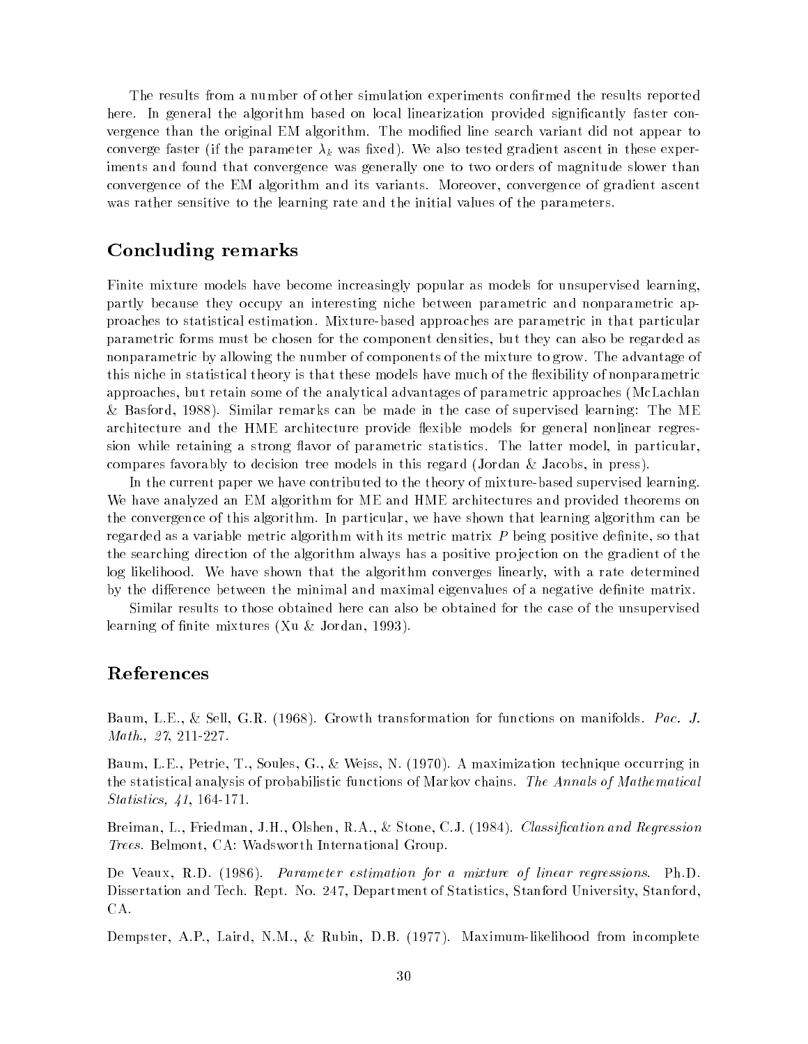The results from a number of other simulation experiments confirmed the results reported here. In general the algorithm based on local linearization provided significantly faster convergence than the original EM algorithm. The modified line search variant did not appear to converge faster (if the parameter $\lambda_k$ was fixed). We also tested gradient ascent in these experiments and found that convergence was generally one to two orders of magnitude slower than convergence of the EM algorithm and its variants. Moreover, convergence of gradient ascent was rather sensitive to the learning rate and the initial values of the parameters.

## Concluding remarks

Finite mixture models have become increasingly popular as models for unsupervised learning, partly because they occupy an interesting niche between parametric and nonparametric approaches to statistical estimation. Mixture-based approaches are parametric in that particular parametric forms must be chosen for the component densities, but they can also be regarded as nonparametric by allowing the number of components of the mixture to grow. The advantage of this niche in statistical theory is that these models have much of the flexibility of nonparametric approaches, but retain some of the analytical advantages of parametric approaches (McLachlan & Basford, 1988). Similar remarks can be made in the case of supervised learning: The ME architecture and the HME architecture provide flexible models for general nonlinear regression while retaining a strong flavor of parametric statistics. The latter model, in particular, compares favorably to decision tree models in this regard (Jordan & Jacobs, in press).

In the current paper we have contributed to the theory of mixture-based supervised learning. We have analyzed an EM algorithm for ME and HME architectures and provided theorems on the convergence of this algorithm. In particular, we have shown that learning algorithm can be regarded as a variable metric algorithm with its metric matrix $P$ being positive definite, so that the searching direction of the algorithm always has a positive projection on the gradient of the log likelihood. We have shown that the algorithm converges linearly, with a rate determined by the difference between the minimal and maximal eigenvalues of a negative definite matrix.

Similar results to those obtained here can also be obtained for the case of the unsupervised learning of finite mixtures (Xu & Jordan, 1993).

## References

Baum, L.E., & Sell, G.R. (1968). Growth transformation for functions on manifolds. *Pac. J. Math., 27*, 211-227.

Baum, L.E., Petrie, T., Soules, G., & Weiss, N. (1970). A maximization technique occurring in the statistical analysis of probabilistic functions of Markov chains. *The Annals of Mathematical Statistics, 41*, 164-171.

Breiman, L., Friedman, J.H., Olshen, R.A., & Stone, C.J. (1984). *Classification and Regression Trees.* Belmont, CA: Wadsworth International Group.

De Veaux, R.D. (1986). *Parameter estimation for a mixture of linear regressions.* Ph.D. Dissertation and Tech. Rept. No. 247, Department of Statistics, Stanford University, Stanford, CA.

Dempster, A.P., Laird, N.M., & Rubin, D.B. (1977). Maximum-likelihood from incomplete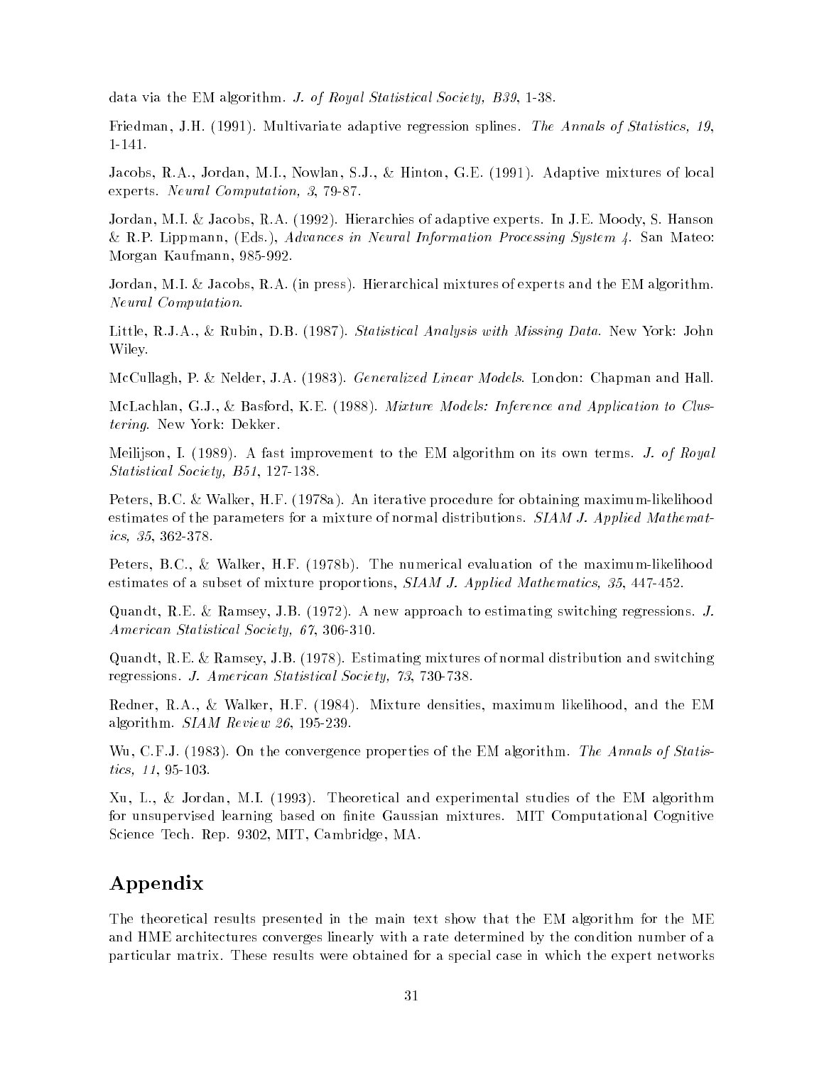data via the EM algorithm. *J. of Royal Statistical Society, B39*, 1-38.

Friedman, J.H. (1991). Multivariate adaptive regression splines. *The Annals of Statistics, 19*, 1-141.

Jacobs, R.A., Jordan, M.I., Nowlan, S.J., & Hinton, G.E. (1991). Adaptive mixtures of local experts. *Neural Computation, 3*, 79-87.

Jordan, M.I. & Jacobs, R.A. (1992). Hierarchies of adaptive experts. In J.E. Moody, S. Hanson & R.P. Lippmann, (Eds.), *Advances in Neural Information Processing System 4*. San Mateo: Morgan Kaufmann, 985-992.

Jordan, M.I. & Jacobs, R.A. (in press). Hierarchical mixtures of experts and the EM algorithm. *Neural Computation*.

Little, R.J.A., & Rubin, D.B. (1987). *Statistical Analysis with Missing Data*. New York: John Wiley.

McCullagh, P. & Nelder, J.A. (1983). *Generalized Linear Models*. London: Chapman and Hall.

McLachlan, G.J., & Basford, K.E. (1988). *Mixture Models: Inference and Application to Clustering*. New York: Dekker.

Meilijson, I. (1989). A fast improvement to the EM algorithm on its own terms. *J. of Royal Statistical Society, B51*, 127-138.

Peters, B.C. & Walker, H.F. (1978a). An iterative procedure for obtaining maximum-likelihood estimates of the parameters for a mixture of normal distributions. *SIAM J. Applied Mathematics, 35*, 362-378.

Peters, B.C., & Walker, H.F. (1978b). The numerical evaluation of the maximum-likelihood estimates of a subset of mixture proportions, *SIAM J. Applied Mathematics, 35*, 447-452.

Quandt, R.E. & Ramsey, J.B. (1972). A new approach to estimating switching regressions. *J. American Statistical Society, 67*, 306-310.

Quandt, R.E. & Ramsey, J.B. (1978). Estimating mixtures of normal distribution and switching regressions. *J. American Statistical Society, 73*, 730-738.

Redner, R.A., & Walker, H.F. (1984). Mixture densities, maximum likelihood, and the EM algorithm. *SIAM Review 26*, 195-239.

Wu, C.F.J. (1983). On the convergence properties of the EM algorithm. *The Annals of Statistics, 11*, 95-103.

Xu, L., & Jordan, M.I. (1993). Theoretical and experimental studies of the EM algorithm for unsupervised learning based on finite Gaussian mixtures. MIT Computational Cognitive Science Tech. Rep. 9302, MIT, Cambridge, MA.

## Appendix

The theoretical results presented in the main text show that the EM algorithm for the ME and HME architectures converges linearly with a rate determined by the condition number of a particular matrix. These results were obtained for a special case in which the expert networks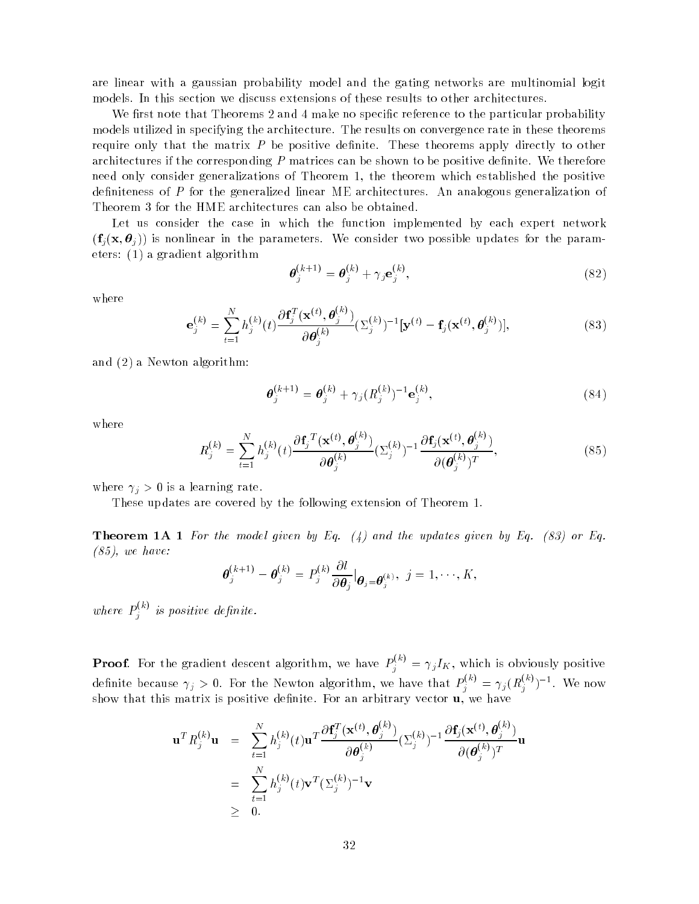are linear with a gaussian probability model and the gating networks are multinomial logit models. In this section we discuss extensions of these results to other architectures.

We first note that Theorems 2 and 4 make no specific reference to the particular probability models utilized in specifying the architecture. The results on convergence rate in these theorems require only that the matrix $P$ be positive definite. These theorems apply directly to other architectures if the corresponding $P$ matrices can be shown to be positive definite. We therefore need only consider generalizations of Theorem 1, the theorem which established the positive definiteness of $P$ for the generalized linear ME architectures. An analogous generalization of Theorem 3 for the HME architectures can also be obtained.

Let us consider the case in which the function implemented by each expert network ($\mathbf{f}_j(\mathbf{x}, \boldsymbol{\theta}_j)$) is nonlinear in the parameters. We consider two possible updates for the parameters: (1) a gradient algorithm

$$\boldsymbol{\theta}_j^{(k+1)} = \boldsymbol{\theta}_j^{(k)} + \gamma_j \mathbf{e}_j^{(k)}, \tag{82}$$

where

$$\mathbf{e}_j^{(k)} = \sum_{t=1}^{N} h_j^{(k)}(t) \frac{\partial \mathbf{f}_j^T(\mathbf{x}^{(t)}, \boldsymbol{\theta}_j^{(k)})}{\partial \boldsymbol{\theta}_j^{(k)}} (\Sigma_j^{(k)})^{-1} [\mathbf{y}^{(t)} - \mathbf{f}_j(\mathbf{x}^{(t)}, \boldsymbol{\theta}_j^{(k)})], \tag{83}$$

and (2) a Newton algorithm:

$$\boldsymbol{\theta}_j^{(k+1)} = \boldsymbol{\theta}_j^{(k)} + \gamma_j (R_j^{(k)})^{-1} \mathbf{e}_j^{(k)}, \tag{84}$$

where

$$R_j^{(k)} = \sum_{t=1}^{N} h_j^{(k)}(t) \frac{\partial \mathbf{f}_j{}^T(\mathbf{x}^{(t)}, \boldsymbol{\theta}_j^{(k)})}{\partial \boldsymbol{\theta}_j^{(k)}} (\Sigma_j^{(k)})^{-1} \frac{\partial \mathbf{f}_j(\mathbf{x}^{(t)}, \boldsymbol{\theta}_j^{(k)})}{\partial (\boldsymbol{\theta}_j^{(k)})^T}, \tag{85}$$

where $\gamma_j > 0$ is a learning rate.

These updates are covered by the following extension of Theorem 1.

**Theorem 1A 1** *For the model given by Eq. (4) and the updates given by Eq. (83) or Eq. (85), we have:*

$$\boldsymbol{\theta}_j^{(k+1)} - \boldsymbol{\theta}_j^{(k)} = P_j^{(k)} \frac{\partial l}{\partial \boldsymbol{\theta}_j} \Big|_{\boldsymbol{\theta}_j = \boldsymbol{\theta}_j^{(k)}}, \; j = 1, \cdots, K,$$

*where $P_j^{(k)}$ is positive definite.*

**Proof**. For the gradient descent algorithm, we have $P_j^{(k)} = \gamma_j I_K$, which is obviously positive definite because $\gamma_j > 0$. For the Newton algorithm, we have that $P_j^{(k)} = \gamma_j (R_j^{(k)})^{-1}$. We now show that this matrix is positive definite. For an arbitrary vector $\mathbf{u}$, we have

$$\begin{aligned}
\mathbf{u}^T R_j^{(k)} \mathbf{u} &= \sum_{t=1}^{N} h_j^{(k)}(t) \mathbf{u}^T \frac{\partial \mathbf{f}_j^T(\mathbf{x}^{(t)}, \boldsymbol{\theta}_j^{(k)})}{\partial \boldsymbol{\theta}_j^{(k)}} (\Sigma_j^{(k)})^{-1} \frac{\partial \mathbf{f}_j(\mathbf{x}^{(t)}, \boldsymbol{\theta}_j^{(k)})}{\partial (\boldsymbol{\theta}_j^{(k)})^T} \mathbf{u} \\
&= \sum_{t=1}^{N} h_j^{(k)}(t) \mathbf{v}^T (\Sigma_j^{(k)})^{-1} \mathbf{v} \\
&\geq 0.
\end{aligned}$$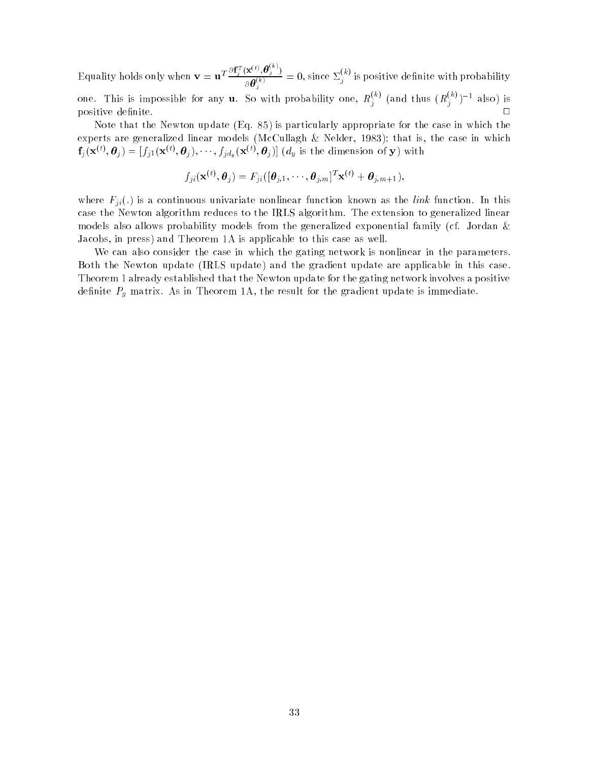Equality holds only when $\mathbf{v} = \mathbf{u}^T \frac{\partial \mathbf{f}_j^T(\mathbf{x}^{(t)}, \boldsymbol{\theta}_j^{(k)})}{\partial \boldsymbol{\theta}_j^{(k)}} = 0$, since $\Sigma_j^{(k)}$ is positive definite with probability one. This is impossible for any $\mathbf{u}$. So with probability one, $R_j^{(k)}$ (and thus $(R_j^{(k)})^{-1}$ also) is positive definite. □

Note that the Newton update (Eq. 85) is particularly appropriate for the case in which the experts are generalized linear models (McCullagh & Nelder, 1983); that is, the case in which $\mathbf{f}_j(\mathbf{x}^{(t)}, \boldsymbol{\theta}_j) = [f_{j1}(\mathbf{x}^{(t)}, \boldsymbol{\theta}_j), \cdots, f_{jd_y}(\mathbf{x}^{(t)}, \boldsymbol{\theta}_j)]$ ($d_y$ is the dimension of $\mathbf{y}$) with

$$f_{ji}(\mathbf{x}^{(t)}, \boldsymbol{\theta}_j) = F_{ji}([\boldsymbol{\theta}_{j,1}, \cdots, \boldsymbol{\theta}_{j,m}]^T \mathbf{x}^{(t)} + \boldsymbol{\theta}_{j,m+1}),$$

where $F_{ji}(.)$ is a continuous univariate nonlinear function known as the *link* function. In this case the Newton algorithm reduces to the IRLS algorithm. The extension to generalized linear models also allows probability models from the generalized exponential family (cf. Jordan & Jacobs, in press) and Theorem 1A is applicable to this case as well.

We can also consider the case in which the gating network is nonlinear in the parameters. Both the Newton update (IRLS update) and the gradient update are applicable in this case. Theorem 1 already established that the Newton update for the gating network involves a positive definite $P_g$ matrix. As in Theorem 1A, the result for the gradient update is immediate.